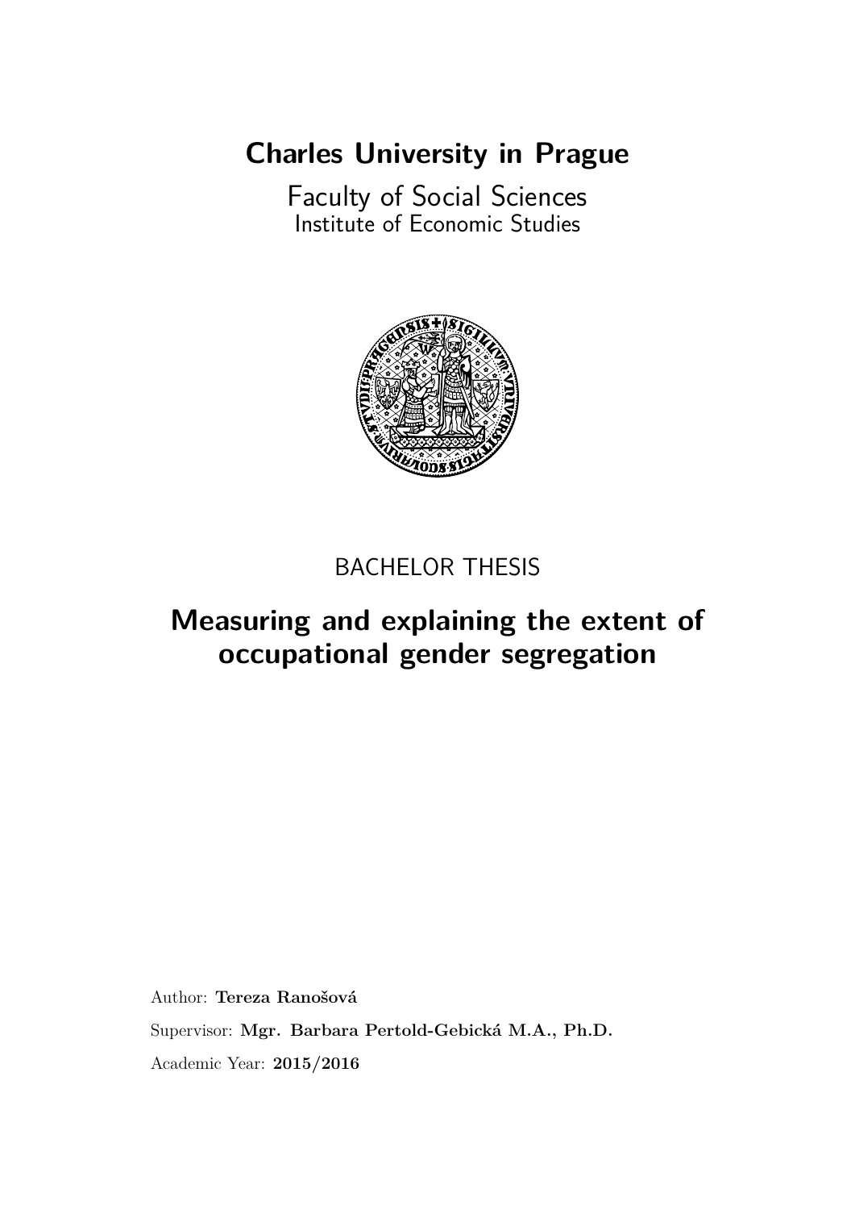# Charles University in Prague

Faculty of Social Sciences
Institute of Economic Studies

BACHELOR THESIS

## Measuring and explaining the extent of occupational gender segregation

Author: **Tereza Ranošová**

Supervisor: **Mgr. Barbara Pertold-Gebická M.A., Ph.D.**

Academic Year: **2015/2016**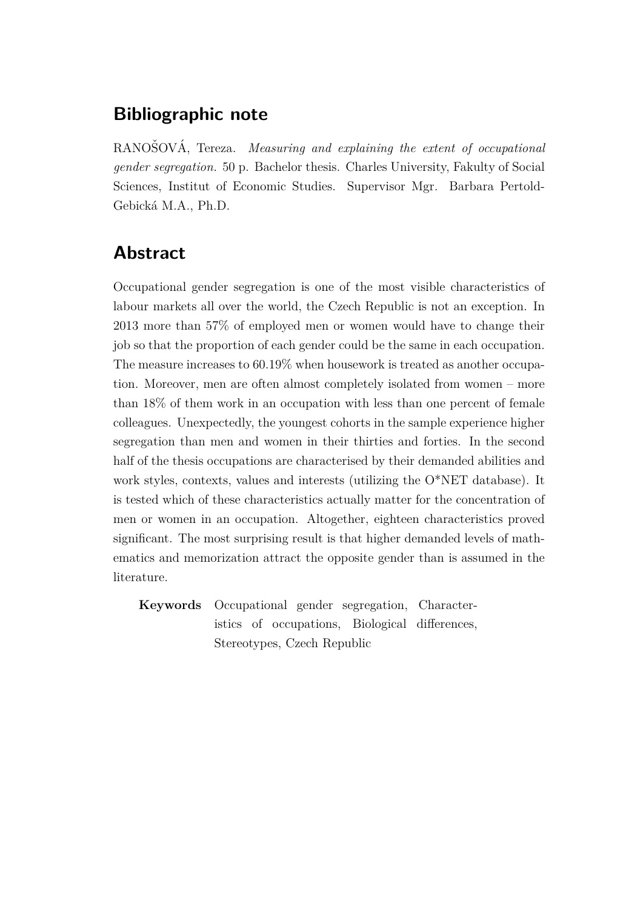## Bibliographic note

RANOŠOVÁ, Tereza. *Measuring and explaining the extent of occupational gender segregation.* 50 p. Bachelor thesis. Charles University, Fakulty of Social Sciences, Institut of Economic Studies. Supervisor Mgr. Barbara Pertold-Gebická M.A., Ph.D.

## Abstract

Occupational gender segregation is one of the most visible characteristics of labour markets all over the world, the Czech Republic is not an exception. In 2013 more than 57% of employed men or women would have to change their job so that the proportion of each gender could be the same in each occupation. The measure increases to 60.19% when housework is treated as another occupation. Moreover, men are often almost completely isolated from women – more than 18% of them work in an occupation with less than one percent of female colleagues. Unexpectedly, the youngest cohorts in the sample experience higher segregation than men and women in their thirties and forties. In the second half of the thesis occupations are characterised by their demanded abilities and work styles, contexts, values and interests (utilizing the O*NET database). It is tested which of these characteristics actually matter for the concentration of men or women in an occupation. Altogether, eighteen characteristics proved significant. The most surprising result is that higher demanded levels of mathematics and memorization attract the opposite gender than is assumed in the literature.

**Keywords** Occupational gender segregation, Characteristics of occupations, Biological differences, Stereotypes, Czech Republic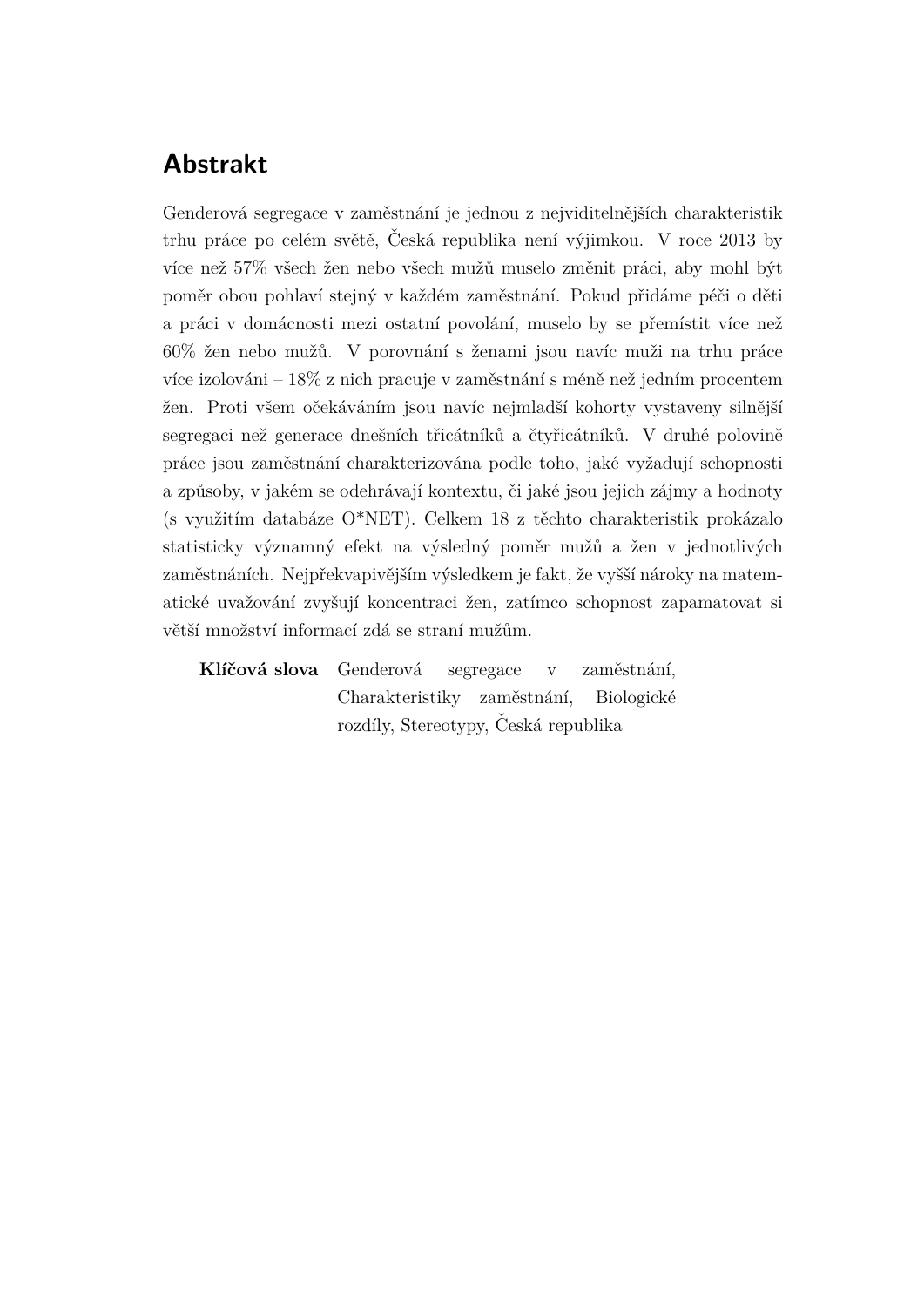## Abstrakt

Genderová segregace v zaměstnání je jednou z nejviditelnějších charakteristik trhu práce po celém světě, Česká republika není výjimkou. V roce 2013 by více než 57% všech žen nebo všech mužů muselo změnit práci, aby mohl být poměr obou pohlaví stejný v každém zaměstnání. Pokud přidáme péči o děti a práci v domácnosti mezi ostatní povolání, muselo by se přemístit více než 60% žen nebo mužů. V porovnání s ženami jsou navíc muži na trhu práce více izolováni – 18% z nich pracuje v zaměstnání s méně než jedním procentem žen. Proti všem očekáváním jsou navíc nejmladší kohorty vystaveny silnější segregaci než generace dnešních třicátníků a čtyřicátníků. V druhé polovině práce jsou zaměstnání charakterizována podle toho, jaké vyžadují schopnosti a způsoby, v jakém se odehrávají kontextu, či jaké jsou jejich zájmy a hodnoty (s využitím databáze O*NET). Celkem 18 z těchto charakteristik prokázalo statisticky významný efekt na výsledný poměr mužů a žen v jednotlivých zaměstnáních. Nejpřekvapivějším výsledkem je fakt, že vyšší nároky na matematické uvažování zvyšují koncentraci žen, zatímco schopnost zapamatovat si větší množství informací zdá se straní mužům.

**Klíčová slova** Genderová segregace v zaměstnání, Charakteristiky zaměstnání, Biologické rozdíly, Stereotypy, Česká republika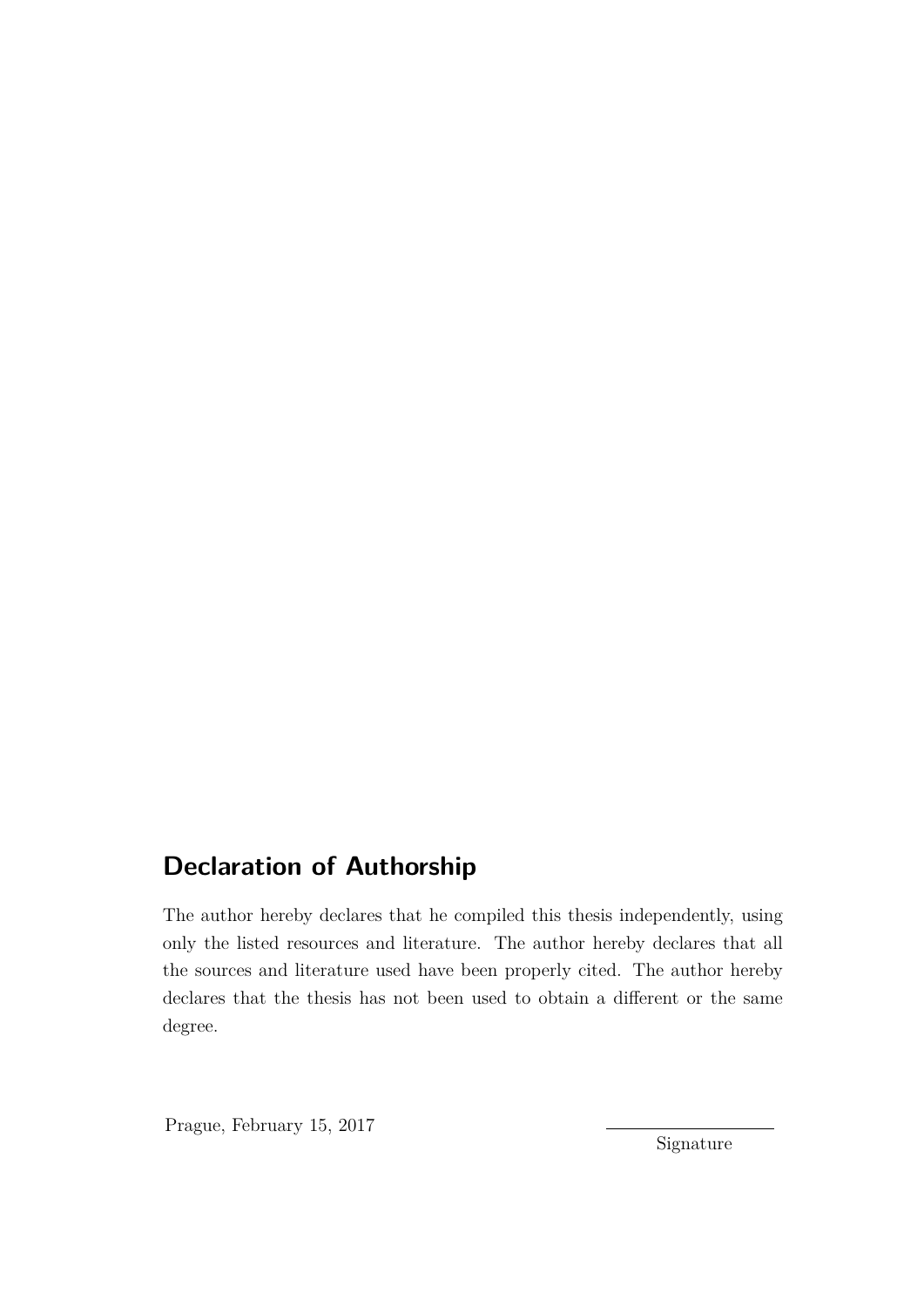## Declaration of Authorship

The author hereby declares that he compiled this thesis independently, using only the listed resources and literature. The author hereby declares that all the sources and literature used have been properly cited. The author hereby declares that the thesis has not been used to obtain a different or the same degree.

Prague, February 15, 2017

Signature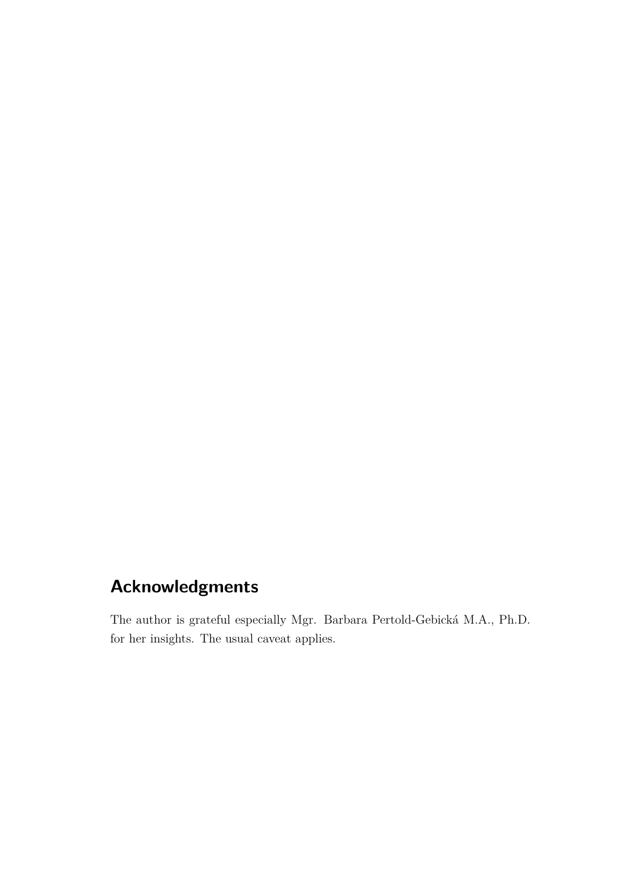## Acknowledgments

The author is grateful especially Mgr. Barbara Pertold-Gebická M.A., Ph.D. for her insights. The usual caveat applies.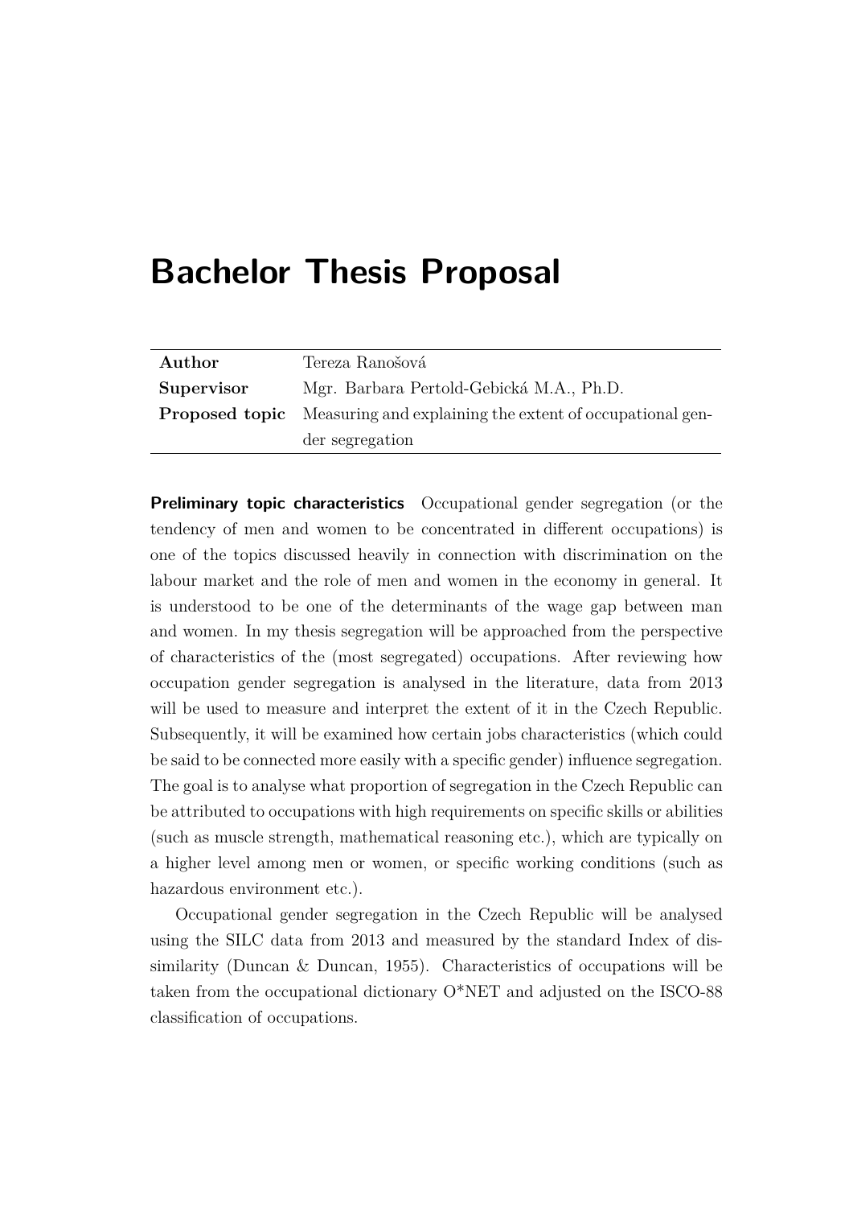# Bachelor Thesis Proposal

| | |
|---|---|
| **Author** | Tereza Ranošová |
| **Supervisor** | Mgr. Barbara Pertold-Gebická M.A., Ph.D. |
| **Proposed topic** | Measuring and explaining the extent of occupational gender segregation |

**Preliminary topic characteristics** Occupational gender segregation (or the tendency of men and women to be concentrated in different occupations) is one of the topics discussed heavily in connection with discrimination on the labour market and the role of men and women in the economy in general. It is understood to be one of the determinants of the wage gap between man and women. In my thesis segregation will be approached from the perspective of characteristics of the (most segregated) occupations. After reviewing how occupation gender segregation is analysed in the literature, data from 2013 will be used to measure and interpret the extent of it in the Czech Republic. Subsequently, it will be examined how certain jobs characteristics (which could be said to be connected more easily with a specific gender) influence segregation. The goal is to analyse what proportion of segregation in the Czech Republic can be attributed to occupations with high requirements on specific skills or abilities (such as muscle strength, mathematical reasoning etc.), which are typically on a higher level among men or women, or specific working conditions (such as hazardous environment etc.).

Occupational gender segregation in the Czech Republic will be analysed using the SILC data from 2013 and measured by the standard Index of dissimilarity (Duncan & Duncan, 1955). Characteristics of occupations will be taken from the occupational dictionary O*NET and adjusted on the ISCO-88 classification of occupations.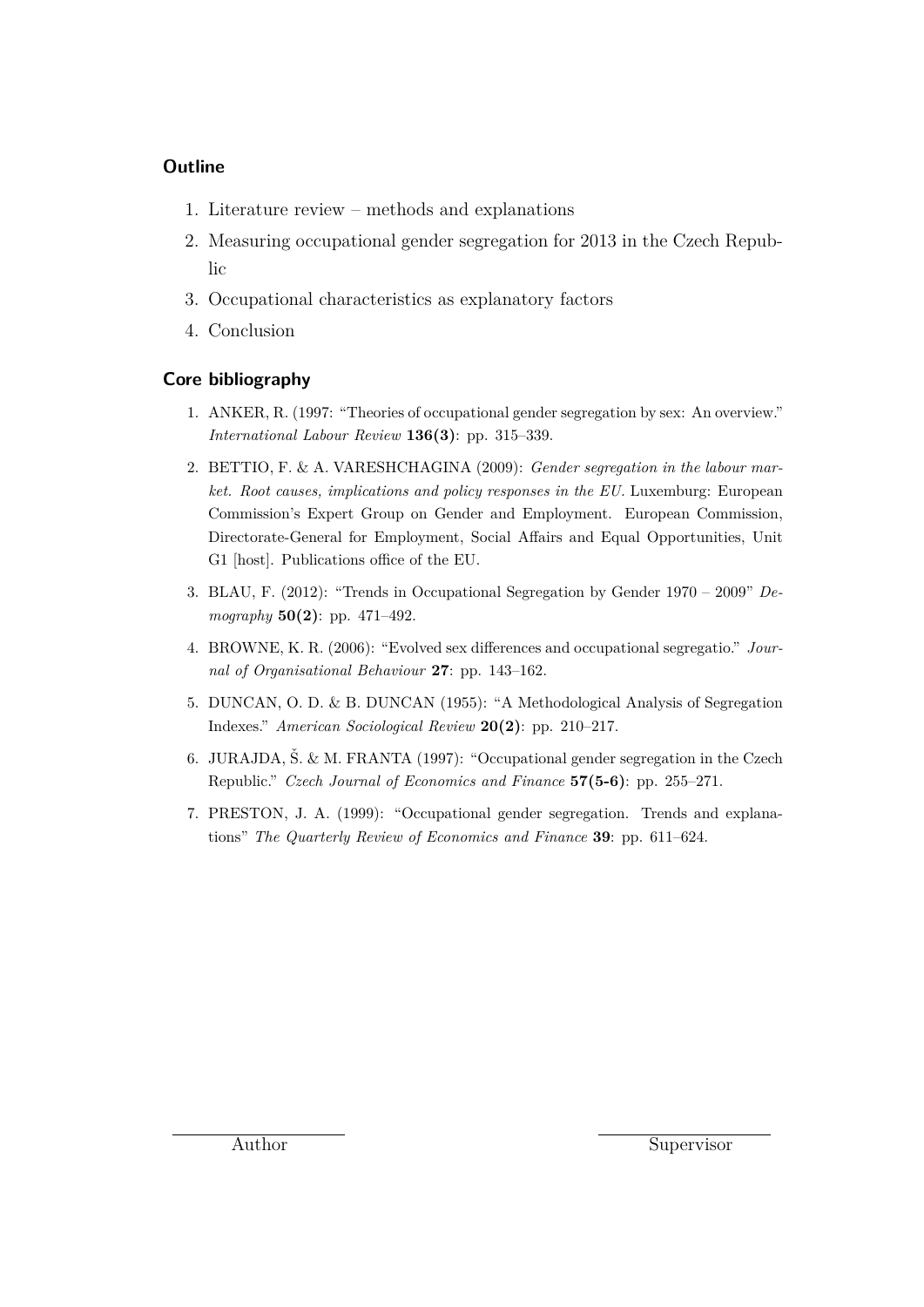## Outline

1. Literature review – methods and explanations
2. Measuring occupational gender segregation for 2013 in the Czech Republic
3. Occupational characteristics as explanatory factors
4. Conclusion

## Core bibliography

1. ANKER, R. (1997: "Theories of occupational gender segregation by sex: An overview." *International Labour Review* **136(3)**: pp. 315–339.
2. BETTIO, F. & A. VARESHCHAGINA (2009): *Gender segregation in the labour market. Root causes, implications and policy responses in the EU.* Luxemburg: European Commission's Expert Group on Gender and Employment. European Commission, Directorate-General for Employment, Social Affairs and Equal Opportunities, Unit G1 [host]. Publications office of the EU.
3. BLAU, F. (2012): "Trends in Occupational Segregation by Gender 1970 – 2009" *Demography* **50(2)**: pp. 471–492.
4. BROWNE, K. R. (2006): "Evolved sex differences and occupational segregatio." *Journal of Organisational Behaviour* **27**: pp. 143–162.
5. DUNCAN, O. D. & B. DUNCAN (1955): "A Methodological Analysis of Segregation Indexes." *American Sociological Review* **20(2)**: pp. 210–217.
6. JURAJDA, Š. & M. FRANTA (1997): "Occupational gender segregation in the Czech Republic." *Czech Journal of Economics and Finance* **57(5-6)**: pp. 255–271.
7. PRESTON, J. A. (1999): "Occupational gender segregation. Trends and explanations" *The Quarterly Review of Economics and Finance* **39**: pp. 611–624.

Author

Supervisor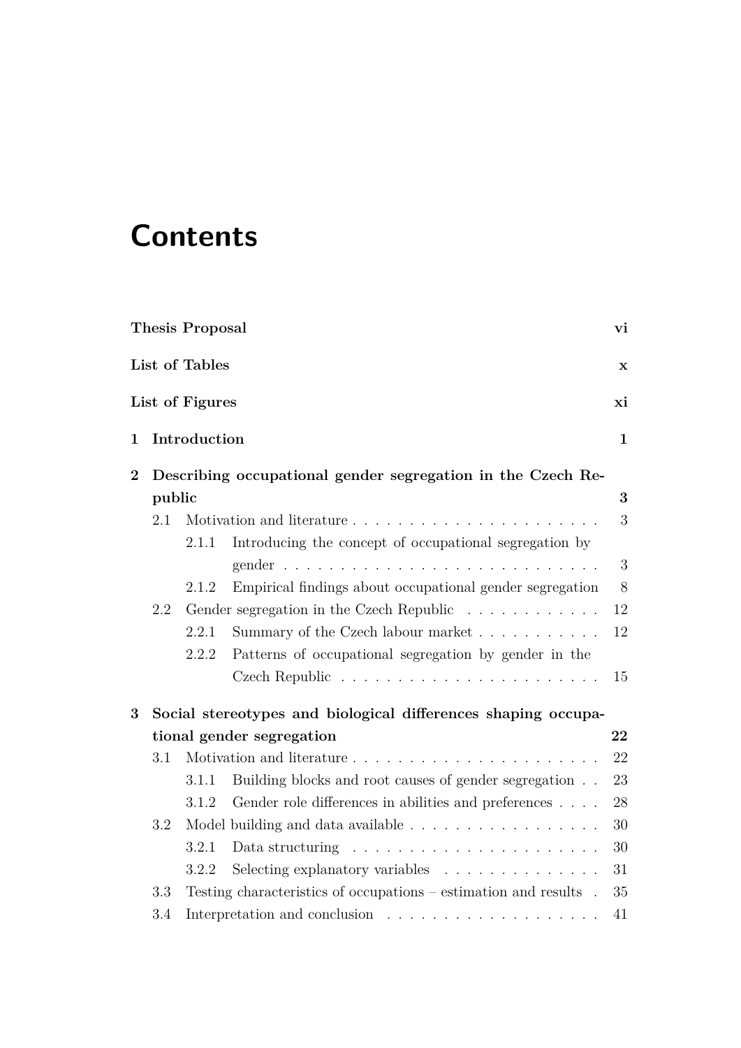# Contents

**Thesis Proposal** **vi**

**List of Tables** **x**

**List of Figures** **xi**

**1 Introduction** **1**

**2 Describing occupational gender segregation in the Czech Republic** **3**

- 2.1 Motivation and literature . . . . . . . . . . . . . . . . . . . . . . 3
  - 2.1.1 Introducing the concept of occupational segregation by gender . . . . . . . . . . . . . . . . . . . . . . . . . . . . 3
  - 2.1.2 Empirical findings about occupational gender segregation 8
- 2.2 Gender segregation in the Czech Republic . . . . . . . . . . . . 12
  - 2.2.1 Summary of the Czech labour market . . . . . . . . . . . 12
  - 2.2.2 Patterns of occupational segregation by gender in the Czech Republic . . . . . . . . . . . . . . . . . . . . . . . 15

**3 Social stereotypes and biological differences shaping occupational gender segregation** **22**

- 3.1 Motivation and literature . . . . . . . . . . . . . . . . . . . . . . 22
  - 3.1.1 Building blocks and root causes of gender segregation . . 23
  - 3.1.2 Gender role differences in abilities and preferences . . . . 28
- 3.2 Model building and data available . . . . . . . . . . . . . . . . . 30
  - 3.2.1 Data structuring . . . . . . . . . . . . . . . . . . . . . . 30
  - 3.2.2 Selecting explanatory variables . . . . . . . . . . . . . . 31
- 3.3 Testing characteristics of occupations – estimation and results . 35
- 3.4 Interpretation and conclusion . . . . . . . . . . . . . . . . . . . 41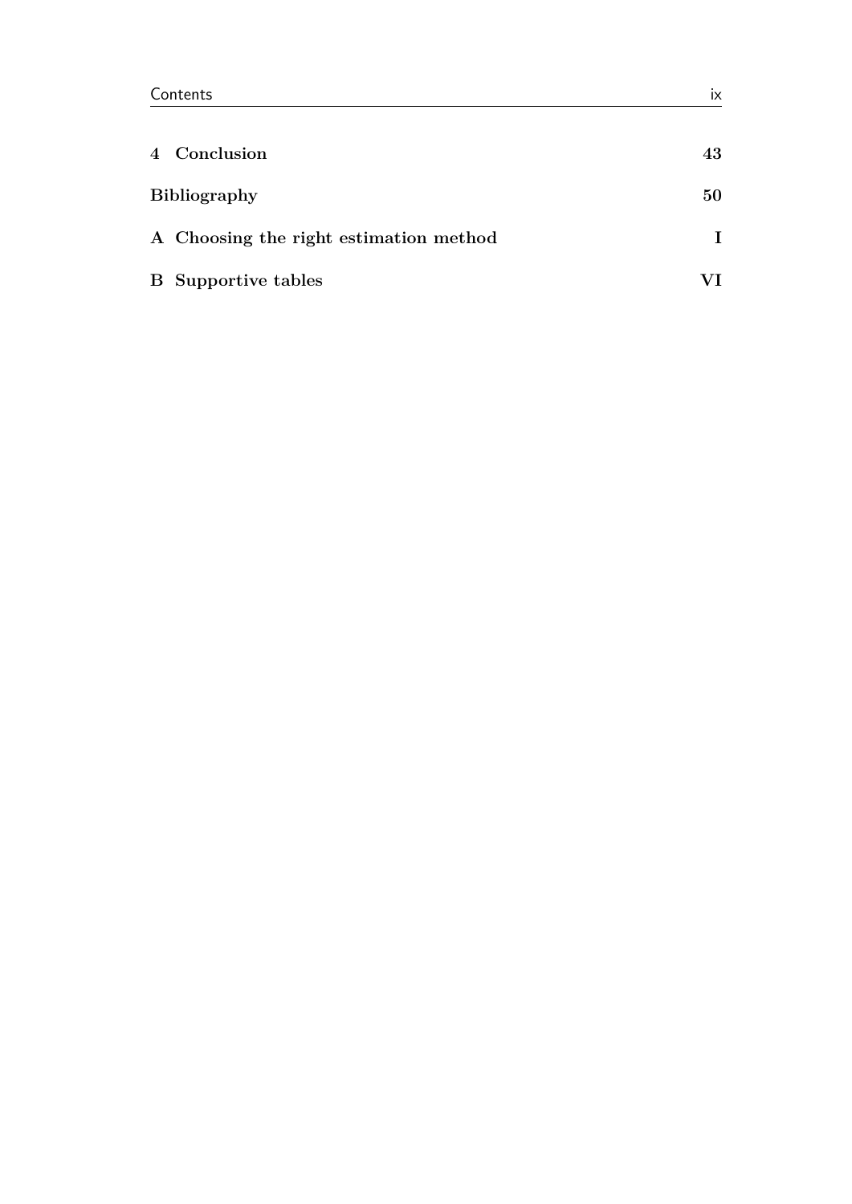| | |
|---|---|
| **4 Conclusion** | **43** |
| **Bibliography** | **50** |
| **A Choosing the right estimation method** | **I** |
| **B Supportive tables** | **VI** |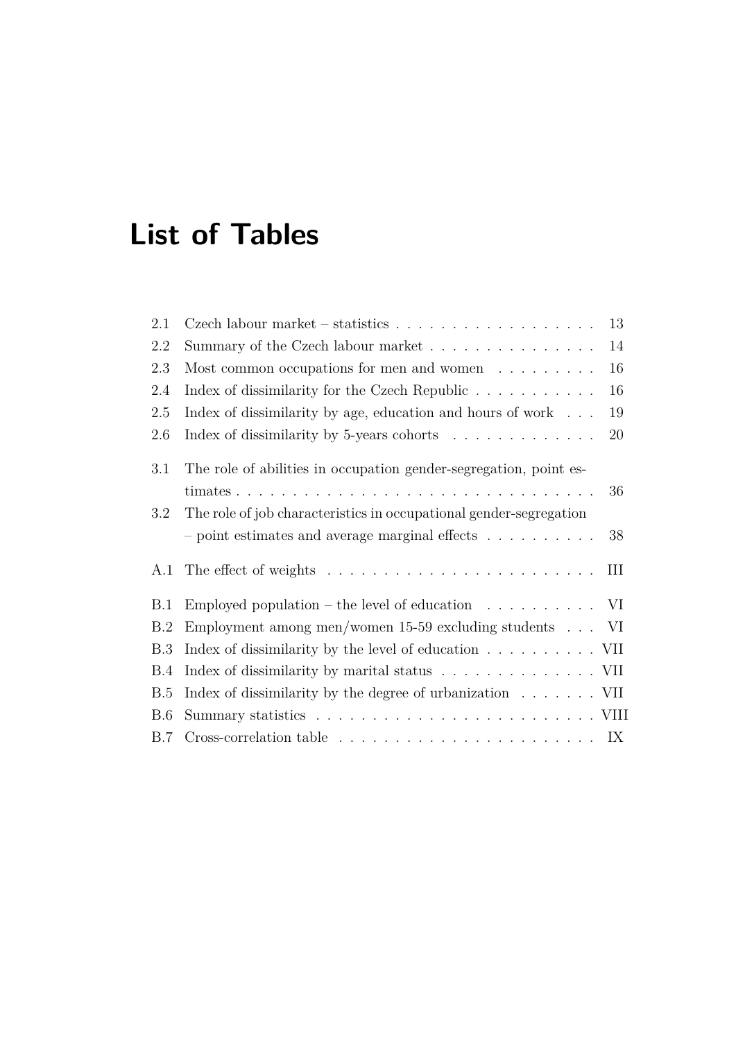# List of Tables

| | | |
|---|---|---|
| 2.1 | Czech labour market – statistics | 13 |
| 2.2 | Summary of the Czech labour market | 14 |
| 2.3 | Most common occupations for men and women | 16 |
| 2.4 | Index of dissimilarity for the Czech Republic | 16 |
| 2.5 | Index of dissimilarity by age, education and hours of work | 19 |
| 2.6 | Index of dissimilarity by 5-years cohorts | 20 |
| 3.1 | The role of abilities in occupation gender-segregation, point estimates | 36 |
| 3.2 | The role of job characteristics in occupational gender-segregation – point estimates and average marginal effects | 38 |
| A.1 | The effect of weights | III |
| B.1 | Employed population – the level of education | VI |
| B.2 | Employment among men/women 15-59 excluding students | VI |
| B.3 | Index of dissimilarity by the level of education | VII |
| B.4 | Index of dissimilarity by marital status | VII |
| B.5 | Index of dissimilarity by the degree of urbanization | VII |
| B.6 | Summary statistics | VIII |
| B.7 | Cross-correlation table | IX |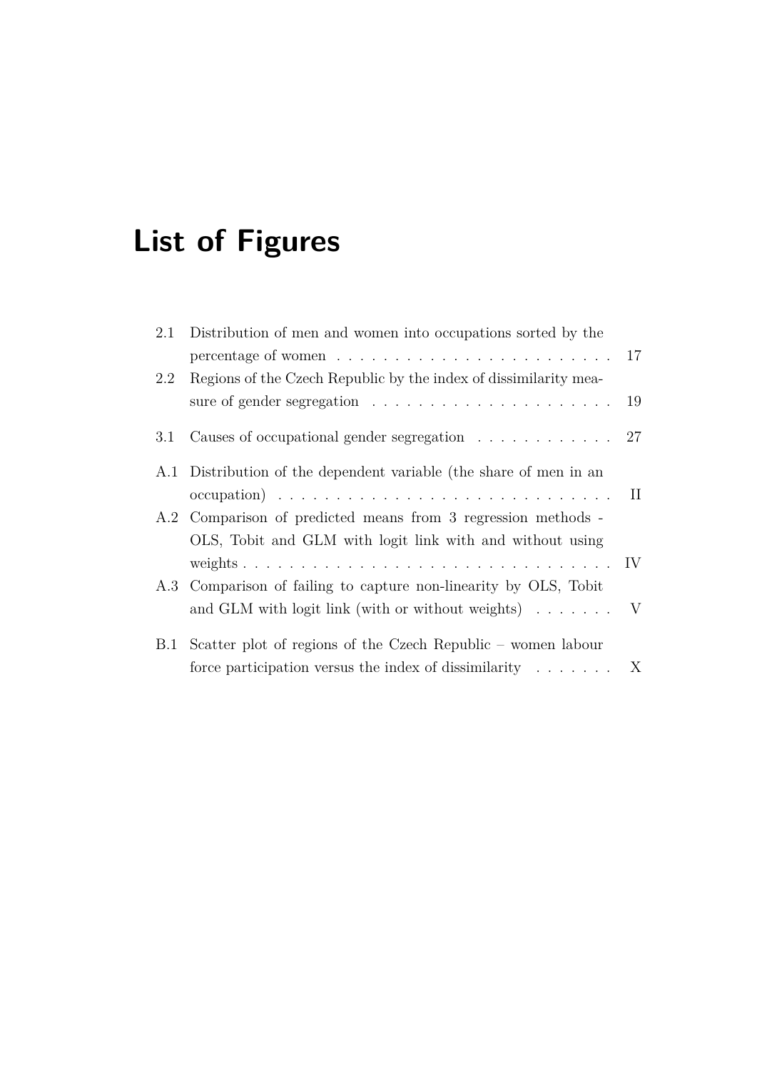# List of Figures

2.1 Distribution of men and women into occupations sorted by the percentage of women . . . . . . . . . . . . . . . . . . . . . . . . 17
2.2 Regions of the Czech Republic by the index of dissimilarity measure of gender segregation . . . . . . . . . . . . . . . . . . . . . 19

3.1 Causes of occupational gender segregation . . . . . . . . . . . . 27

A.1 Distribution of the dependent variable (the share of men in an occupation) . . . . . . . . . . . . . . . . . . . . . . . . . . . . . II
A.2 Comparison of predicted means from 3 regression methods - OLS, Tobit and GLM with logit link with and without using weights . . . . . . . . . . . . . . . . . . . . . . . . . . . . . . . . IV
A.3 Comparison of failing to capture non-linearity by OLS, Tobit and GLM with logit link (with or without weights) . . . . . . . V

B.1 Scatter plot of regions of the Czech Republic – women labour force participation versus the index of dissimilarity . . . . . . . X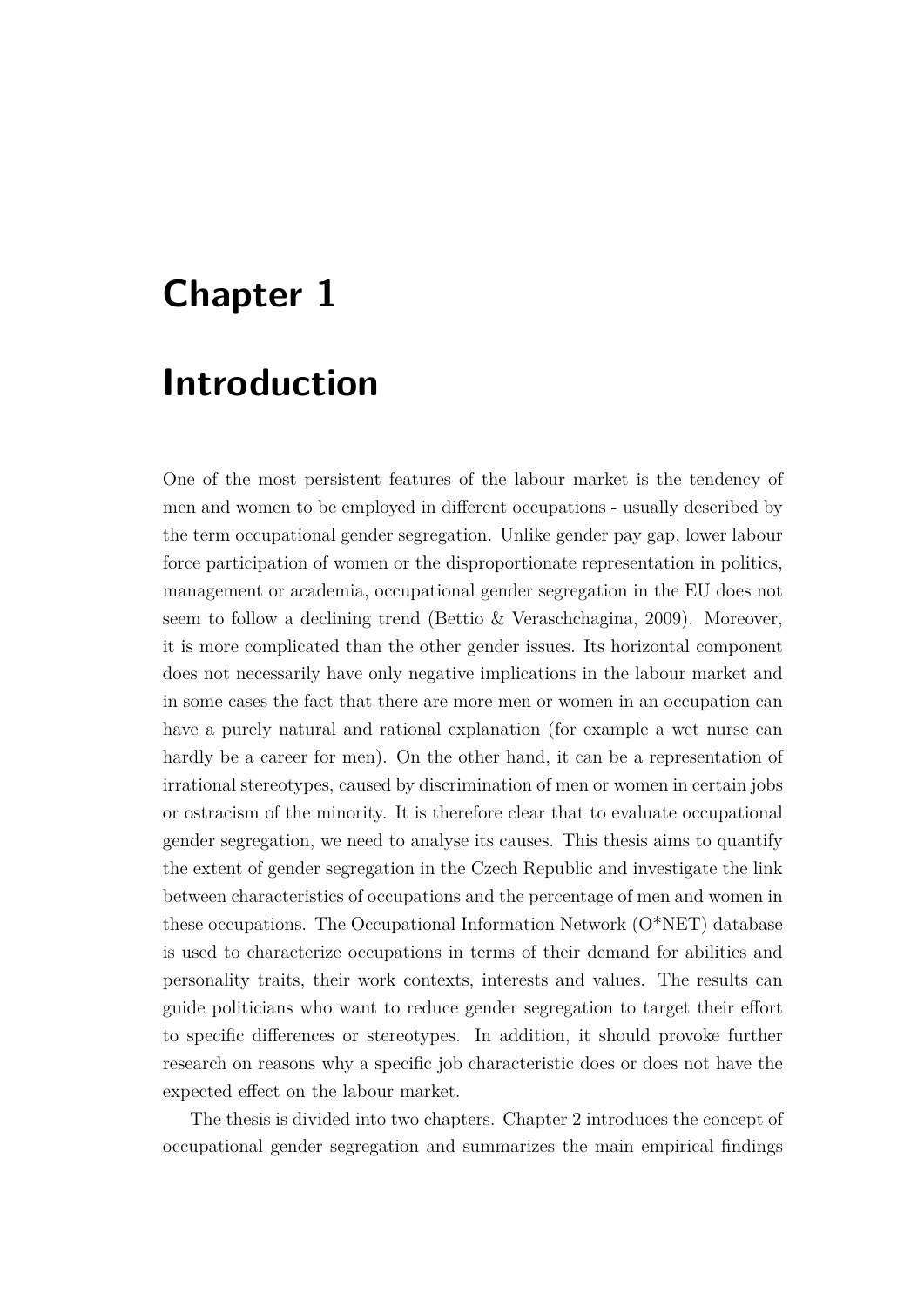# Chapter 1

# Introduction

One of the most persistent features of the labour market is the tendency of men and women to be employed in different occupations - usually described by the term occupational gender segregation. Unlike gender pay gap, lower labour force participation of women or the disproportionate representation in politics, management or academia, occupational gender segregation in the EU does not seem to follow a declining trend (Bettio & Veraschchagina, 2009). Moreover, it is more complicated than the other gender issues. Its horizontal component does not necessarily have only negative implications in the labour market and in some cases the fact that there are more men or women in an occupation can have a purely natural and rational explanation (for example a wet nurse can hardly be a career for men). On the other hand, it can be a representation of irrational stereotypes, caused by discrimination of men or women in certain jobs or ostracism of the minority. It is therefore clear that to evaluate occupational gender segregation, we need to analyse its causes. This thesis aims to quantify the extent of gender segregation in the Czech Republic and investigate the link between characteristics of occupations and the percentage of men and women in these occupations. The Occupational Information Network (O*NET) database is used to characterize occupations in terms of their demand for abilities and personality traits, their work contexts, interests and values. The results can guide politicians who want to reduce gender segregation to target their effort to specific differences or stereotypes. In addition, it should provoke further research on reasons why a specific job characteristic does or does not have the expected effect on the labour market.

The thesis is divided into two chapters. Chapter 2 introduces the concept of occupational gender segregation and summarizes the main empirical findings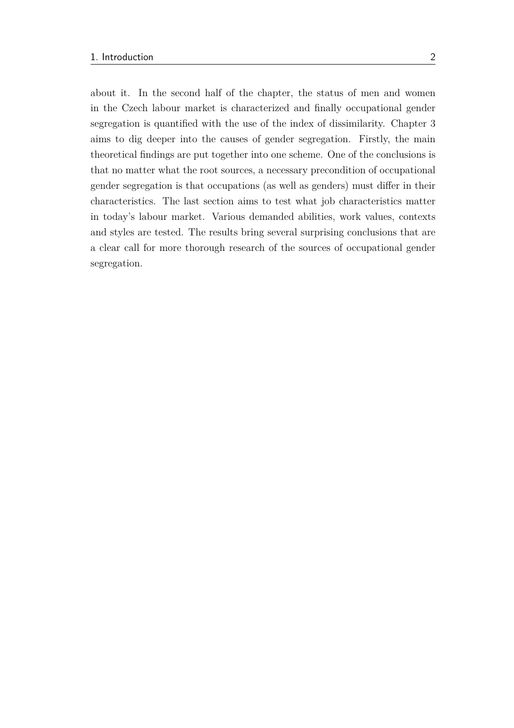about it. In the second half of the chapter, the status of men and women in the Czech labour market is characterized and finally occupational gender segregation is quantified with the use of the index of dissimilarity. Chapter 3 aims to dig deeper into the causes of gender segregation. Firstly, the main theoretical findings are put together into one scheme. One of the conclusions is that no matter what the root sources, a necessary precondition of occupational gender segregation is that occupations (as well as genders) must differ in their characteristics. The last section aims to test what job characteristics matter in today's labour market. Various demanded abilities, work values, contexts and styles are tested. The results bring several surprising conclusions that are a clear call for more thorough research of the sources of occupational gender segregation.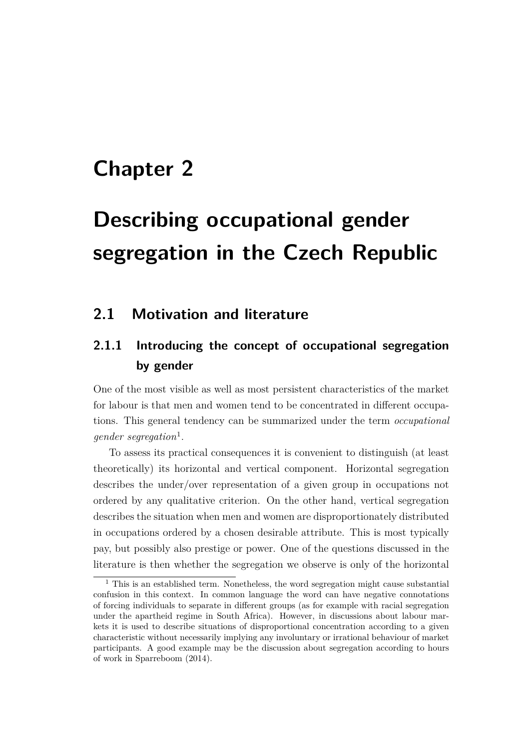# Chapter 2

# Describing occupational gender segregation in the Czech Republic

## 2.1 Motivation and literature

### 2.1.1 Introducing the concept of occupational segregation by gender

One of the most visible as well as most persistent characteristics of the market for labour is that men and women tend to be concentrated in different occupations. This general tendency can be summarized under the term *occupational gender segregation*[1].

To assess its practical consequences it is convenient to distinguish (at least theoretically) its horizontal and vertical component. Horizontal segregation describes the under/over representation of a given group in occupations not ordered by any qualitative criterion. On the other hand, vertical segregation describes the situation when men and women are disproportionately distributed in occupations ordered by a chosen desirable attribute. This is most typically pay, but possibly also prestige or power. One of the questions discussed in the literature is then whether the segregation we observe is only of the horizontal

[1] This is an established term. Nonetheless, the word segregation might cause substantial confusion in this context. In common language the word can have negative connotations of forcing individuals to separate in different groups (as for example with racial segregation under the apartheid regime in South Africa). However, in discussions about labour markets it is used to describe situations of disproportional concentration according to a given characteristic without necessarily implying any involuntary or irrational behaviour of market participants. A good example may be the discussion about segregation according to hours of work in Sparreboom (2014).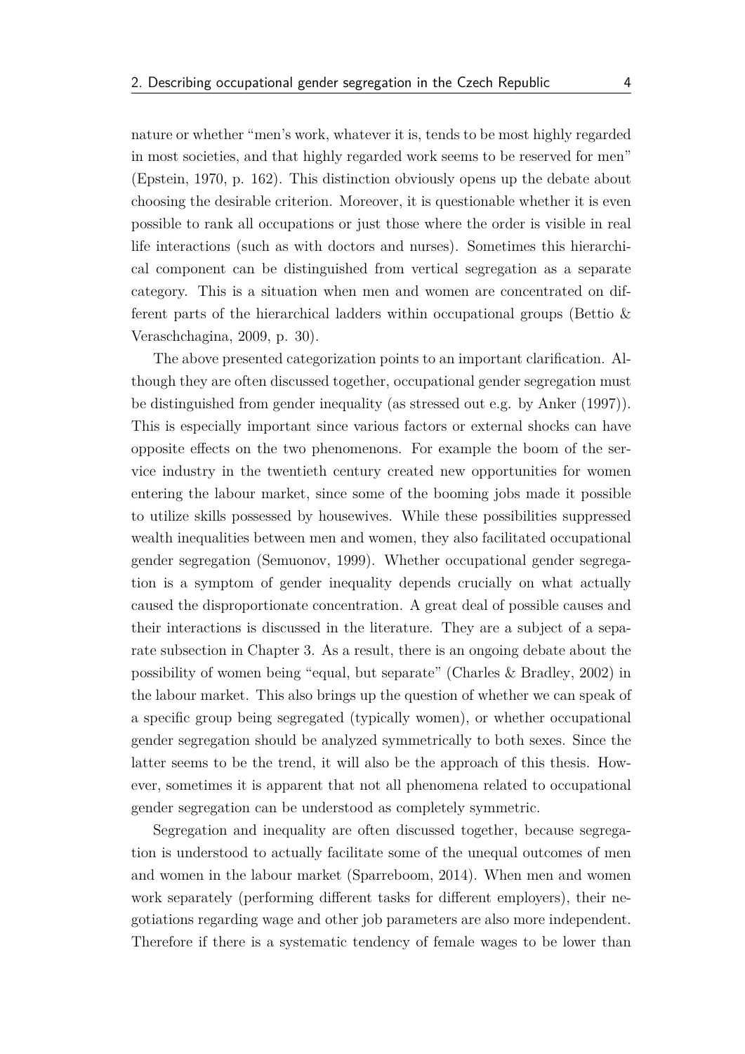nature or whether "men's work, whatever it is, tends to be most highly regarded in most societies, and that highly regarded work seems to be reserved for men" (Epstein, 1970, p. 162). This distinction obviously opens up the debate about choosing the desirable criterion. Moreover, it is questionable whether it is even possible to rank all occupations or just those where the order is visible in real life interactions (such as with doctors and nurses). Sometimes this hierarchical component can be distinguished from vertical segregation as a separate category. This is a situation when men and women are concentrated on different parts of the hierarchical ladders within occupational groups (Bettio & Veraschchagina, 2009, p. 30).

The above presented categorization points to an important clarification. Although they are often discussed together, occupational gender segregation must be distinguished from gender inequality (as stressed out e.g. by Anker (1997)). This is especially important since various factors or external shocks can have opposite effects on the two phenomenons. For example the boom of the service industry in the twentieth century created new opportunities for women entering the labour market, since some of the booming jobs made it possible to utilize skills possessed by housewives. While these possibilities suppressed wealth inequalities between men and women, they also facilitated occupational gender segregation (Semuonov, 1999). Whether occupational gender segregation is a symptom of gender inequality depends crucially on what actually caused the disproportionate concentration. A great deal of possible causes and their interactions is discussed in the literature. They are a subject of a separate subsection in Chapter 3. As a result, there is an ongoing debate about the possibility of women being "equal, but separate" (Charles & Bradley, 2002) in the labour market. This also brings up the question of whether we can speak of a specific group being segregated (typically women), or whether occupational gender segregation should be analyzed symmetrically to both sexes. Since the latter seems to be the trend, it will also be the approach of this thesis. However, sometimes it is apparent that not all phenomena related to occupational gender segregation can be understood as completely symmetric.

Segregation and inequality are often discussed together, because segregation is understood to actually facilitate some of the unequal outcomes of men and women in the labour market (Sparreboom, 2014). When men and women work separately (performing different tasks for different employers), their negotiations regarding wage and other job parameters are also more independent. Therefore if there is a systematic tendency of female wages to be lower than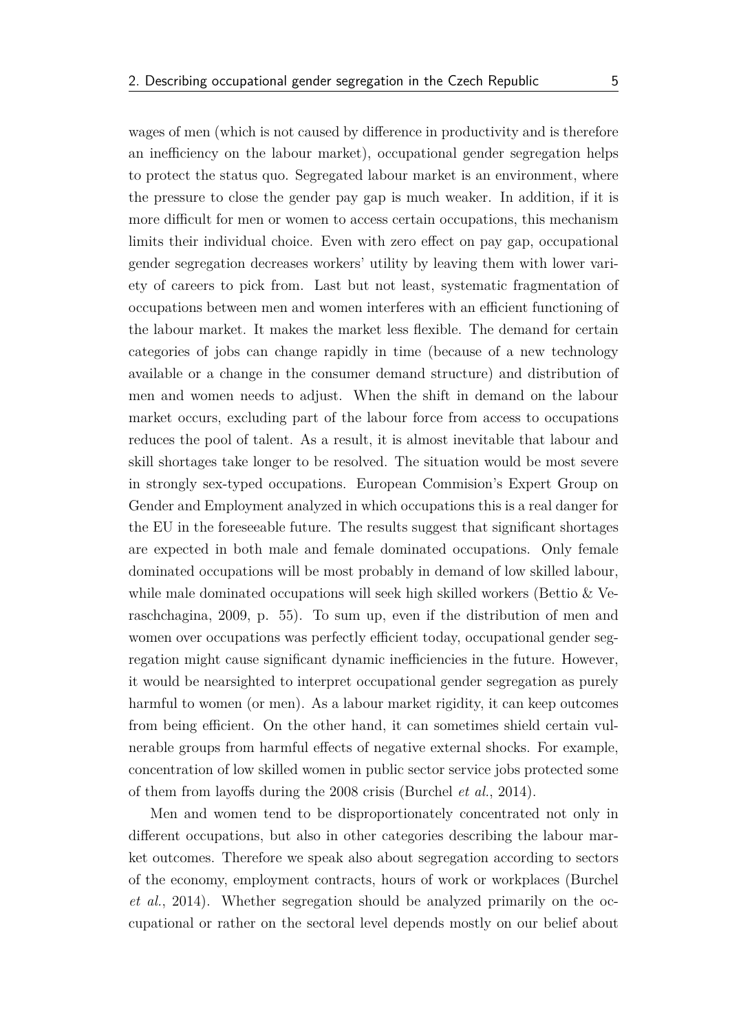wages of men (which is not caused by difference in productivity and is therefore an inefficiency on the labour market), occupational gender segregation helps to protect the status quo. Segregated labour market is an environment, where the pressure to close the gender pay gap is much weaker. In addition, if it is more difficult for men or women to access certain occupations, this mechanism limits their individual choice. Even with zero effect on pay gap, occupational gender segregation decreases workers' utility by leaving them with lower variety of careers to pick from. Last but not least, systematic fragmentation of occupations between men and women interferes with an efficient functioning of the labour market. It makes the market less flexible. The demand for certain categories of jobs can change rapidly in time (because of a new technology available or a change in the consumer demand structure) and distribution of men and women needs to adjust. When the shift in demand on the labour market occurs, excluding part of the labour force from access to occupations reduces the pool of talent. As a result, it is almost inevitable that labour and skill shortages take longer to be resolved. The situation would be most severe in strongly sex-typed occupations. European Commision's Expert Group on Gender and Employment analyzed in which occupations this is a real danger for the EU in the foreseeable future. The results suggest that significant shortages are expected in both male and female dominated occupations. Only female dominated occupations will be most probably in demand of low skilled labour, while male dominated occupations will seek high skilled workers (Bettio & Veraschchagina, 2009, p. 55). To sum up, even if the distribution of men and women over occupations was perfectly efficient today, occupational gender segregation might cause significant dynamic inefficiencies in the future. However, it would be nearsighted to interpret occupational gender segregation as purely harmful to women (or men). As a labour market rigidity, it can keep outcomes from being efficient. On the other hand, it can sometimes shield certain vulnerable groups from harmful effects of negative external shocks. For example, concentration of low skilled women in public sector service jobs protected some of them from layoffs during the 2008 crisis (Burchel *et al.*, 2014).

Men and women tend to be disproportionately concentrated not only in different occupations, but also in other categories describing the labour market outcomes. Therefore we speak also about segregation according to sectors of the economy, employment contracts, hours of work or workplaces (Burchel *et al.*, 2014). Whether segregation should be analyzed primarily on the occupational or rather on the sectoral level depends mostly on our belief about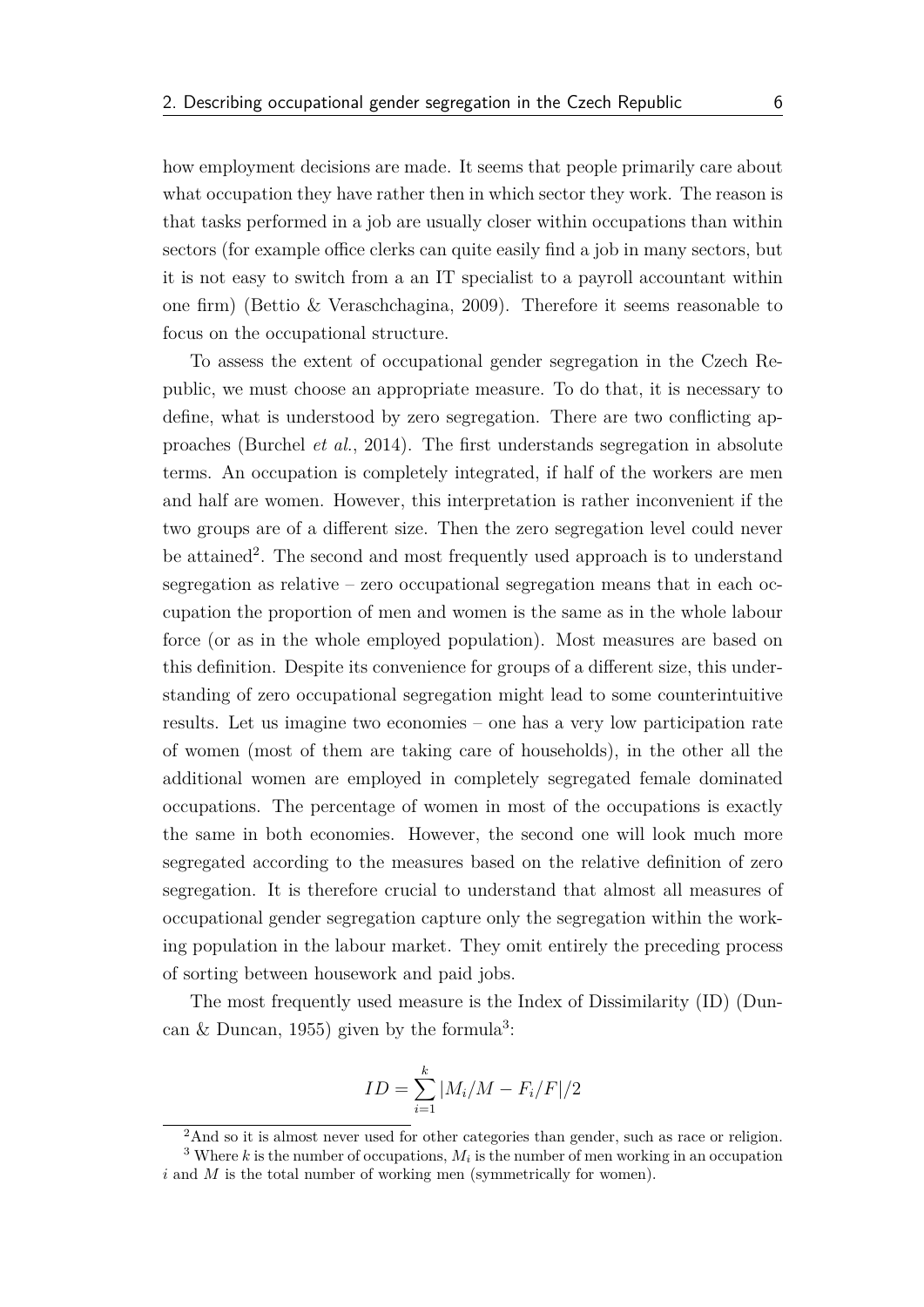how employment decisions are made. It seems that people primarily care about what occupation they have rather then in which sector they work. The reason is that tasks performed in a job are usually closer within occupations than within sectors (for example office clerks can quite easily find a job in many sectors, but it is not easy to switch from a an IT specialist to a payroll accountant within one firm) (Bettio & Veraschchagina, 2009). Therefore it seems reasonable to focus on the occupational structure.

To assess the extent of occupational gender segregation in the Czech Republic, we must choose an appropriate measure. To do that, it is necessary to define, what is understood by zero segregation. There are two conflicting approaches (Burchel *et al.*, 2014). The first understands segregation in absolute terms. An occupation is completely integrated, if half of the workers are men and half are women. However, this interpretation is rather inconvenient if the two groups are of a different size. Then the zero segregation level could never be attained[2]. The second and most frequently used approach is to understand segregation as relative – zero occupational segregation means that in each occupation the proportion of men and women is the same as in the whole labour force (or as in the whole employed population). Most measures are based on this definition. Despite its convenience for groups of a different size, this understanding of zero occupational segregation might lead to some counterintuitive results. Let us imagine two economies – one has a very low participation rate of women (most of them are taking care of households), in the other all the additional women are employed in completely segregated female dominated occupations. The percentage of women in most of the occupations is exactly the same in both economies. However, the second one will look much more segregated according to the measures based on the relative definition of zero segregation. It is therefore crucial to understand that almost all measures of occupational gender segregation capture only the segregation within the working population in the labour market. They omit entirely the preceding process of sorting between housework and paid jobs.

The most frequently used measure is the Index of Dissimilarity (ID) (Duncan & Duncan, 1955) given by the formula[3]:

$$ID = \sum_{i=1}^{k} |M_i/M - F_i/F|/2$$

[2] And so it is almost never used for other categories than gender, such as race or religion.

[3] Where $k$ is the number of occupations, $M_i$ is the number of men working in an occupation $i$ and $M$ is the total number of working men (symmetrically for women).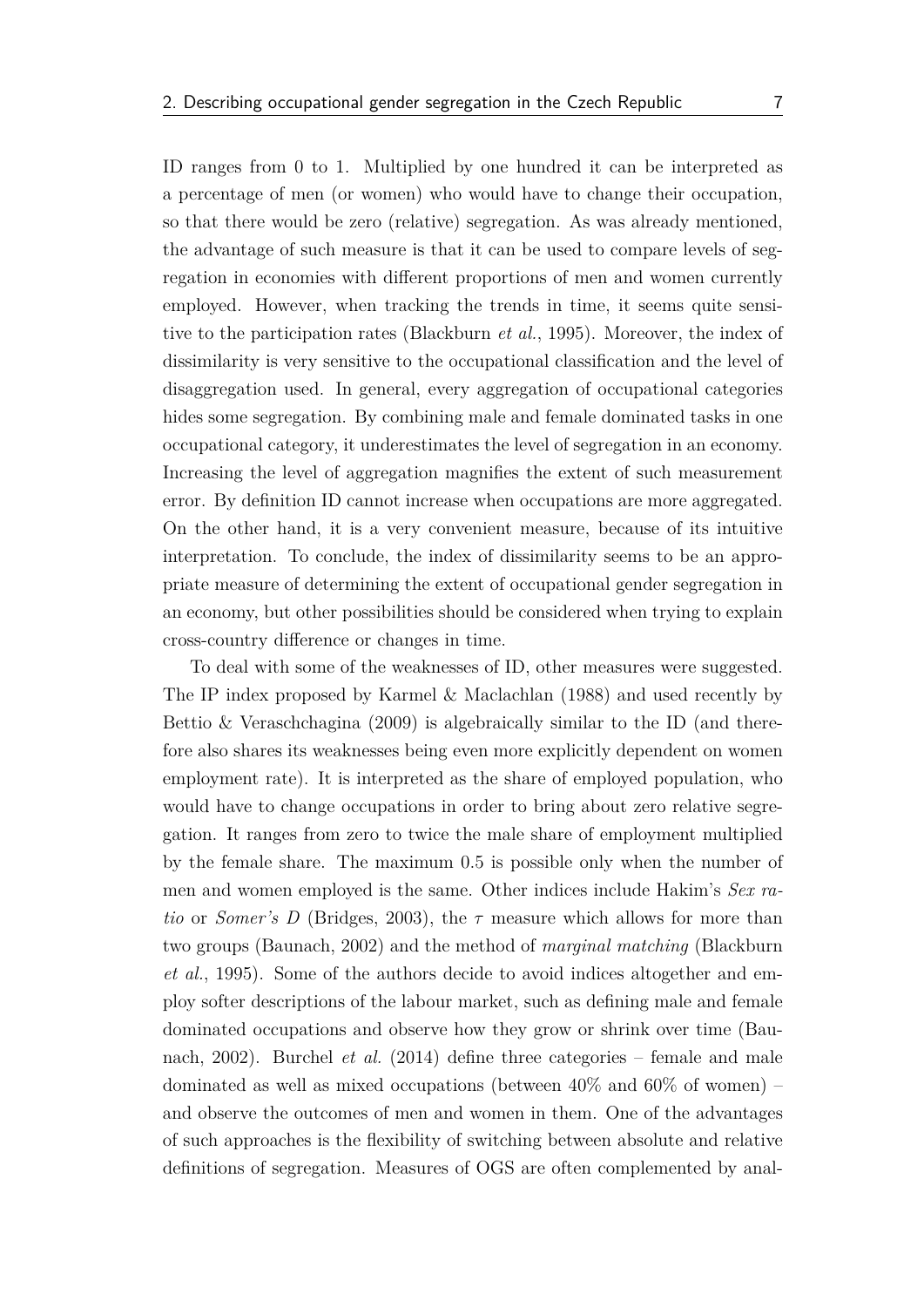ID ranges from 0 to 1. Multiplied by one hundred it can be interpreted as a percentage of men (or women) who would have to change their occupation, so that there would be zero (relative) segregation. As was already mentioned, the advantage of such measure is that it can be used to compare levels of segregation in economies with different proportions of men and women currently employed. However, when tracking the trends in time, it seems quite sensitive to the participation rates (Blackburn *et al.*, 1995). Moreover, the index of dissimilarity is very sensitive to the occupational classification and the level of disaggregation used. In general, every aggregation of occupational categories hides some segregation. By combining male and female dominated tasks in one occupational category, it underestimates the level of segregation in an economy. Increasing the level of aggregation magnifies the extent of such measurement error. By definition ID cannot increase when occupations are more aggregated. On the other hand, it is a very convenient measure, because of its intuitive interpretation. To conclude, the index of dissimilarity seems to be an appropriate measure of determining the extent of occupational gender segregation in an economy, but other possibilities should be considered when trying to explain cross-country difference or changes in time.

To deal with some of the weaknesses of ID, other measures were suggested. The IP index proposed by Karmel & Maclachlan (1988) and used recently by Bettio & Veraschchagina (2009) is algebraically similar to the ID (and therefore also shares its weaknesses being even more explicitly dependent on women employment rate). It is interpreted as the share of employed population, who would have to change occupations in order to bring about zero relative segregation. It ranges from zero to twice the male share of employment multiplied by the female share. The maximum 0.5 is possible only when the number of men and women employed is the same. Other indices include Hakim's *Sex ratio* or *Somer's D* (Bridges, 2003), the $\tau$ measure which allows for more than two groups (Baunach, 2002) and the method of *marginal matching* (Blackburn *et al.*, 1995). Some of the authors decide to avoid indices altogether and employ softer descriptions of the labour market, such as defining male and female dominated occupations and observe how they grow or shrink over time (Baunach, 2002). Burchel *et al.* (2014) define three categories – female and male dominated as well as mixed occupations (between 40% and 60% of women) – and observe the outcomes of men and women in them. One of the advantages of such approaches is the flexibility of switching between absolute and relative definitions of segregation. Measures of OGS are often complemented by anal-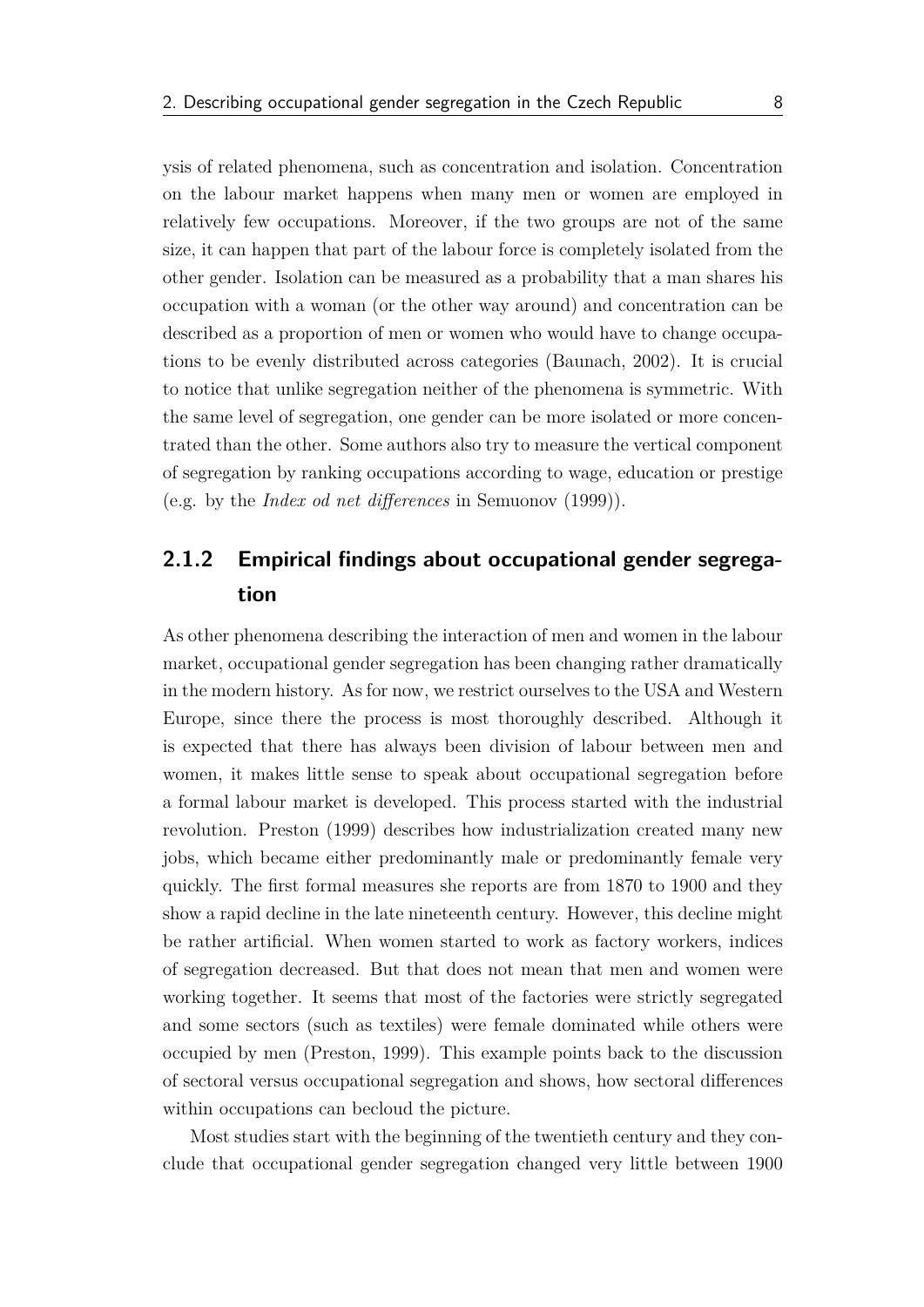ysis of related phenomena, such as concentration and isolation. Concentration on the labour market happens when many men or women are employed in relatively few occupations. Moreover, if the two groups are not of the same size, it can happen that part of the labour force is completely isolated from the other gender. Isolation can be measured as a probability that a man shares his occupation with a woman (or the other way around) and concentration can be described as a proportion of men or women who would have to change occupations to be evenly distributed across categories (Baunach, 2002). It is crucial to notice that unlike segregation neither of the phenomena is symmetric. With the same level of segregation, one gender can be more isolated or more concentrated than the other. Some authors also try to measure the vertical component of segregation by ranking occupations according to wage, education or prestige (e.g. by the *Index od net differences* in Semuonov (1999)).

### 2.1.2 Empirical findings about occupational gender segregation

As other phenomena describing the interaction of men and women in the labour market, occupational gender segregation has been changing rather dramatically in the modern history. As for now, we restrict ourselves to the USA and Western Europe, since there the process is most thoroughly described. Although it is expected that there has always been division of labour between men and women, it makes little sense to speak about occupational segregation before a formal labour market is developed. This process started with the industrial revolution. Preston (1999) describes how industrialization created many new jobs, which became either predominantly male or predominantly female very quickly. The first formal measures she reports are from 1870 to 1900 and they show a rapid decline in the late nineteenth century. However, this decline might be rather artificial. When women started to work as factory workers, indices of segregation decreased. But that does not mean that men and women were working together. It seems that most of the factories were strictly segregated and some sectors (such as textiles) were female dominated while others were occupied by men (Preston, 1999). This example points back to the discussion of sectoral versus occupational segregation and shows, how sectoral differences within occupations can becloud the picture.

Most studies start with the beginning of the twentieth century and they conclude that occupational gender segregation changed very little between 1900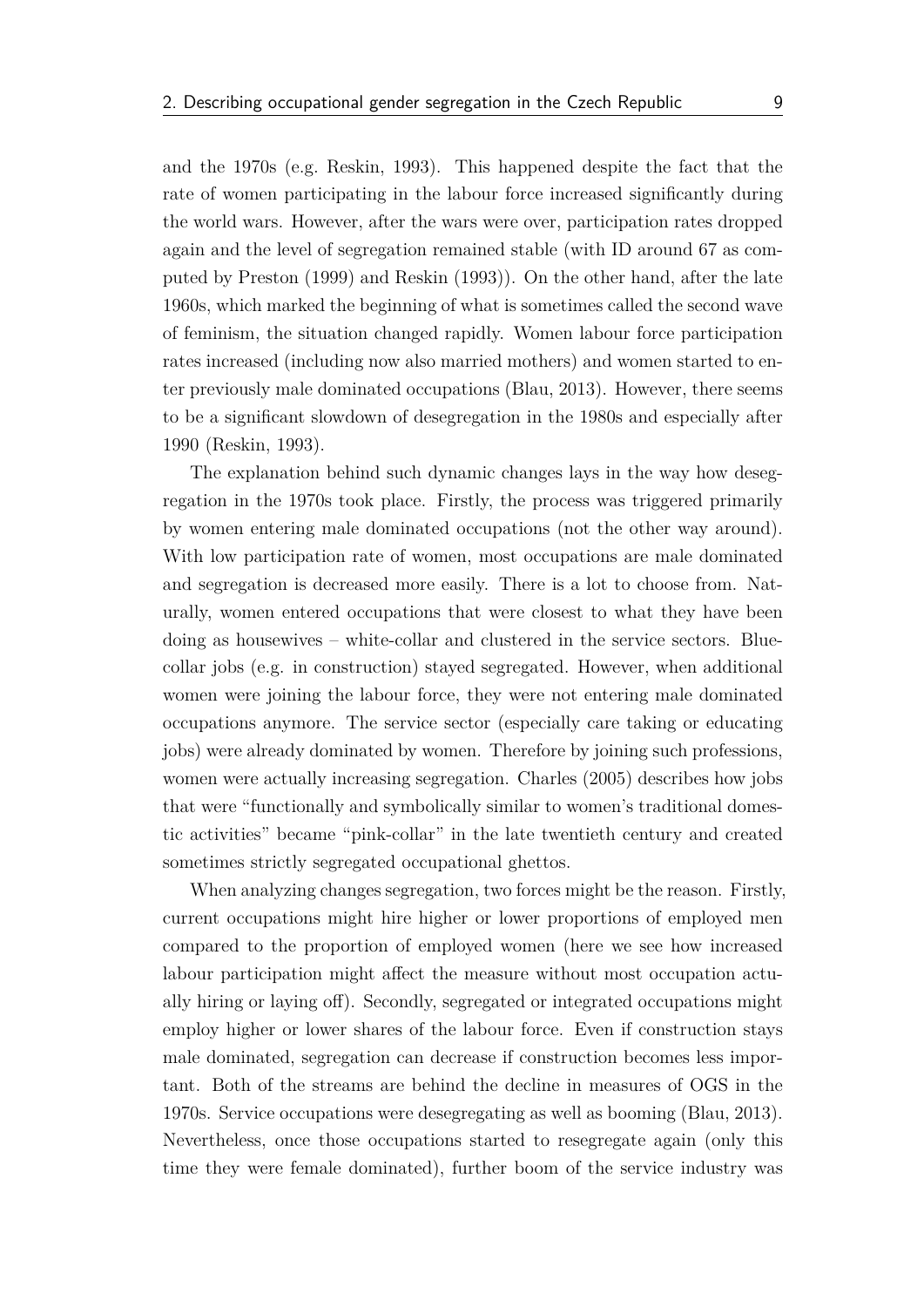and the 1970s (e.g. Reskin, 1993). This happened despite the fact that the rate of women participating in the labour force increased significantly during the world wars. However, after the wars were over, participation rates dropped again and the level of segregation remained stable (with ID around 67 as computed by Preston (1999) and Reskin (1993)). On the other hand, after the late 1960s, which marked the beginning of what is sometimes called the second wave of feminism, the situation changed rapidly. Women labour force participation rates increased (including now also married mothers) and women started to enter previously male dominated occupations (Blau, 2013). However, there seems to be a significant slowdown of desegregation in the 1980s and especially after 1990 (Reskin, 1993).

The explanation behind such dynamic changes lays in the way how desegregation in the 1970s took place. Firstly, the process was triggered primarily by women entering male dominated occupations (not the other way around). With low participation rate of women, most occupations are male dominated and segregation is decreased more easily. There is a lot to choose from. Naturally, women entered occupations that were closest to what they have been doing as housewives – white-collar and clustered in the service sectors. Blue-collar jobs (e.g. in construction) stayed segregated. However, when additional women were joining the labour force, they were not entering male dominated occupations anymore. The service sector (especially care taking or educating jobs) were already dominated by women. Therefore by joining such professions, women were actually increasing segregation. Charles (2005) describes how jobs that were "functionally and symbolically similar to women's traditional domestic activities" became "pink-collar" in the late twentieth century and created sometimes strictly segregated occupational ghettos.

When analyzing changes segregation, two forces might be the reason. Firstly, current occupations might hire higher or lower proportions of employed men compared to the proportion of employed women (here we see how increased labour participation might affect the measure without most occupation actually hiring or laying off). Secondly, segregated or integrated occupations might employ higher or lower shares of the labour force. Even if construction stays male dominated, segregation can decrease if construction becomes less important. Both of the streams are behind the decline in measures of OGS in the 1970s. Service occupations were desegregating as well as booming (Blau, 2013). Nevertheless, once those occupations started to resegregate again (only this time they were female dominated), further boom of the service industry was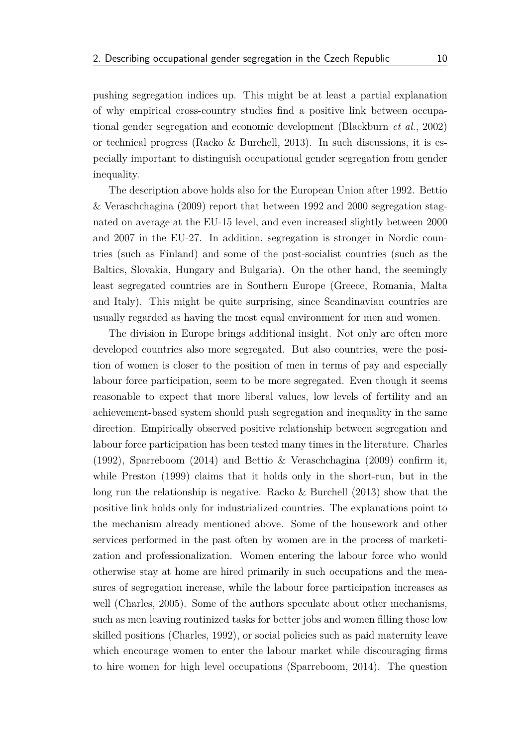pushing segregation indices up. This might be at least a partial explanation of why empirical cross-country studies find a positive link between occupational gender segregation and economic development (Blackburn *et al.*, 2002) or technical progress (Racko & Burchell, 2013). In such discussions, it is especially important to distinguish occupational gender segregation from gender inequality.

The description above holds also for the European Union after 1992. Bettio & Veraschchagina (2009) report that between 1992 and 2000 segregation stagnated on average at the EU-15 level, and even increased slightly between 2000 and 2007 in the EU-27. In addition, segregation is stronger in Nordic countries (such as Finland) and some of the post-socialist countries (such as the Baltics, Slovakia, Hungary and Bulgaria). On the other hand, the seemingly least segregated countries are in Southern Europe (Greece, Romania, Malta and Italy). This might be quite surprising, since Scandinavian countries are usually regarded as having the most equal environment for men and women.

The division in Europe brings additional insight. Not only are often more developed countries also more segregated. But also countries, were the position of women is closer to the position of men in terms of pay and especially labour force participation, seem to be more segregated. Even though it seems reasonable to expect that more liberal values, low levels of fertility and an achievement-based system should push segregation and inequality in the same direction. Empirically observed positive relationship between segregation and labour force participation has been tested many times in the literature. Charles (1992), Sparreboom (2014) and Bettio & Veraschchagina (2009) confirm it, while Preston (1999) claims that it holds only in the short-run, but in the long run the relationship is negative. Racko & Burchell (2013) show that the positive link holds only for industrialized countries. The explanations point to the mechanism already mentioned above. Some of the housework and other services performed in the past often by women are in the process of marketization and professionalization. Women entering the labour force who would otherwise stay at home are hired primarily in such occupations and the measures of segregation increase, while the labour force participation increases as well (Charles, 2005). Some of the authors speculate about other mechanisms, such as men leaving routinized tasks for better jobs and women filling those low skilled positions (Charles, 1992), or social policies such as paid maternity leave which encourage women to enter the labour market while discouraging firms to hire women for high level occupations (Sparreboom, 2014). The question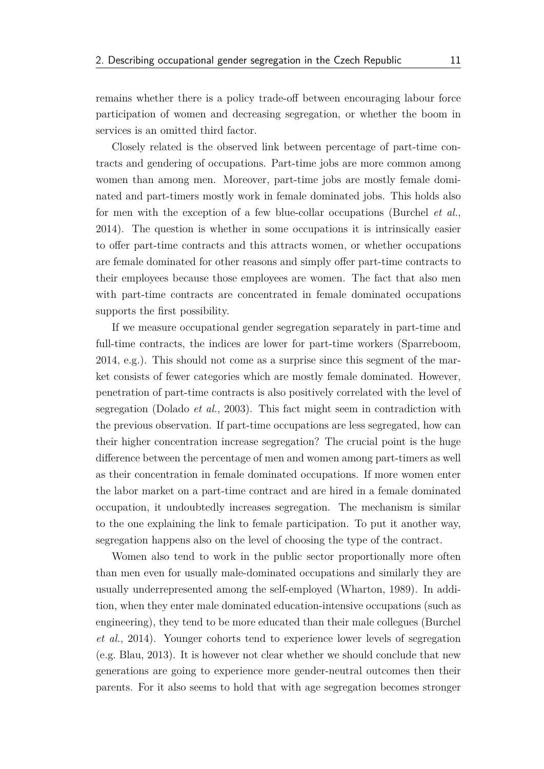remains whether there is a policy trade-off between encouraging labour force participation of women and decreasing segregation, or whether the boom in services is an omitted third factor.

Closely related is the observed link between percentage of part-time contracts and gendering of occupations. Part-time jobs are more common among women than among men. Moreover, part-time jobs are mostly female dominated and part-timers mostly work in female dominated jobs. This holds also for men with the exception of a few blue-collar occupations (Burchel *et al.*, 2014). The question is whether in some occupations it is intrinsically easier to offer part-time contracts and this attracts women, or whether occupations are female dominated for other reasons and simply offer part-time contracts to their employees because those employees are women. The fact that also men with part-time contracts are concentrated in female dominated occupations supports the first possibility.

If we measure occupational gender segregation separately in part-time and full-time contracts, the indices are lower for part-time workers (Sparreboom, 2014, e.g.). This should not come as a surprise since this segment of the market consists of fewer categories which are mostly female dominated. However, penetration of part-time contracts is also positively correlated with the level of segregation (Dolado *et al.*, 2003). This fact might seem in contradiction with the previous observation. If part-time occupations are less segregated, how can their higher concentration increase segregation? The crucial point is the huge difference between the percentage of men and women among part-timers as well as their concentration in female dominated occupations. If more women enter the labor market on a part-time contract and are hired in a female dominated occupation, it undoubtedly increases segregation. The mechanism is similar to the one explaining the link to female participation. To put it another way, segregation happens also on the level of choosing the type of the contract.

Women also tend to work in the public sector proportionally more often than men even for usually male-dominated occupations and similarly they are usually underrepresented among the self-employed (Wharton, 1989). In addition, when they enter male dominated education-intensive occupations (such as engineering), they tend to be more educated than their male collegues (Burchel *et al.*, 2014). Younger cohorts tend to experience lower levels of segregation (e.g. Blau, 2013). It is however not clear whether we should conclude that new generations are going to experience more gender-neutral outcomes then their parents. For it also seems to hold that with age segregation becomes stronger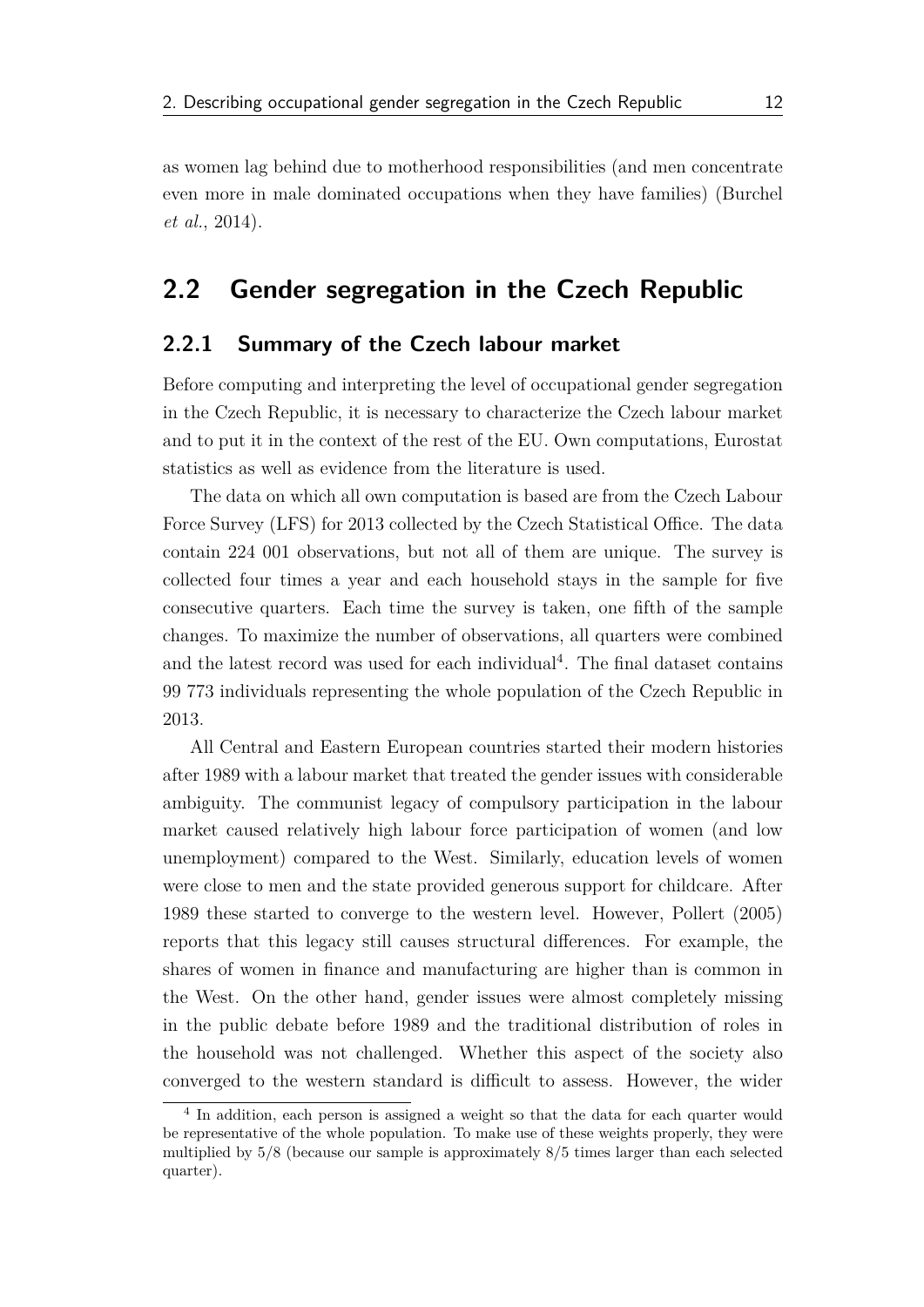as women lag behind due to motherhood responsibilities (and men concentrate even more in male dominated occupations when they have families) (Burchel *et al.*, 2014).

## 2.2 Gender segregation in the Czech Republic

### 2.2.1 Summary of the Czech labour market

Before computing and interpreting the level of occupational gender segregation in the Czech Republic, it is necessary to characterize the Czech labour market and to put it in the context of the rest of the EU. Own computations, Eurostat statistics as well as evidence from the literature is used.

The data on which all own computation is based are from the Czech Labour Force Survey (LFS) for 2013 collected by the Czech Statistical Office. The data contain 224 001 observations, but not all of them are unique. The survey is collected four times a year and each household stays in the sample for five consecutive quarters. Each time the survey is taken, one fifth of the sample changes. To maximize the number of observations, all quarters were combined and the latest record was used for each individual[4]. The final dataset contains 99 773 individuals representing the whole population of the Czech Republic in 2013.

All Central and Eastern European countries started their modern histories after 1989 with a labour market that treated the gender issues with considerable ambiguity. The communist legacy of compulsory participation in the labour market caused relatively high labour force participation of women (and low unemployment) compared to the West. Similarly, education levels of women were close to men and the state provided generous support for childcare. After 1989 these started to converge to the western level. However, Pollert (2005) reports that this legacy still causes structural differences. For example, the shares of women in finance and manufacturing are higher than is common in the West. On the other hand, gender issues were almost completely missing in the public debate before 1989 and the traditional distribution of roles in the household was not challenged. Whether this aspect of the society also converged to the western standard is difficult to assess. However, the wider

[4] In addition, each person is assigned a weight so that the data for each quarter would be representative of the whole population. To make use of these weights properly, they were multiplied by 5/8 (because our sample is approximately 8/5 times larger than each selected quarter).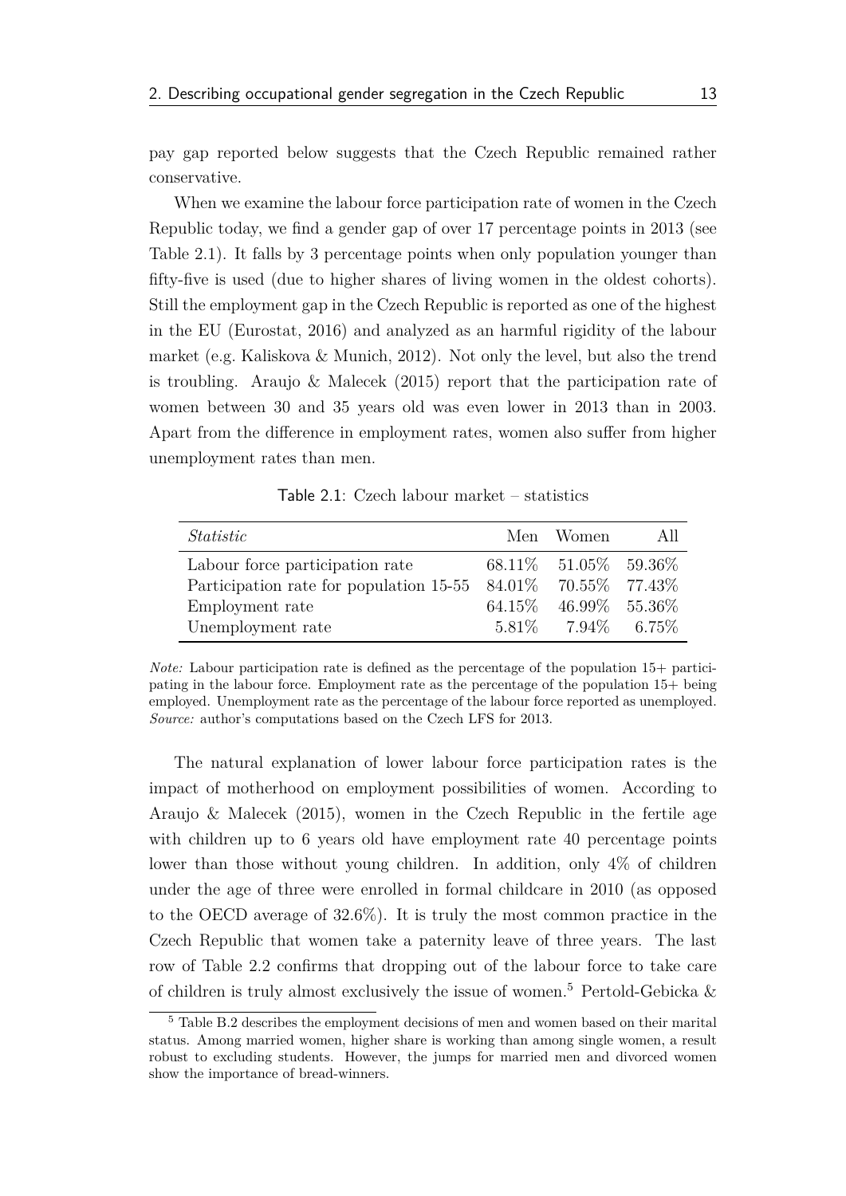pay gap reported below suggests that the Czech Republic remained rather conservative.

When we examine the labour force participation rate of women in the Czech Republic today, we find a gender gap of over 17 percentage points in 2013 (see Table 2.1). It falls by 3 percentage points when only population younger than fifty-five is used (due to higher shares of living women in the oldest cohorts). Still the employment gap in the Czech Republic is reported as one of the highest in the EU (Eurostat, 2016) and analyzed as an harmful rigidity of the labour market (e.g. Kaliskova & Munich, 2012). Not only the level, but also the trend is troubling. Araujo & Malecek (2015) report that the participation rate of women between 30 and 35 years old was even lower in 2013 than in 2003. Apart from the difference in employment rates, women also suffer from higher unemployment rates than men.

Table 2.1: Czech labour market – statistics

| *Statistic* | Men | Women | All |
|---|---|---|---|
| Labour force participation rate | 68.11% | 51.05% | 59.36% |
| Participation rate for population 15-55 | 84.01% | 70.55% | 77.43% |
| Employment rate | 64.15% | 46.99% | 55.36% |
| Unemployment rate | 5.81% | 7.94% | 6.75% |

*Note:* Labour participation rate is defined as the percentage of the population 15+ participating in the labour force. Employment rate as the percentage of the population 15+ being employed. Unemployment rate as the percentage of the labour force reported as unemployed. *Source:* author's computations based on the Czech LFS for 2013.

The natural explanation of lower labour force participation rates is the impact of motherhood on employment possibilities of women. According to Araujo & Malecek (2015), women in the Czech Republic in the fertile age with children up to 6 years old have employment rate 40 percentage points lower than those without young children. In addition, only 4% of children under the age of three were enrolled in formal childcare in 2010 (as opposed to the OECD average of 32.6%). It is truly the most common practice in the Czech Republic that women take a paternity leave of three years. The last row of Table 2.2 confirms that dropping out of the labour force to take care of children is truly almost exclusively the issue of women.[5] Pertold-Gebicka &

[5] Table B.2 describes the employment decisions of men and women based on their marital status. Among married women, higher share is working than among single women, a result robust to excluding students. However, the jumps for married men and divorced women show the importance of bread-winners.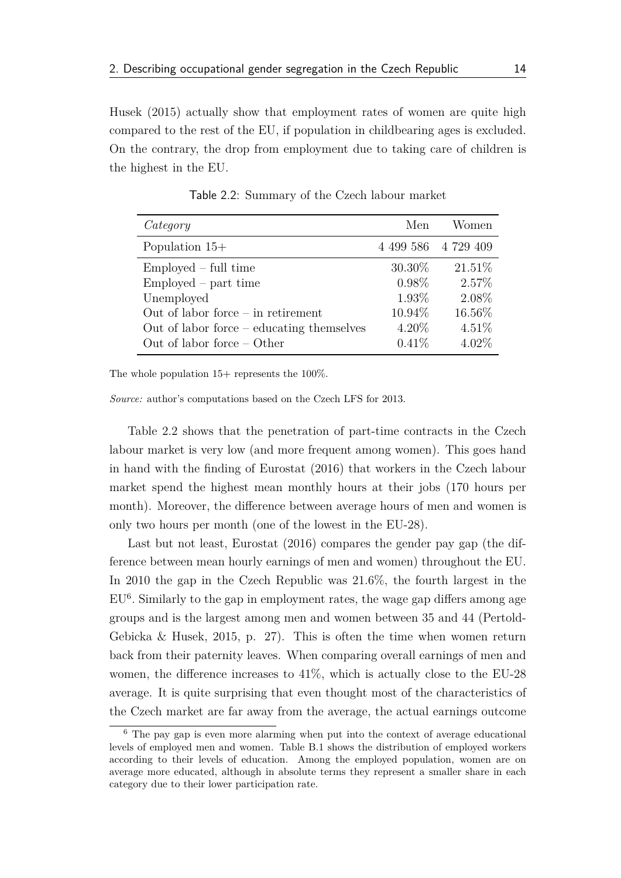Husek (2015) actually show that employment rates of women are quite high compared to the rest of the EU, if population in childbearing ages is excluded. On the contrary, the drop from employment due to taking care of children is the highest in the EU.

Table 2.2: Summary of the Czech labour market

| *Category* | Men | Women |
|---|---:|---:|
| Population 15+ | 4 499 586 | 4 729 409 |
| Employed – full time | 30.30% | 21.51% |
| Employed – part time | 0.98% | 2.57% |
| Unemployed | 1.93% | 2.08% |
| Out of labor force – in retirement | 10.94% | 16.56% |
| Out of labor force – educating themselves | 4.20% | 4.51% |
| Out of labor force – Other | 0.41% | 4.02% |

The whole population 15+ represents the 100%.

*Source:* author's computations based on the Czech LFS for 2013.

Table 2.2 shows that the penetration of part-time contracts in the Czech labour market is very low (and more frequent among women). This goes hand in hand with the finding of Eurostat (2016) that workers in the Czech labour market spend the highest mean monthly hours at their jobs (170 hours per month). Moreover, the difference between average hours of men and women is only two hours per month (one of the lowest in the EU-28).

Last but not least, Eurostat (2016) compares the gender pay gap (the difference between mean hourly earnings of men and women) throughout the EU. In 2010 the gap in the Czech Republic was 21.6%, the fourth largest in the EU[6]. Similarly to the gap in employment rates, the wage gap differs among age groups and is the largest among men and women between 35 and 44 (Pertold-Gebicka & Husek, 2015, p. 27). This is often the time when women return back from their paternity leaves. When comparing overall earnings of men and women, the difference increases to 41%, which is actually close to the EU-28 average. It is quite surprising that even thought most of the characteristics of the Czech market are far away from the average, the actual earnings outcome

[6] The pay gap is even more alarming when put into the context of average educational levels of employed men and women. Table B.1 shows the distribution of employed workers according to their levels of education. Among the employed population, women are on average more educated, although in absolute terms they represent a smaller share in each category due to their lower participation rate.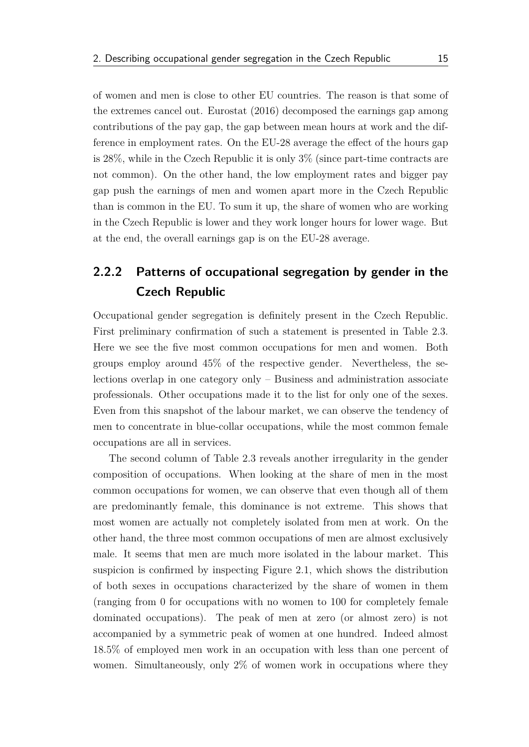of women and men is close to other EU countries. The reason is that some of the extremes cancel out. Eurostat (2016) decomposed the earnings gap among contributions of the pay gap, the gap between mean hours at work and the difference in employment rates. On the EU-28 average the effect of the hours gap is 28%, while in the Czech Republic it is only 3% (since part-time contracts are not common). On the other hand, the low employment rates and bigger pay gap push the earnings of men and women apart more in the Czech Republic than is common in the EU. To sum it up, the share of women who are working in the Czech Republic is lower and they work longer hours for lower wage. But at the end, the overall earnings gap is on the EU-28 average.

### 2.2.2 Patterns of occupational segregation by gender in the Czech Republic

Occupational gender segregation is definitely present in the Czech Republic. First preliminary confirmation of such a statement is presented in Table 2.3. Here we see the five most common occupations for men and women. Both groups employ around 45% of the respective gender. Nevertheless, the selections overlap in one category only – Business and administration associate professionals. Other occupations made it to the list for only one of the sexes. Even from this snapshot of the labour market, we can observe the tendency of men to concentrate in blue-collar occupations, while the most common female occupations are all in services.

The second column of Table 2.3 reveals another irregularity in the gender composition of occupations. When looking at the share of men in the most common occupations for women, we can observe that even though all of them are predominantly female, this dominance is not extreme. This shows that most women are actually not completely isolated from men at work. On the other hand, the three most common occupations of men are almost exclusively male. It seems that men are much more isolated in the labour market. This suspicion is confirmed by inspecting Figure 2.1, which shows the distribution of both sexes in occupations characterized by the share of women in them (ranging from 0 for occupations with no women to 100 for completely female dominated occupations). The peak of men at zero (or almost zero) is not accompanied by a symmetric peak of women at one hundred. Indeed almost 18.5% of employed men work in an occupation with less than one percent of women. Simultaneously, only 2% of women work in occupations where they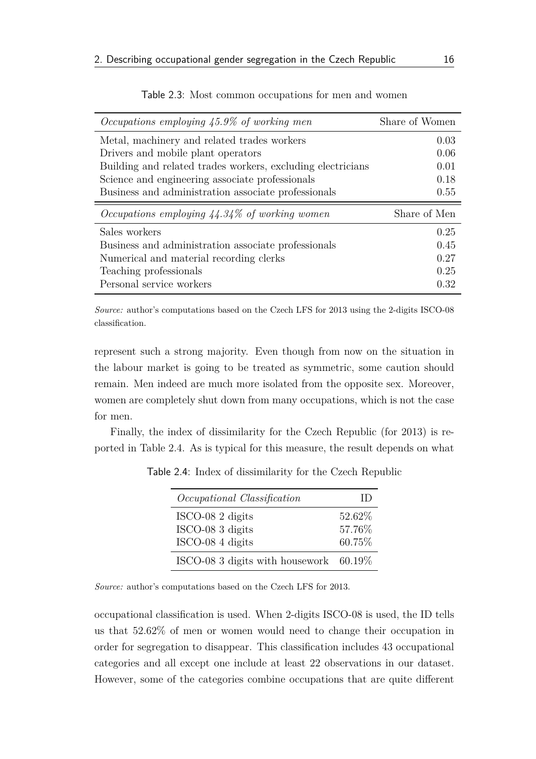Table 2.3: Most common occupations for men and women

| *Occupations employing 45.9% of working men* | Share of Women |
|---|---|
| Metal, machinery and related trades workers | 0.03 |
| Drivers and mobile plant operators | 0.06 |
| Building and related trades workers, excluding electricians | 0.01 |
| Science and engineering associate professionals | 0.18 |
| Business and administration associate professionals | 0.55 |
| *Occupations employing 44.34% of working women* | Share of Men |
| Sales workers | 0.25 |
| Business and administration associate professionals | 0.45 |
| Numerical and material recording clerks | 0.27 |
| Teaching professionals | 0.25 |
| Personal service workers | 0.32 |

*Source:* author's computations based on the Czech LFS for 2013 using the 2-digits ISCO-08 classification.

represent such a strong majority. Even though from now on the situation in the labour market is going to be treated as symmetric, some caution should remain. Men indeed are much more isolated from the opposite sex. Moreover, women are completely shut down from many occupations, which is not the case for men.

Finally, the index of dissimilarity for the Czech Republic (for 2013) is reported in Table 2.4. As is typical for this measure, the result depends on what

Table 2.4: Index of dissimilarity for the Czech Republic

| *Occupational Classification* | ID |
|---|---|
| ISCO-08 2 digits | 52.62% |
| ISCO-08 3 digits | 57.76% |
| ISCO-08 4 digits | 60.75% |
| ISCO-08 3 digits with housework | 60.19% |

*Source:* author's computations based on the Czech LFS for 2013.

occupational classification is used. When 2-digits ISCO-08 is used, the ID tells us that 52.62% of men or women would need to change their occupation in order for segregation to disappear. This classification includes 43 occupational categories and all except one include at least 22 observations in our dataset. However, some of the categories combine occupations that are quite different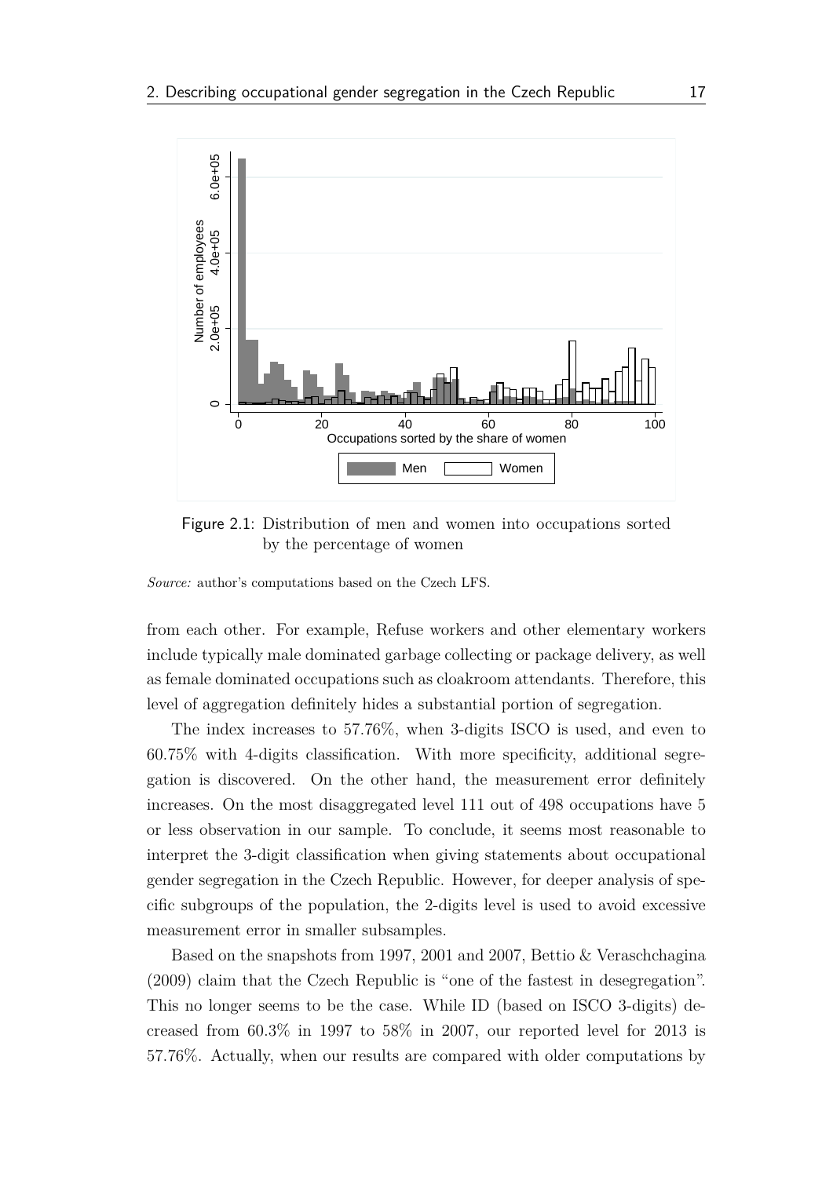Figure 2.1: Distribution of men and women into occupations sorted by the percentage of women

*Source:* author's computations based on the Czech LFS.

from each other. For example, Refuse workers and other elementary workers include typically male dominated garbage collecting or package delivery, as well as female dominated occupations such as cloakroom attendants. Therefore, this level of aggregation definitely hides a substantial portion of segregation.

The index increases to 57.76%, when 3-digits ISCO is used, and even to 60.75% with 4-digits classification. With more specificity, additional segregation is discovered. On the other hand, the measurement error definitely increases. On the most disaggregated level 111 out of 498 occupations have 5 or less observation in our sample. To conclude, it seems most reasonable to interpret the 3-digit classification when giving statements about occupational gender segregation in the Czech Republic. However, for deeper analysis of specific subgroups of the population, the 2-digits level is used to avoid excessive measurement error in smaller subsamples.

Based on the snapshots from 1997, 2001 and 2007, Bettio & Veraschchagina (2009) claim that the Czech Republic is "one of the fastest in desegregation". This no longer seems to be the case. While ID (based on ISCO 3-digits) decreased from 60.3% in 1997 to 58% in 2007, our reported level for 2013 is 57.76%. Actually, when our results are compared with older computations by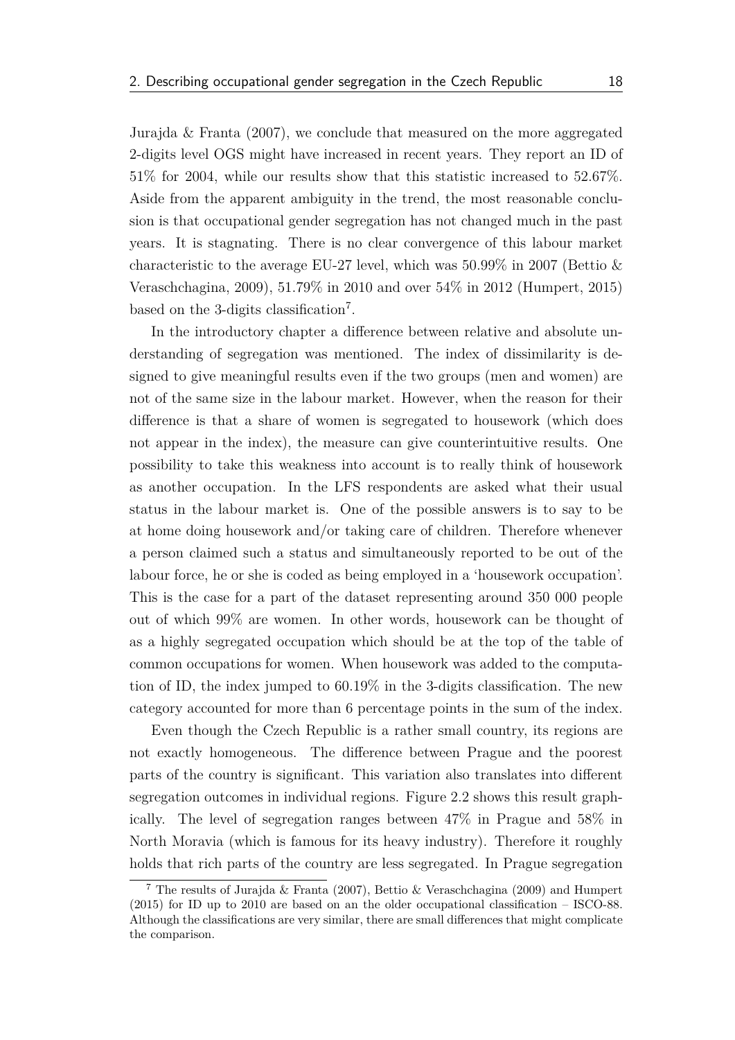Jurajda & Franta (2007), we conclude that measured on the more aggregated 2-digits level OGS might have increased in recent years. They report an ID of 51% for 2004, while our results show that this statistic increased to 52.67%. Aside from the apparent ambiguity in the trend, the most reasonable conclusion is that occupational gender segregation has not changed much in the past years. It is stagnating. There is no clear convergence of this labour market characteristic to the average EU-27 level, which was 50.99% in 2007 (Bettio & Veraschchagina, 2009), 51.79% in 2010 and over 54% in 2012 (Humpert, 2015) based on the 3-digits classification[7].

In the introductory chapter a difference between relative and absolute understanding of segregation was mentioned. The index of dissimilarity is designed to give meaningful results even if the two groups (men and women) are not of the same size in the labour market. However, when the reason for their difference is that a share of women is segregated to housework (which does not appear in the index), the measure can give counterintuitive results. One possibility to take this weakness into account is to really think of housework as another occupation. In the LFS respondents are asked what their usual status in the labour market is. One of the possible answers is to say to be at home doing housework and/or taking care of children. Therefore whenever a person claimed such a status and simultaneously reported to be out of the labour force, he or she is coded as being employed in a 'housework occupation'. This is the case for a part of the dataset representing around 350 000 people out of which 99% are women. In other words, housework can be thought of as a highly segregated occupation which should be at the top of the table of common occupations for women. When housework was added to the computation of ID, the index jumped to 60.19% in the 3-digits classification. The new category accounted for more than 6 percentage points in the sum of the index.

Even though the Czech Republic is a rather small country, its regions are not exactly homogeneous. The difference between Prague and the poorest parts of the country is significant. This variation also translates into different segregation outcomes in individual regions. Figure 2.2 shows this result graphically. The level of segregation ranges between 47% in Prague and 58% in North Moravia (which is famous for its heavy industry). Therefore it roughly holds that rich parts of the country are less segregated. In Prague segregation

[7] The results of Jurajda & Franta (2007), Bettio & Veraschchagina (2009) and Humpert (2015) for ID up to 2010 are based on an the older occupational classification – ISCO-88. Although the classifications are very similar, there are small differences that might complicate the comparison.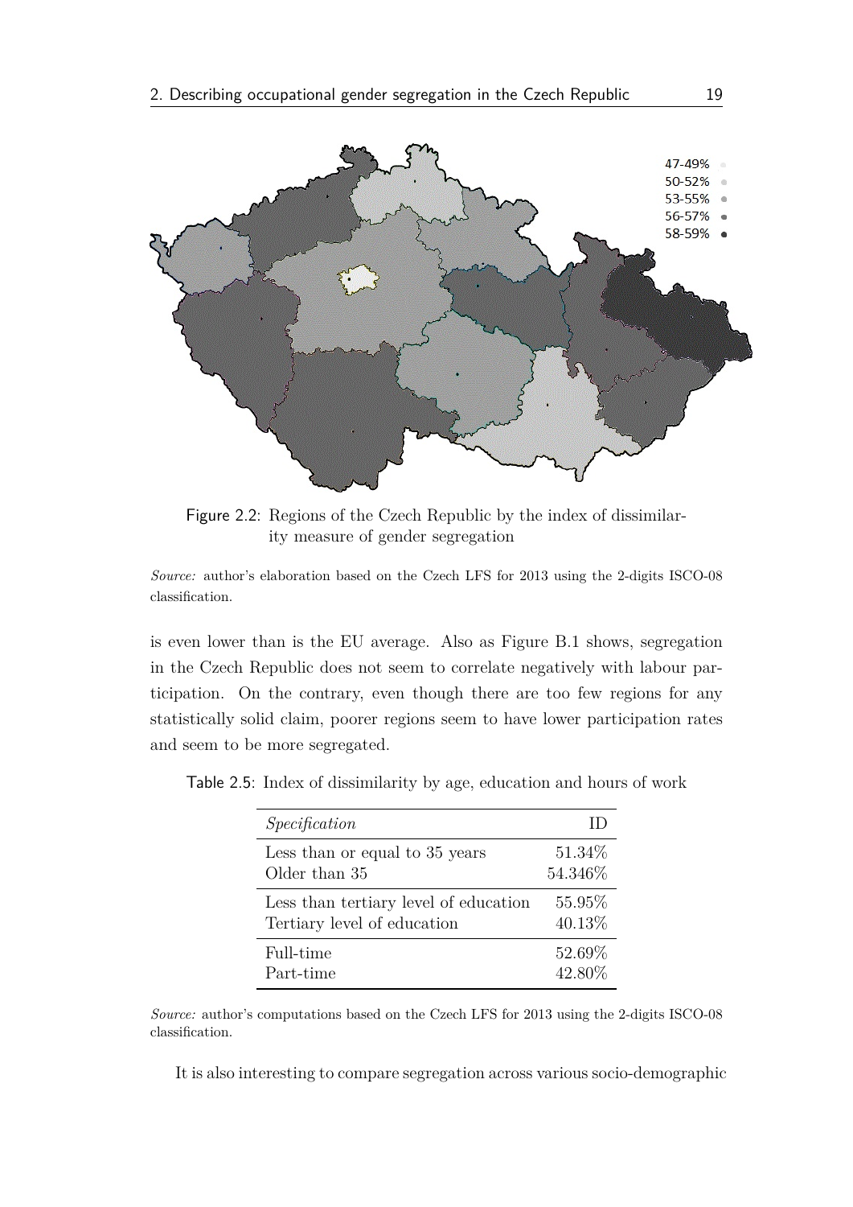47-49%
50-52%
53-55%
56-57%
58-59%

Figure 2.2: Regions of the Czech Republic by the index of dissimilarity measure of gender segregation

*Source:* author's elaboration based on the Czech LFS for 2013 using the 2-digits ISCO-08 classification.

is even lower than is the EU average. Also as Figure B.1 shows, segregation in the Czech Republic does not seem to correlate negatively with labour participation. On the contrary, even though there are too few regions for any statistically solid claim, poorer regions seem to have lower participation rates and seem to be more segregated.

Table 2.5: Index of dissimilarity by age, education and hours of work

| *Specification* | ID |
|---|---|
| Less than or equal to 35 years | 51.34% |
| Older than 35 | 54.346% |
| Less than tertiary level of education | 55.95% |
| Tertiary level of education | 40.13% |
| Full-time | 52.69% |
| Part-time | 42.80% |

*Source:* author's computations based on the Czech LFS for 2013 using the 2-digits ISCO-08 classification.

It is also interesting to compare segregation across various socio-demographic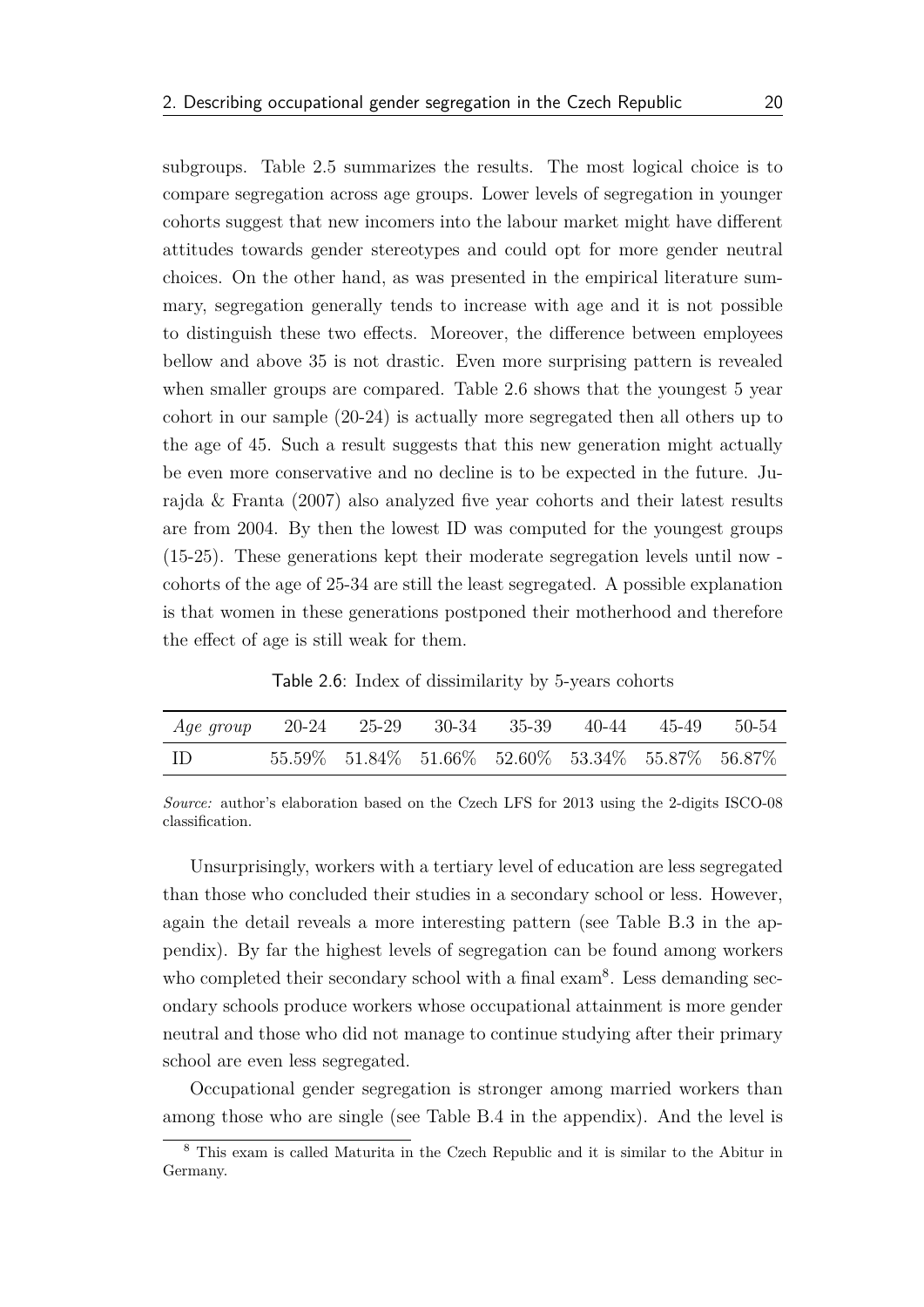subgroups. Table 2.5 summarizes the results. The most logical choice is to compare segregation across age groups. Lower levels of segregation in younger cohorts suggest that new incomers into the labour market might have different attitudes towards gender stereotypes and could opt for more gender neutral choices. On the other hand, as was presented in the empirical literature summary, segregation generally tends to increase with age and it is not possible to distinguish these two effects. Moreover, the difference between employees bellow and above 35 is not drastic. Even more surprising pattern is revealed when smaller groups are compared. Table 2.6 shows that the youngest 5 year cohort in our sample (20-24) is actually more segregated then all others up to the age of 45. Such a result suggests that this new generation might actually be even more conservative and no decline is to be expected in the future. Jurajda & Franta (2007) also analyzed five year cohorts and their latest results are from 2004. By then the lowest ID was computed for the youngest groups (15-25). These generations kept their moderate segregation levels until now - cohorts of the age of 25-34 are still the least segregated. A possible explanation is that women in these generations postponed their motherhood and therefore the effect of age is still weak for them.

Table 2.6: Index of dissimilarity by 5-years cohorts

| *Age group* | 20-24 | 25-29 | 30-34 | 35-39 | 40-44 | 45-49 | 50-54 |
|---|---|---|---|---|---|---|---|
| ID | 55.59% | 51.84% | 51.66% | 52.60% | 53.34% | 55.87% | 56.87% |

*Source:* author's elaboration based on the Czech LFS for 2013 using the 2-digits ISCO-08 classification.

Unsurprisingly, workers with a tertiary level of education are less segregated than those who concluded their studies in a secondary school or less. However, again the detail reveals a more interesting pattern (see Table B.3 in the appendix). By far the highest levels of segregation can be found among workers who completed their secondary school with a final exam[8]. Less demanding secondary schools produce workers whose occupational attainment is more gender neutral and those who did not manage to continue studying after their primary school are even less segregated.

Occupational gender segregation is stronger among married workers than among those who are single (see Table B.4 in the appendix). And the level is

[8] This exam is called Maturita in the Czech Republic and it is similar to the Abitur in Germany.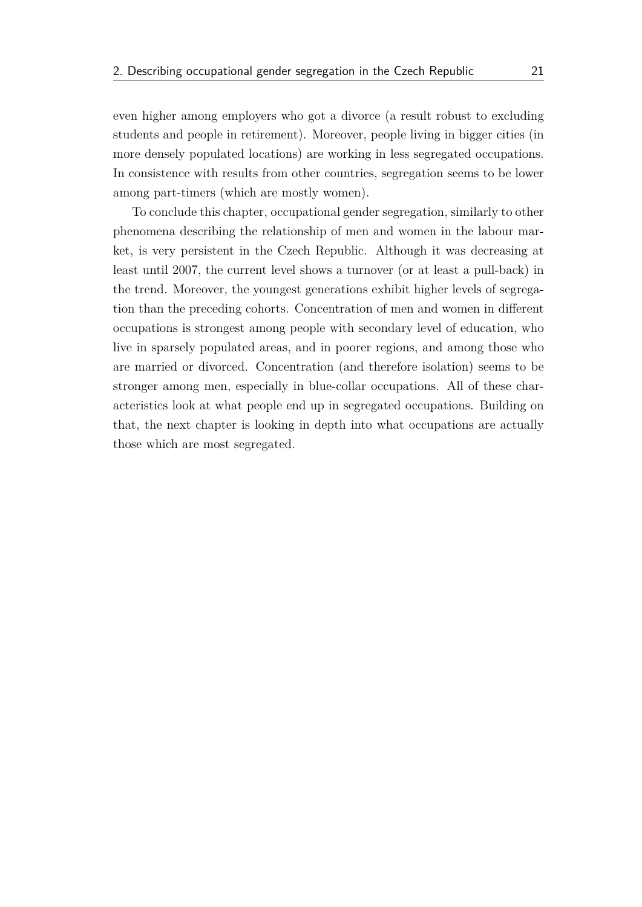even higher among employers who got a divorce (a result robust to excluding students and people in retirement). Moreover, people living in bigger cities (in more densely populated locations) are working in less segregated occupations. In consistence with results from other countries, segregation seems to be lower among part-timers (which are mostly women).

To conclude this chapter, occupational gender segregation, similarly to other phenomena describing the relationship of men and women in the labour market, is very persistent in the Czech Republic. Although it was decreasing at least until 2007, the current level shows a turnover (or at least a pull-back) in the trend. Moreover, the youngest generations exhibit higher levels of segregation than the preceding cohorts. Concentration of men and women in different occupations is strongest among people with secondary level of education, who live in sparsely populated areas, and in poorer regions, and among those who are married or divorced. Concentration (and therefore isolation) seems to be stronger among men, especially in blue-collar occupations. All of these characteristics look at what people end up in segregated occupations. Building on that, the next chapter is looking in depth into what occupations are actually those which are most segregated.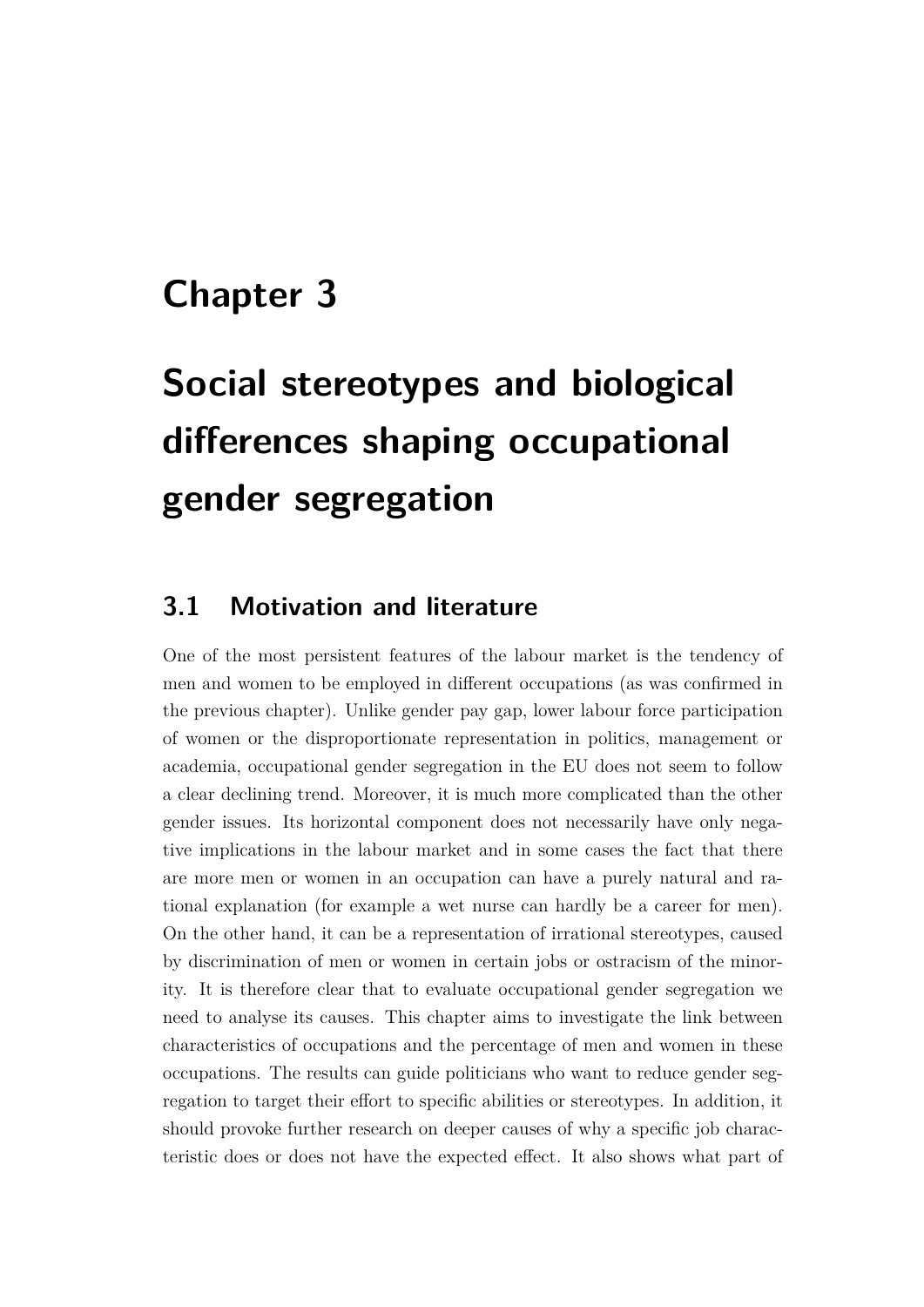# Chapter 3

# Social stereotypes and biological differences shaping occupational gender segregation

## 3.1 Motivation and literature

One of the most persistent features of the labour market is the tendency of men and women to be employed in different occupations (as was confirmed in the previous chapter). Unlike gender pay gap, lower labour force participation of women or the disproportionate representation in politics, management or academia, occupational gender segregation in the EU does not seem to follow a clear declining trend. Moreover, it is much more complicated than the other gender issues. Its horizontal component does not necessarily have only negative implications in the labour market and in some cases the fact that there are more men or women in an occupation can have a purely natural and rational explanation (for example a wet nurse can hardly be a career for men). On the other hand, it can be a representation of irrational stereotypes, caused by discrimination of men or women in certain jobs or ostracism of the minority. It is therefore clear that to evaluate occupational gender segregation we need to analyse its causes. This chapter aims to investigate the link between characteristics of occupations and the percentage of men and women in these occupations. The results can guide politicians who want to reduce gender segregation to target their effort to specific abilities or stereotypes. In addition, it should provoke further research on deeper causes of why a specific job characteristic does or does not have the expected effect. It also shows what part of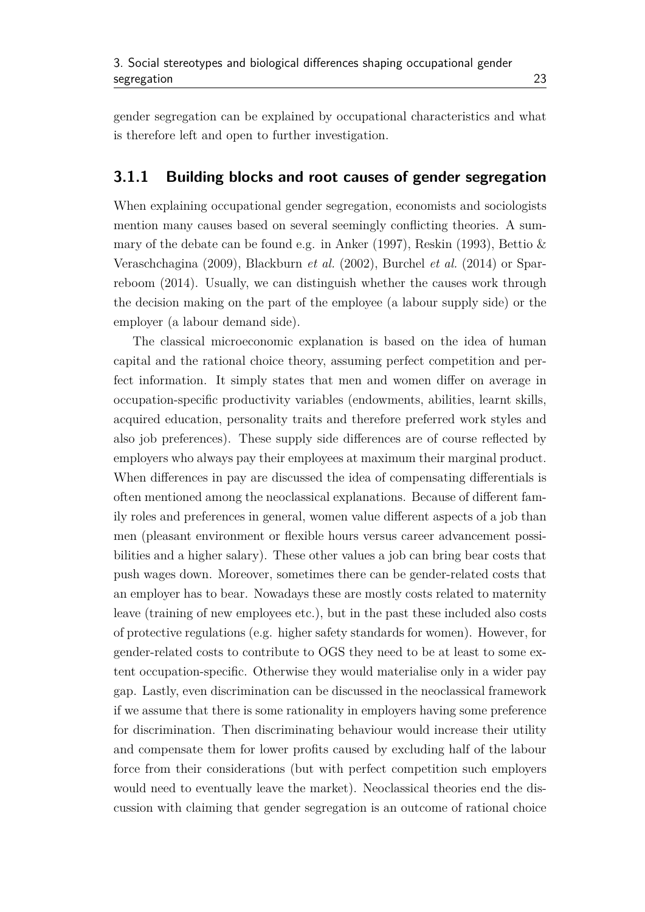gender segregation can be explained by occupational characteristics and what is therefore left and open to further investigation.

### 3.1.1 Building blocks and root causes of gender segregation

When explaining occupational gender segregation, economists and sociologists mention many causes based on several seemingly conflicting theories. A summary of the debate can be found e.g. in Anker (1997), Reskin (1993), Bettio & Veraschchagina (2009), Blackburn *et al.* (2002), Burchel *et al.* (2014) or Sparreboom (2014). Usually, we can distinguish whether the causes work through the decision making on the part of the employee (a labour supply side) or the employer (a labour demand side).

The classical microeconomic explanation is based on the idea of human capital and the rational choice theory, assuming perfect competition and perfect information. It simply states that men and women differ on average in occupation-specific productivity variables (endowments, abilities, learnt skills, acquired education, personality traits and therefore preferred work styles and also job preferences). These supply side differences are of course reflected by employers who always pay their employees at maximum their marginal product. When differences in pay are discussed the idea of compensating differentials is often mentioned among the neoclassical explanations. Because of different family roles and preferences in general, women value different aspects of a job than men (pleasant environment or flexible hours versus career advancement possibilities and a higher salary). These other values a job can bring bear costs that push wages down. Moreover, sometimes there can be gender-related costs that an employer has to bear. Nowadays these are mostly costs related to maternity leave (training of new employees etc.), but in the past these included also costs of protective regulations (e.g. higher safety standards for women). However, for gender-related costs to contribute to OGS they need to be at least to some extent occupation-specific. Otherwise they would materialise only in a wider pay gap. Lastly, even discrimination can be discussed in the neoclassical framework if we assume that there is some rationality in employers having some preference for discrimination. Then discriminating behaviour would increase their utility and compensate them for lower profits caused by excluding half of the labour force from their considerations (but with perfect competition such employers would need to eventually leave the market). Neoclassical theories end the discussion with claiming that gender segregation is an outcome of rational choice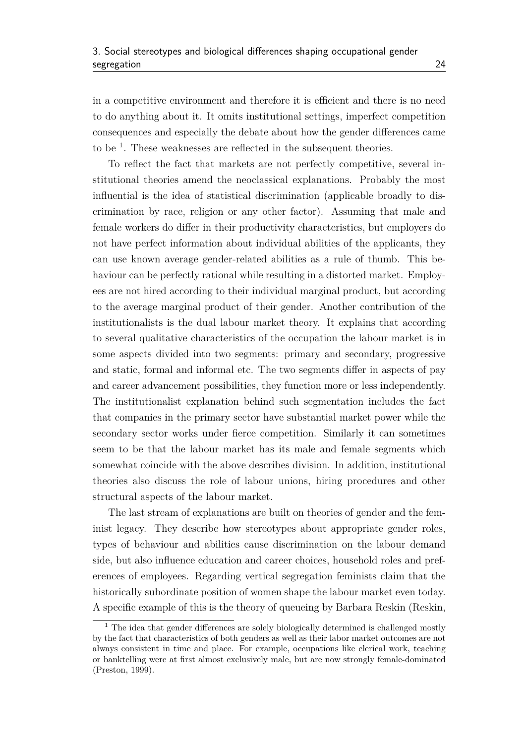in a competitive environment and therefore it is efficient and there is no need to do anything about it. It omits institutional settings, imperfect competition consequences and especially the debate about how the gender differences came to be [1]. These weaknesses are reflected in the subsequent theories.

To reflect the fact that markets are not perfectly competitive, several institutional theories amend the neoclassical explanations. Probably the most influential is the idea of statistical discrimination (applicable broadly to discrimination by race, religion or any other factor). Assuming that male and female workers do differ in their productivity characteristics, but employers do not have perfect information about individual abilities of the applicants, they can use known average gender-related abilities as a rule of thumb. This behaviour can be perfectly rational while resulting in a distorted market. Employees are not hired according to their individual marginal product, but according to the average marginal product of their gender. Another contribution of the institutionalists is the dual labour market theory. It explains that according to several qualitative characteristics of the occupation the labour market is in some aspects divided into two segments: primary and secondary, progressive and static, formal and informal etc. The two segments differ in aspects of pay and career advancement possibilities, they function more or less independently. The institutionalist explanation behind such segmentation includes the fact that companies in the primary sector have substantial market power while the secondary sector works under fierce competition. Similarly it can sometimes seem to be that the labour market has its male and female segments which somewhat coincide with the above describes division. In addition, institutional theories also discuss the role of labour unions, hiring procedures and other structural aspects of the labour market.

The last stream of explanations are built on theories of gender and the feminist legacy. They describe how stereotypes about appropriate gender roles, types of behaviour and abilities cause discrimination on the labour demand side, but also influence education and career choices, household roles and preferences of employees. Regarding vertical segregation feminists claim that the historically subordinate position of women shape the labour market even today. A specific example of this is the theory of queueing by Barbara Reskin (Reskin,

[1] The idea that gender differences are solely biologically determined is challenged mostly by the fact that characteristics of both genders as well as their labor market outcomes are not always consistent in time and place. For example, occupations like clerical work, teaching or banktelling were at first almost exclusively male, but are now strongly female-dominated (Preston, 1999).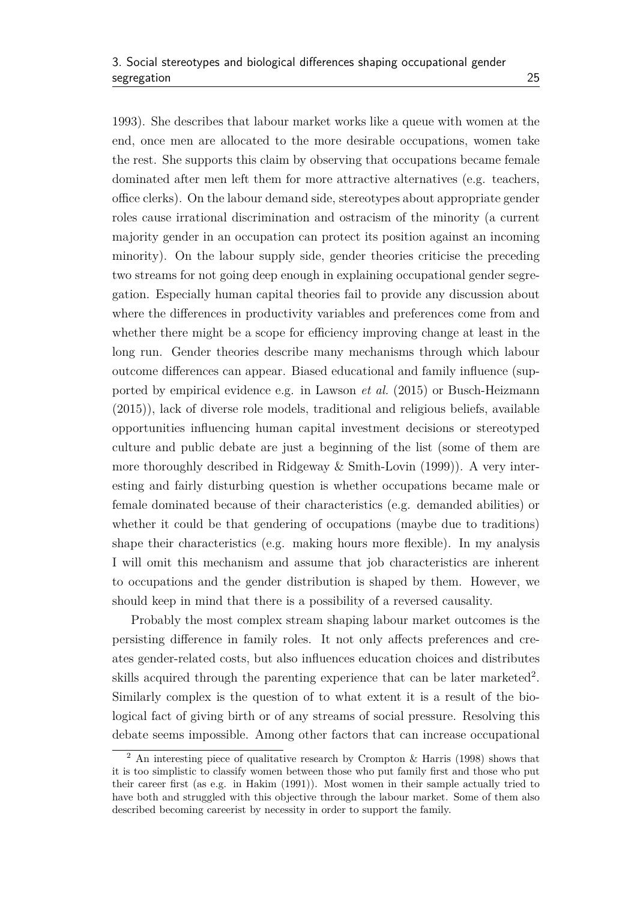1993). She describes that labour market works like a queue with women at the end, once men are allocated to the more desirable occupations, women take the rest. She supports this claim by observing that occupations became female dominated after men left them for more attractive alternatives (e.g. teachers, office clerks). On the labour demand side, stereotypes about appropriate gender roles cause irrational discrimination and ostracism of the minority (a current majority gender in an occupation can protect its position against an incoming minority). On the labour supply side, gender theories criticise the preceding two streams for not going deep enough in explaining occupational gender segregation. Especially human capital theories fail to provide any discussion about where the differences in productivity variables and preferences come from and whether there might be a scope for efficiency improving change at least in the long run. Gender theories describe many mechanisms through which labour outcome differences can appear. Biased educational and family influence (supported by empirical evidence e.g. in Lawson *et al.* (2015) or Busch-Heizmann (2015)), lack of diverse role models, traditional and religious beliefs, available opportunities influencing human capital investment decisions or stereotyped culture and public debate are just a beginning of the list (some of them are more thoroughly described in Ridgeway & Smith-Lovin (1999)). A very interesting and fairly disturbing question is whether occupations became male or female dominated because of their characteristics (e.g. demanded abilities) or whether it could be that gendering of occupations (maybe due to traditions) shape their characteristics (e.g. making hours more flexible). In my analysis I will omit this mechanism and assume that job characteristics are inherent to occupations and the gender distribution is shaped by them. However, we should keep in mind that there is a possibility of a reversed causality.

Probably the most complex stream shaping labour market outcomes is the persisting difference in family roles. It not only affects preferences and creates gender-related costs, but also influences education choices and distributes skills acquired through the parenting experience that can be later marketed[2]. Similarly complex is the question of to what extent it is a result of the biological fact of giving birth or of any streams of social pressure. Resolving this debate seems impossible. Among other factors that can increase occupational

[2] An interesting piece of qualitative research by Crompton & Harris (1998) shows that it is too simplistic to classify women between those who put family first and those who put their career first (as e.g. in Hakim (1991)). Most women in their sample actually tried to have both and struggled with this objective through the labour market. Some of them also described becoming careerist by necessity in order to support the family.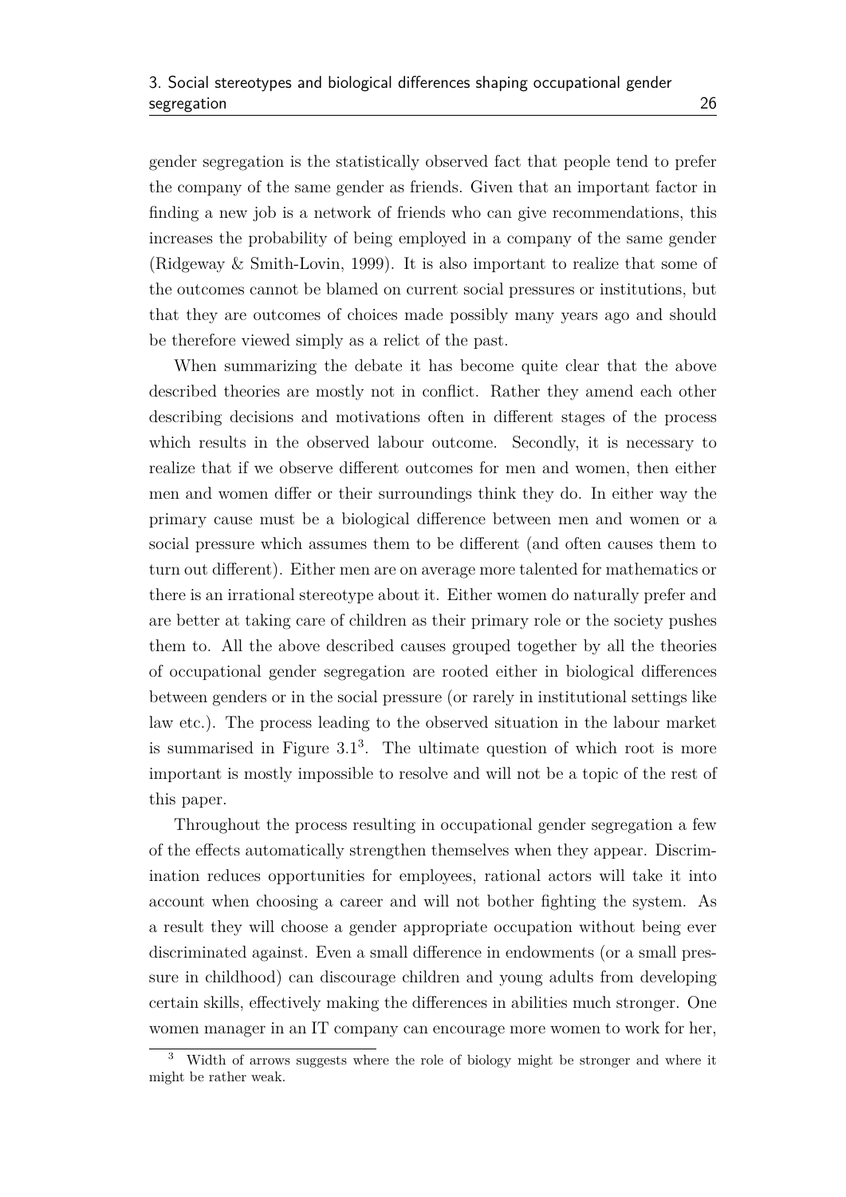gender segregation is the statistically observed fact that people tend to prefer the company of the same gender as friends. Given that an important factor in finding a new job is a network of friends who can give recommendations, this increases the probability of being employed in a company of the same gender (Ridgeway & Smith-Lovin, 1999). It is also important to realize that some of the outcomes cannot be blamed on current social pressures or institutions, but that they are outcomes of choices made possibly many years ago and should be therefore viewed simply as a relict of the past.

When summarizing the debate it has become quite clear that the above described theories are mostly not in conflict. Rather they amend each other describing decisions and motivations often in different stages of the process which results in the observed labour outcome. Secondly, it is necessary to realize that if we observe different outcomes for men and women, then either men and women differ or their surroundings think they do. In either way the primary cause must be a biological difference between men and women or a social pressure which assumes them to be different (and often causes them to turn out different). Either men are on average more talented for mathematics or there is an irrational stereotype about it. Either women do naturally prefer and are better at taking care of children as their primary role or the society pushes them to. All the above described causes grouped together by all the theories of occupational gender segregation are rooted either in biological differences between genders or in the social pressure (or rarely in institutional settings like law etc.). The process leading to the observed situation in the labour market is summarised in Figure 3.1[3]. The ultimate question of which root is more important is mostly impossible to resolve and will not be a topic of the rest of this paper.

Throughout the process resulting in occupational gender segregation a few of the effects automatically strengthen themselves when they appear. Discrimination reduces opportunities for employees, rational actors will take it into account when choosing a career and will not bother fighting the system. As a result they will choose a gender appropriate occupation without being ever discriminated against. Even a small difference in endowments (or a small pressure in childhood) can discourage children and young adults from developing certain skills, effectively making the differences in abilities much stronger. One women manager in an IT company can encourage more women to work for her,

[3] Width of arrows suggests where the role of biology might be stronger and where it might be rather weak.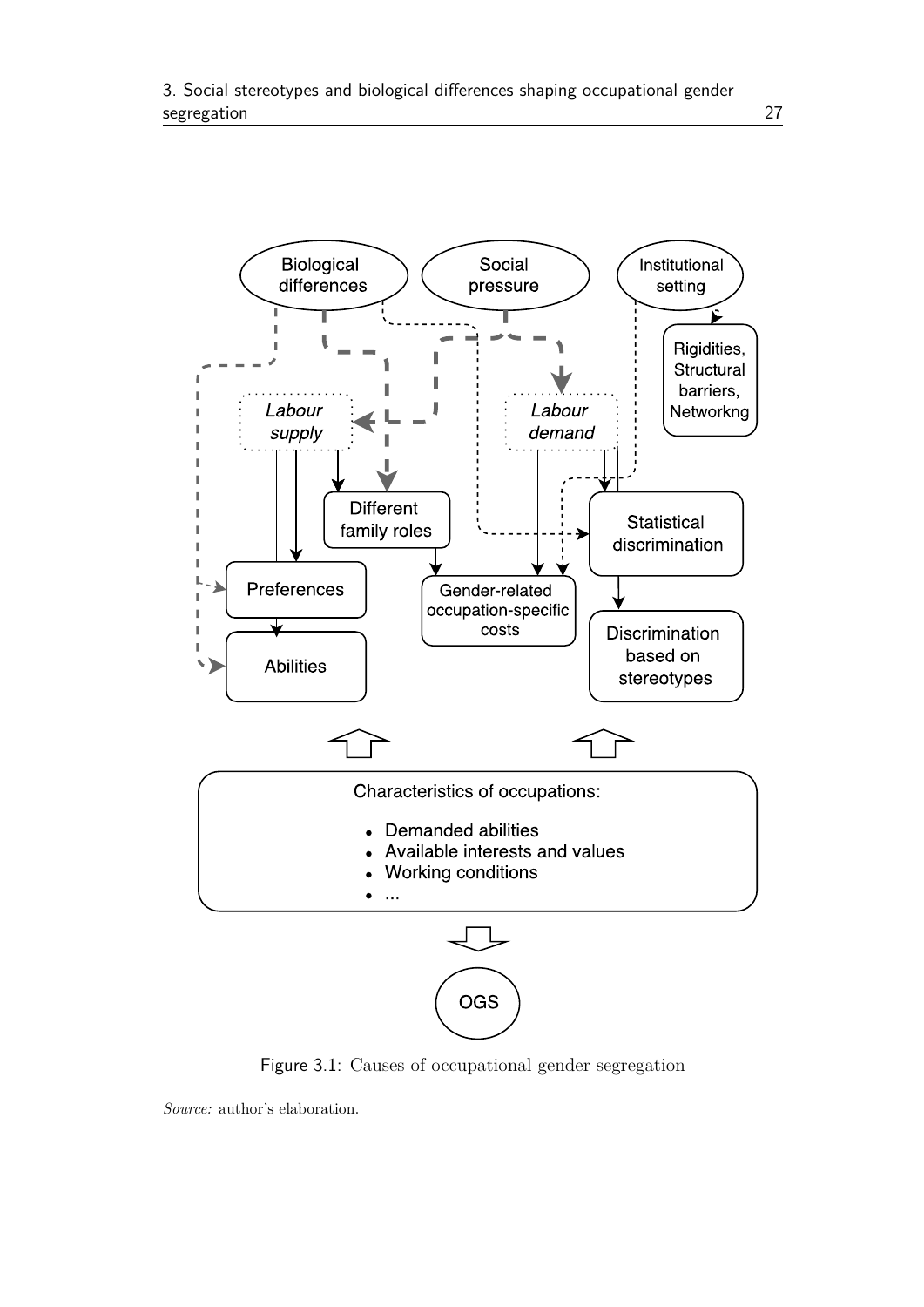Figure 3.1: Causes of occupational gender segregation

*Source:* author's elaboration.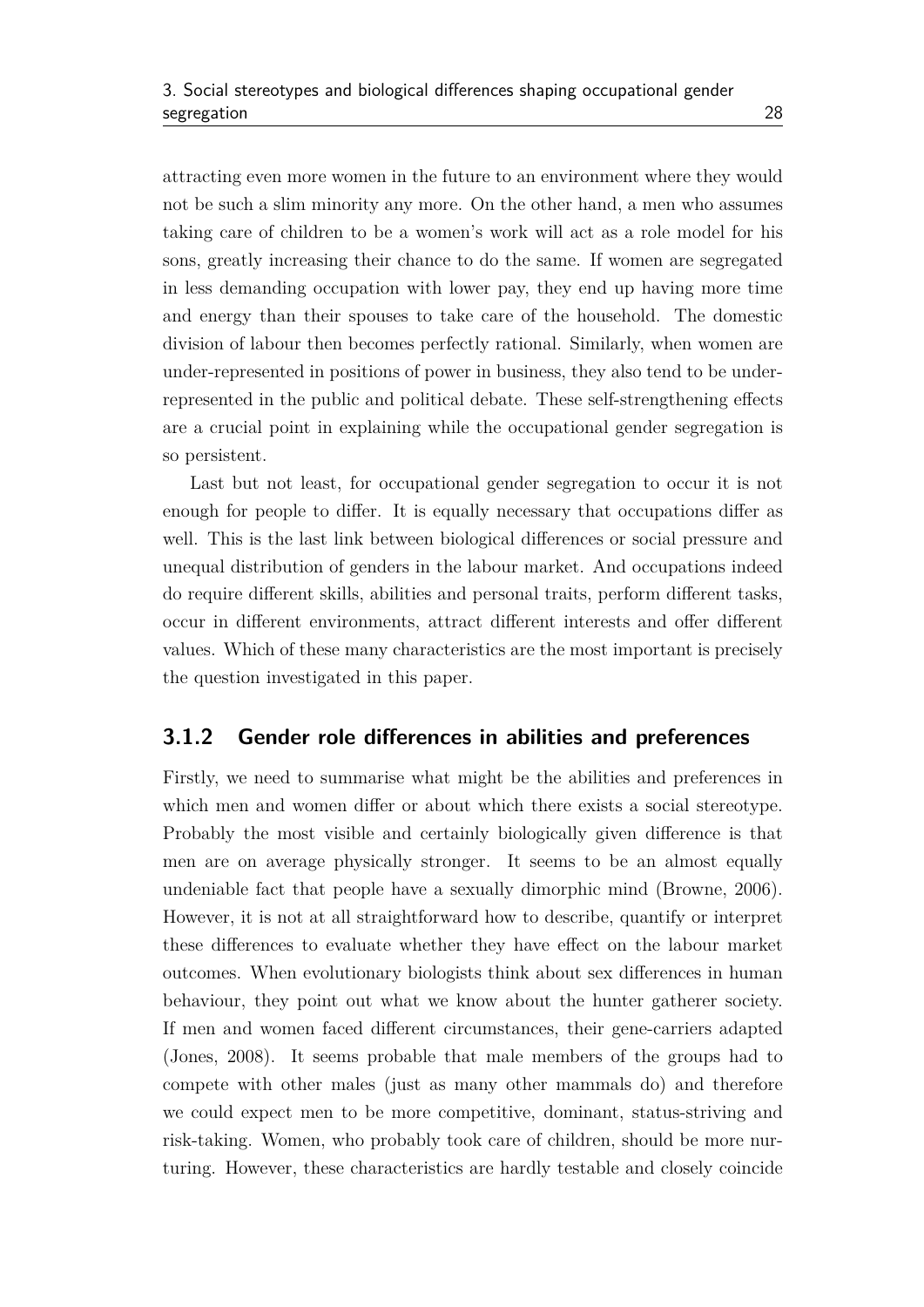attracting even more women in the future to an environment where they would not be such a slim minority any more. On the other hand, a men who assumes taking care of children to be a women's work will act as a role model for his sons, greatly increasing their chance to do the same. If women are segregated in less demanding occupation with lower pay, they end up having more time and energy than their spouses to take care of the household. The domestic division of labour then becomes perfectly rational. Similarly, when women are under-represented in positions of power in business, they also tend to be under-represented in the public and political debate. These self-strengthening effects are a crucial point in explaining while the occupational gender segregation is so persistent.

Last but not least, for occupational gender segregation to occur it is not enough for people to differ. It is equally necessary that occupations differ as well. This is the last link between biological differences or social pressure and unequal distribution of genders in the labour market. And occupations indeed do require different skills, abilities and personal traits, perform different tasks, occur in different environments, attract different interests and offer different values. Which of these many characteristics are the most important is precisely the question investigated in this paper.

### 3.1.2 Gender role differences in abilities and preferences

Firstly, we need to summarise what might be the abilities and preferences in which men and women differ or about which there exists a social stereotype. Probably the most visible and certainly biologically given difference is that men are on average physically stronger. It seems to be an almost equally undeniable fact that people have a sexually dimorphic mind (Browne, 2006). However, it is not at all straightforward how to describe, quantify or interpret these differences to evaluate whether they have effect on the labour market outcomes. When evolutionary biologists think about sex differences in human behaviour, they point out what we know about the hunter gatherer society. If men and women faced different circumstances, their gene-carriers adapted (Jones, 2008). It seems probable that male members of the groups had to compete with other males (just as many other mammals do) and therefore we could expect men to be more competitive, dominant, status-striving and risk-taking. Women, who probably took care of children, should be more nurturing. However, these characteristics are hardly testable and closely coincide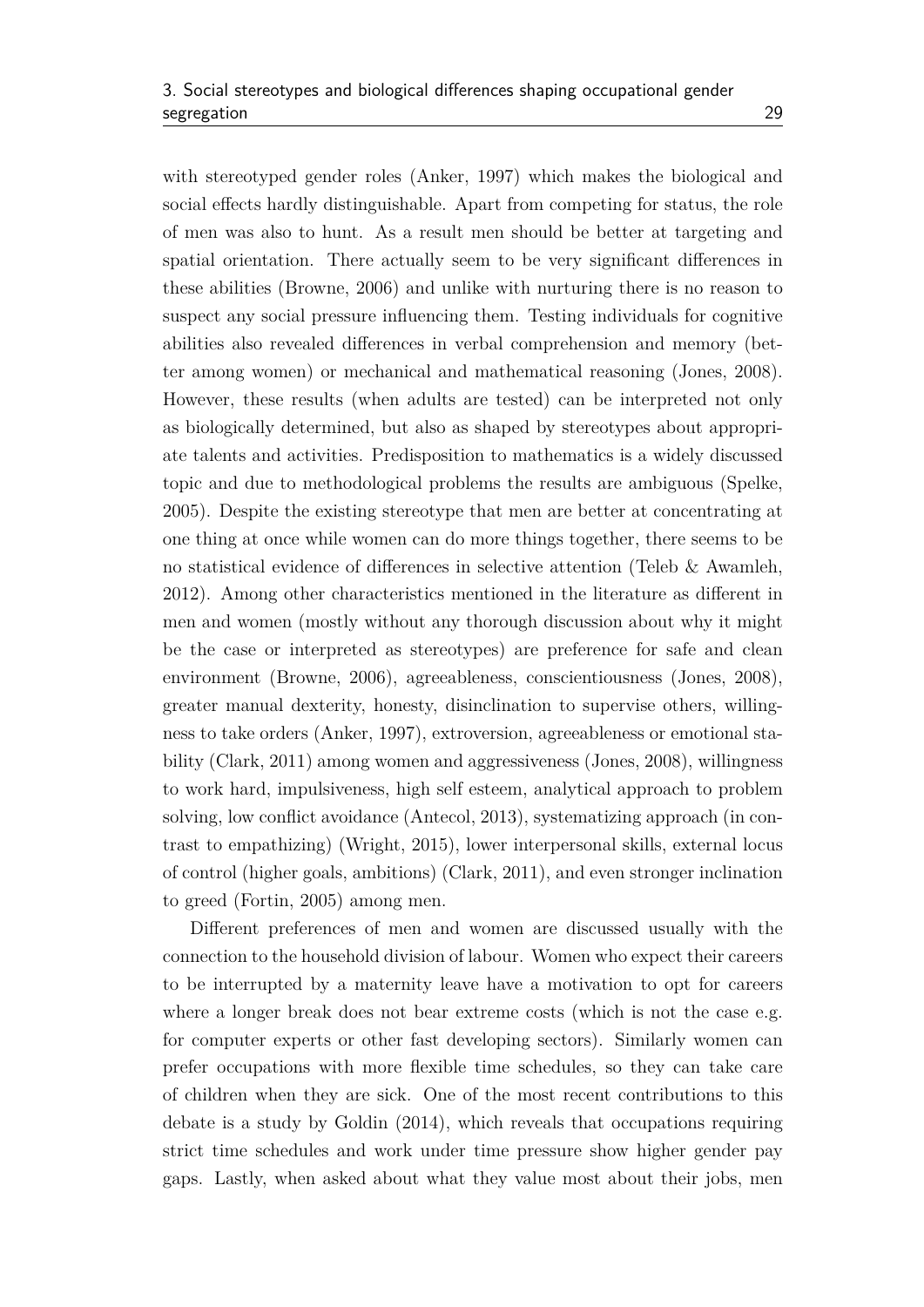with stereotyped gender roles (Anker, 1997) which makes the biological and social effects hardly distinguishable. Apart from competing for status, the role of men was also to hunt. As a result men should be better at targeting and spatial orientation. There actually seem to be very significant differences in these abilities (Browne, 2006) and unlike with nurturing there is no reason to suspect any social pressure influencing them. Testing individuals for cognitive abilities also revealed differences in verbal comprehension and memory (better among women) or mechanical and mathematical reasoning (Jones, 2008). However, these results (when adults are tested) can be interpreted not only as biologically determined, but also as shaped by stereotypes about appropriate talents and activities. Predisposition to mathematics is a widely discussed topic and due to methodological problems the results are ambiguous (Spelke, 2005). Despite the existing stereotype that men are better at concentrating at one thing at once while women can do more things together, there seems to be no statistical evidence of differences in selective attention (Teleb & Awamleh, 2012). Among other characteristics mentioned in the literature as different in men and women (mostly without any thorough discussion about why it might be the case or interpreted as stereotypes) are preference for safe and clean environment (Browne, 2006), agreeableness, conscientiousness (Jones, 2008), greater manual dexterity, honesty, disinclination to supervise others, willingness to take orders (Anker, 1997), extroversion, agreeableness or emotional stability (Clark, 2011) among women and aggressiveness (Jones, 2008), willingness to work hard, impulsiveness, high self esteem, analytical approach to problem solving, low conflict avoidance (Antecol, 2013), systematizing approach (in contrast to empathizing) (Wright, 2015), lower interpersonal skills, external locus of control (higher goals, ambitions) (Clark, 2011), and even stronger inclination to greed (Fortin, 2005) among men.

Different preferences of men and women are discussed usually with the connection to the household division of labour. Women who expect their careers to be interrupted by a maternity leave have a motivation to opt for careers where a longer break does not bear extreme costs (which is not the case e.g. for computer experts or other fast developing sectors). Similarly women can prefer occupations with more flexible time schedules, so they can take care of children when they are sick. One of the most recent contributions to this debate is a study by Goldin (2014), which reveals that occupations requiring strict time schedules and work under time pressure show higher gender pay gaps. Lastly, when asked about what they value most about their jobs, men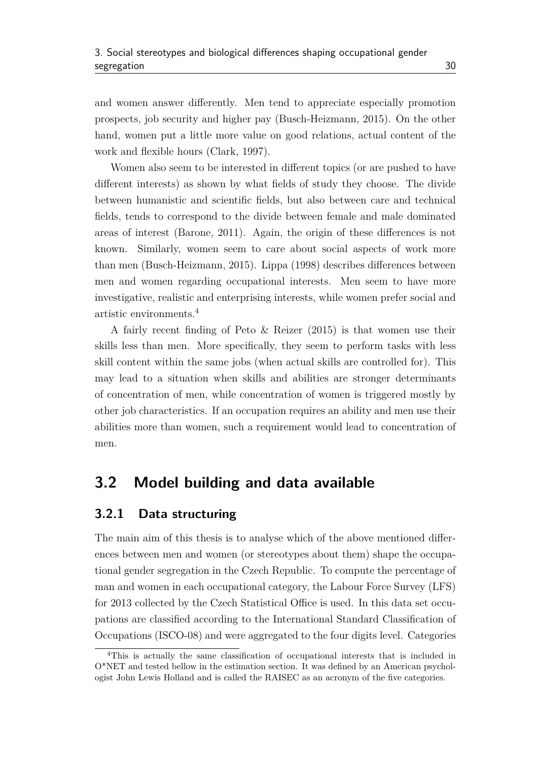and women answer differently. Men tend to appreciate especially promotion prospects, job security and higher pay (Busch-Heizmann, 2015). On the other hand, women put a little more value on good relations, actual content of the work and flexible hours (Clark, 1997).

Women also seem to be interested in different topics (or are pushed to have different interests) as shown by what fields of study they choose. The divide between humanistic and scientific fields, but also between care and technical fields, tends to correspond to the divide between female and male dominated areas of interest (Barone, 2011). Again, the origin of these differences is not known. Similarly, women seem to care about social aspects of work more than men (Busch-Heizmann, 2015). Lippa (1998) describes differences between men and women regarding occupational interests. Men seem to have more investigative, realistic and enterprising interests, while women prefer social and artistic environments.[4]

A fairly recent finding of Peto & Reizer (2015) is that women use their skills less than men. More specifically, they seem to perform tasks with less skill content within the same jobs (when actual skills are controlled for). This may lead to a situation when skills and abilities are stronger determinants of concentration of men, while concentration of women is triggered mostly by other job characteristics. If an occupation requires an ability and men use their abilities more than women, such a requirement would lead to concentration of men.

## 3.2 Model building and data available

### 3.2.1 Data structuring

The main aim of this thesis is to analyse which of the above mentioned differences between men and women (or stereotypes about them) shape the occupational gender segregation in the Czech Republic. To compute the percentage of man and women in each occupational category, the Labour Force Survey (LFS) for 2013 collected by the Czech Statistical Office is used. In this data set occupations are classified according to the International Standard Classification of Occupations (ISCO-08) and were aggregated to the four digits level. Categories

[4] This is actually the same classification of occupational interests that is included in O*NET and tested bellow in the estimation section. It was defined by an American psychologist John Lewis Holland and is called the RAISEC as an acronym of the five categories.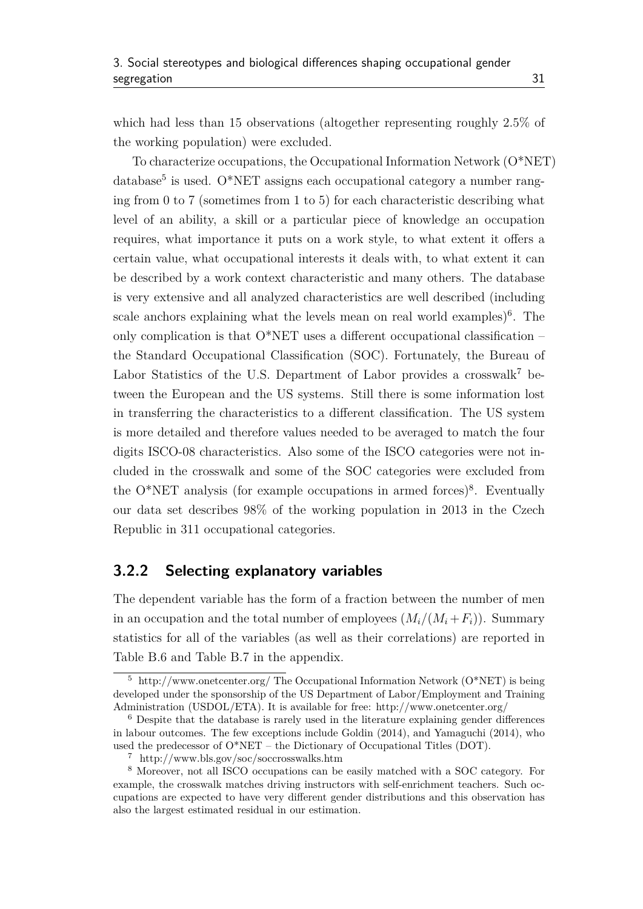which had less than 15 observations (altogether representing roughly 2.5% of the working population) were excluded.

To characterize occupations, the Occupational Information Network (O*NET) database[5] is used. O*NET assigns each occupational category a number ranging from 0 to 7 (sometimes from 1 to 5) for each characteristic describing what level of an ability, a skill or a particular piece of knowledge an occupation requires, what importance it puts on a work style, to what extent it offers a certain value, what occupational interests it deals with, to what extent it can be described by a work context characteristic and many others. The database is very extensive and all analyzed characteristics are well described (including scale anchors explaining what the levels mean on real world examples)[6]. The only complication is that O*NET uses a different occupational classification – the Standard Occupational Classification (SOC). Fortunately, the Bureau of Labor Statistics of the U.S. Department of Labor provides a crosswalk[7] between the European and the US systems. Still there is some information lost in transferring the characteristics to a different classification. The US system is more detailed and therefore values needed to be averaged to match the four digits ISCO-08 characteristics. Also some of the ISCO categories were not included in the crosswalk and some of the SOC categories were excluded from the O*NET analysis (for example occupations in armed forces)[8]. Eventually our data set describes 98% of the working population in 2013 in the Czech Republic in 311 occupational categories.

### 3.2.2 Selecting explanatory variables

The dependent variable has the form of a fraction between the number of men in an occupation and the total number of employees ($M_i/(M_i + F_i)$). Summary statistics for all of the variables (as well as their correlations) are reported in Table B.6 and Table B.7 in the appendix.

[5] http://www.onetcenter.org/ The Occupational Information Network (O*NET) is being developed under the sponsorship of the US Department of Labor/Employment and Training Administration (USDOL/ETA). It is available for free: http://www.onetcenter.org/

[6] Despite that the database is rarely used in the literature explaining gender differences in labour outcomes. The few exceptions include Goldin (2014), and Yamaguchi (2014), who used the predecessor of O*NET – the Dictionary of Occupational Titles (DOT).

[7] http://www.bls.gov/soc/soccrosswalks.htm

[8] Moreover, not all ISCO occupations can be easily matched with a SOC category. For example, the crosswalk matches driving instructors with self-enrichment teachers. Such occupations are expected to have very different gender distributions and this observation has also the largest estimated residual in our estimation.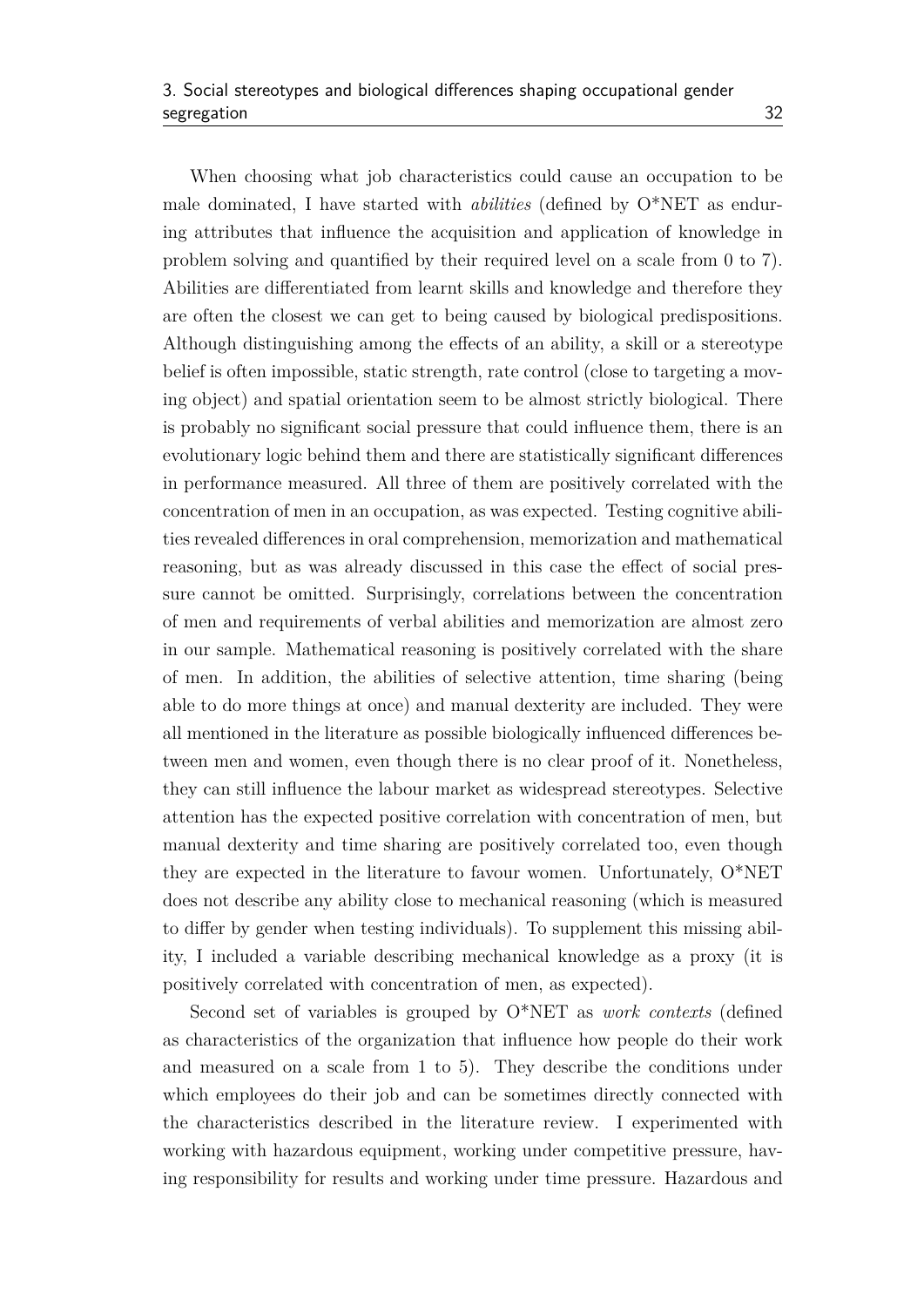When choosing what job characteristics could cause an occupation to be male dominated, I have started with *abilities* (defined by O*NET as enduring attributes that influence the acquisition and application of knowledge in problem solving and quantified by their required level on a scale from 0 to 7). Abilities are differentiated from learnt skills and knowledge and therefore they are often the closest we can get to being caused by biological predispositions. Although distinguishing among the effects of an ability, a skill or a stereotype belief is often impossible, static strength, rate control (close to targeting a moving object) and spatial orientation seem to be almost strictly biological. There is probably no significant social pressure that could influence them, there is an evolutionary logic behind them and there are statistically significant differences in performance measured. All three of them are positively correlated with the concentration of men in an occupation, as was expected. Testing cognitive abilities revealed differences in oral comprehension, memorization and mathematical reasoning, but as was already discussed in this case the effect of social pressure cannot be omitted. Surprisingly, correlations between the concentration of men and requirements of verbal abilities and memorization are almost zero in our sample. Mathematical reasoning is positively correlated with the share of men. In addition, the abilities of selective attention, time sharing (being able to do more things at once) and manual dexterity are included. They were all mentioned in the literature as possible biologically influenced differences between men and women, even though there is no clear proof of it. Nonetheless, they can still influence the labour market as widespread stereotypes. Selective attention has the expected positive correlation with concentration of men, but manual dexterity and time sharing are positively correlated too, even though they are expected in the literature to favour women. Unfortunately, O*NET does not describe any ability close to mechanical reasoning (which is measured to differ by gender when testing individuals). To supplement this missing ability, I included a variable describing mechanical knowledge as a proxy (it is positively correlated with concentration of men, as expected).

Second set of variables is grouped by O*NET as *work contexts* (defined as characteristics of the organization that influence how people do their work and measured on a scale from 1 to 5). They describe the conditions under which employees do their job and can be sometimes directly connected with the characteristics described in the literature review. I experimented with working with hazardous equipment, working under competitive pressure, having responsibility for results and working under time pressure. Hazardous and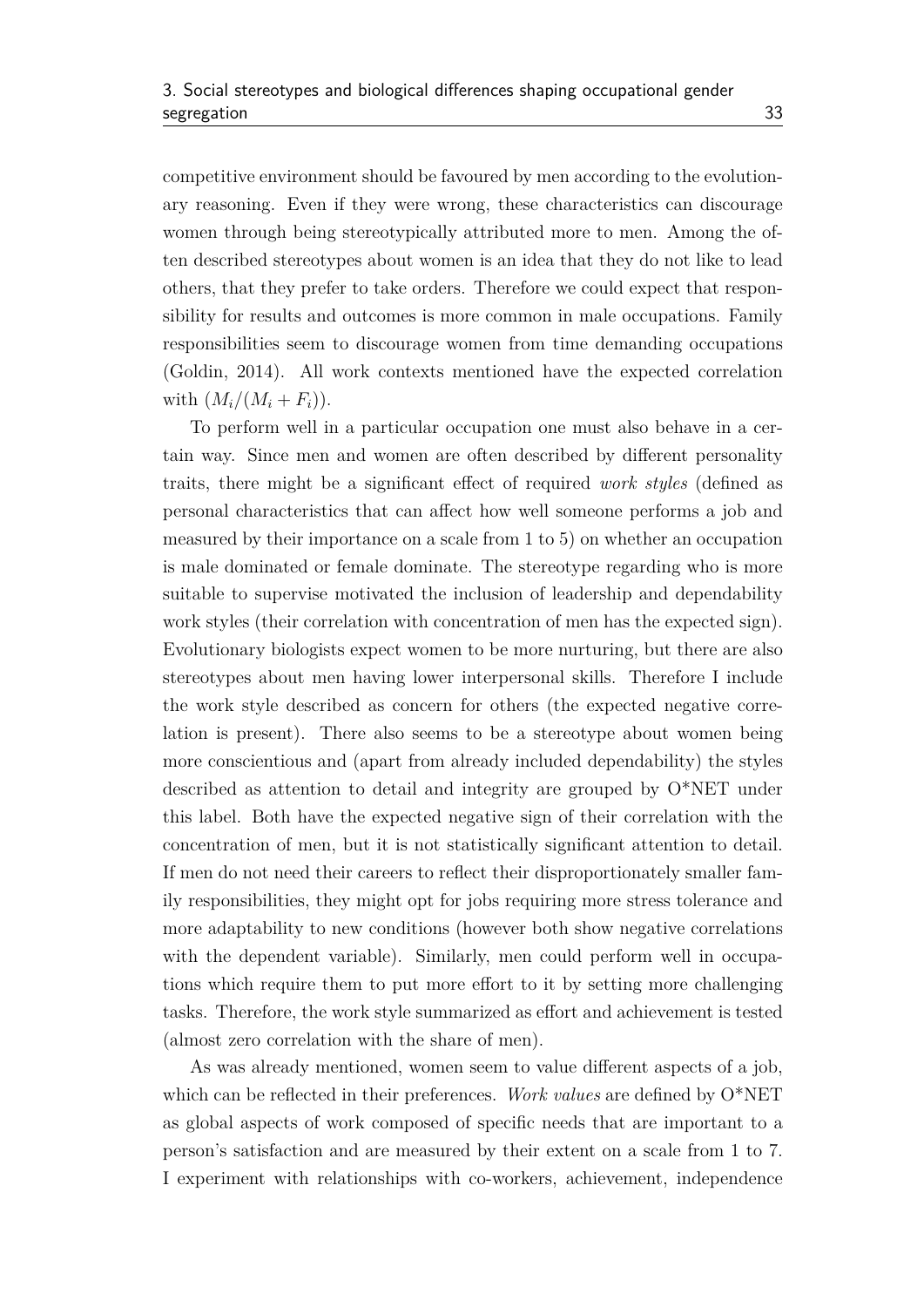competitive environment should be favoured by men according to the evolutionary reasoning. Even if they were wrong, these characteristics can discourage women through being stereotypically attributed more to men. Among the often described stereotypes about women is an idea that they do not like to lead others, that they prefer to take orders. Therefore we could expect that responsibility for results and outcomes is more common in male occupations. Family responsibilities seem to discourage women from time demanding occupations (Goldin, 2014). All work contexts mentioned have the expected correlation with $(M_i/(M_i + F_i))$.

To perform well in a particular occupation one must also behave in a certain way. Since men and women are often described by different personality traits, there might be a significant effect of required *work styles* (defined as personal characteristics that can affect how well someone performs a job and measured by their importance on a scale from 1 to 5) on whether an occupation is male dominated or female dominate. The stereotype regarding who is more suitable to supervise motivated the inclusion of leadership and dependability work styles (their correlation with concentration of men has the expected sign). Evolutionary biologists expect women to be more nurturing, but there are also stereotypes about men having lower interpersonal skills. Therefore I include the work style described as concern for others (the expected negative correlation is present). There also seems to be a stereotype about women being more conscientious and (apart from already included dependability) the styles described as attention to detail and integrity are grouped by O*NET under this label. Both have the expected negative sign of their correlation with the concentration of men, but it is not statistically significant attention to detail. If men do not need their careers to reflect their disproportionately smaller family responsibilities, they might opt for jobs requiring more stress tolerance and more adaptability to new conditions (however both show negative correlations with the dependent variable). Similarly, men could perform well in occupations which require them to put more effort to it by setting more challenging tasks. Therefore, the work style summarized as effort and achievement is tested (almost zero correlation with the share of men).

As was already mentioned, women seem to value different aspects of a job, which can be reflected in their preferences. *Work values* are defined by O*NET as global aspects of work composed of specific needs that are important to a person's satisfaction and are measured by their extent on a scale from 1 to 7. I experiment with relationships with co-workers, achievement, independence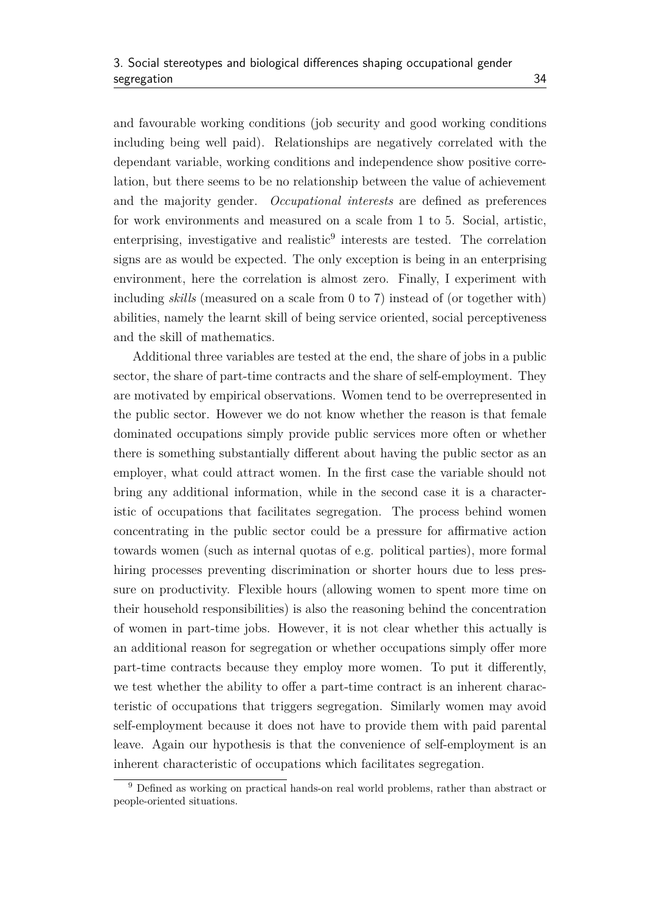and favourable working conditions (job security and good working conditions including being well paid). Relationships are negatively correlated with the dependant variable, working conditions and independence show positive correlation, but there seems to be no relationship between the value of achievement and the majority gender. *Occupational interests* are defined as preferences for work environments and measured on a scale from 1 to 5. Social, artistic, enterprising, investigative and realistic[9] interests are tested. The correlation signs are as would be expected. The only exception is being in an enterprising environment, here the correlation is almost zero. Finally, I experiment with including *skills* (measured on a scale from 0 to 7) instead of (or together with) abilities, namely the learnt skill of being service oriented, social perceptiveness and the skill of mathematics.

Additional three variables are tested at the end, the share of jobs in a public sector, the share of part-time contracts and the share of self-employment. They are motivated by empirical observations. Women tend to be overrepresented in the public sector. However we do not know whether the reason is that female dominated occupations simply provide public services more often or whether there is something substantially different about having the public sector as an employer, what could attract women. In the first case the variable should not bring any additional information, while in the second case it is a characteristic of occupations that facilitates segregation. The process behind women concentrating in the public sector could be a pressure for affirmative action towards women (such as internal quotas of e.g. political parties), more formal hiring processes preventing discrimination or shorter hours due to less pressure on productivity. Flexible hours (allowing women to spent more time on their household responsibilities) is also the reasoning behind the concentration of women in part-time jobs. However, it is not clear whether this actually is an additional reason for segregation or whether occupations simply offer more part-time contracts because they employ more women. To put it differently, we test whether the ability to offer a part-time contract is an inherent characteristic of occupations that triggers segregation. Similarly women may avoid self-employment because it does not have to provide them with paid parental leave. Again our hypothesis is that the convenience of self-employment is an inherent characteristic of occupations which facilitates segregation.

[9] Defined as working on practical hands-on real world problems, rather than abstract or people-oriented situations.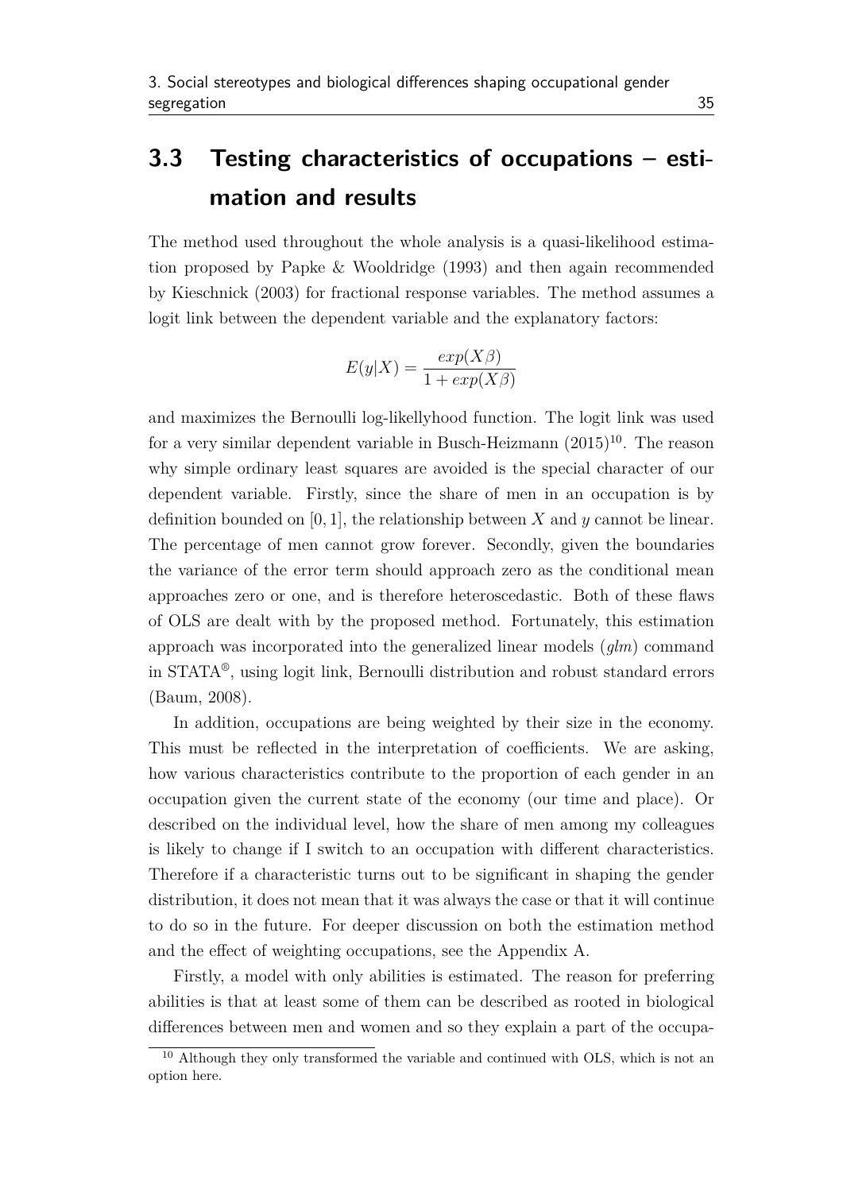## 3.3 Testing characteristics of occupations – estimation and results

The method used throughout the whole analysis is a quasi-likelihood estimation proposed by Papke & Wooldridge (1993) and then again recommended by Kieschnick (2003) for fractional response variables. The method assumes a logit link between the dependent variable and the explanatory factors:

$$E(y|X) = \frac{exp(X\beta)}{1 + exp(X\beta)}$$

and maximizes the Bernoulli log-likellyhood function. The logit link was used for a very similar dependent variable in Busch-Heizmann (2015)[10]. The reason why simple ordinary least squares are avoided is the special character of our dependent variable. Firstly, since the share of men in an occupation is by definition bounded on $[0, 1]$, the relationship between $X$ and $y$ cannot be linear. The percentage of men cannot grow forever. Secondly, given the boundaries the variance of the error term should approach zero as the conditional mean approaches zero or one, and is therefore heteroscedastic. Both of these flaws of OLS are dealt with by the proposed method. Fortunately, this estimation approach was incorporated into the generalized linear models (*glm*) command in STATA®, using logit link, Bernoulli distribution and robust standard errors (Baum, 2008).

In addition, occupations are being weighted by their size in the economy. This must be reflected in the interpretation of coefficients. We are asking, how various characteristics contribute to the proportion of each gender in an occupation given the current state of the economy (our time and place). Or described on the individual level, how the share of men among my colleagues is likely to change if I switch to an occupation with different characteristics. Therefore if a characteristic turns out to be significant in shaping the gender distribution, it does not mean that it was always the case or that it will continue to do so in the future. For deeper discussion on both the estimation method and the effect of weighting occupations, see the Appendix A.

Firstly, a model with only abilities is estimated. The reason for preferring abilities is that at least some of them can be described as rooted in biological differences between men and women and so they explain a part of the occupa-

[10] Although they only transformed the variable and continued with OLS, which is not an option here.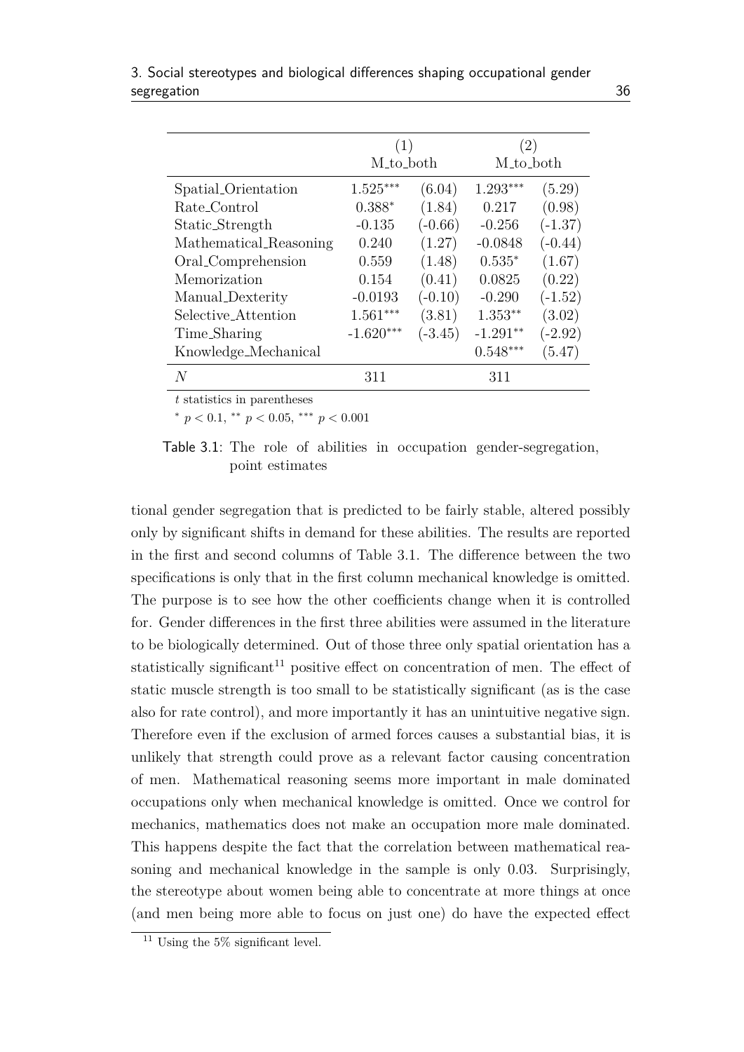| | (1) | | (2) | |
|---|---|---|---|---|
| | M_to_both | | M_to_both | |
| Spatial_Orientation | 1.525*** | (6.04) | 1.293*** | (5.29) |
| Rate_Control | 0.388* | (1.84) | 0.217 | (0.98) |
| Static_Strength | -0.135 | (-0.66) | -0.256 | (-1.37) |
| Mathematical_Reasoning | 0.240 | (1.27) | -0.0848 | (-0.44) |
| Oral_Comprehension | 0.559 | (1.48) | 0.535* | (1.67) |
| Memorization | 0.154 | (0.41) | 0.0825 | (0.22) |
| Manual_Dexterity | -0.0193 | (-0.10) | -0.290 | (-1.52) |
| Selective_Attention | 1.561*** | (3.81) | 1.353** | (3.02) |
| Time_Sharing | -1.620*** | (-3.45) | -1.291** | (-2.92) |
| Knowledge_Mechanical | | | 0.548*** | (5.47) |
| $N$ | 311 | | 311 | |

$t$ statistics in parentheses

* $p < 0.1$, ** $p < 0.05$, *** $p < 0.001$

Table 3.1: The role of abilities in occupation gender-segregation, point estimates

tional gender segregation that is predicted to be fairly stable, altered possibly only by significant shifts in demand for these abilities. The results are reported in the first and second columns of Table 3.1. The difference between the two specifications is only that in the first column mechanical knowledge is omitted. The purpose is to see how the other coefficients change when it is controlled for. Gender differences in the first three abilities were assumed in the literature to be biologically determined. Out of those three only spatial orientation has a statistically significant[11] positive effect on concentration of men. The effect of static muscle strength is too small to be statistically significant (as is the case also for rate control), and more importantly it has an unintuitive negative sign. Therefore even if the exclusion of armed forces causes a substantial bias, it is unlikely that strength could prove as a relevant factor causing concentration of men. Mathematical reasoning seems more important in male dominated occupations only when mechanical knowledge is omitted. Once we control for mechanics, mathematics does not make an occupation more male dominated. This happens despite the fact that the correlation between mathematical reasoning and mechanical knowledge in the sample is only 0.03. Surprisingly, the stereotype about women being able to concentrate at more things at once (and men being more able to focus on just one) do have the expected effect

[11] Using the 5% significant level.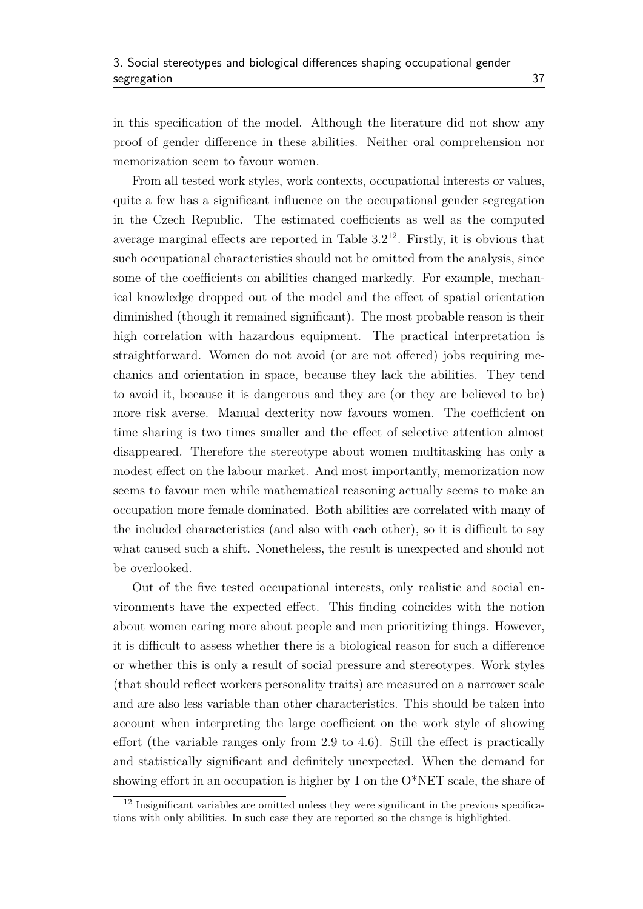in this specification of the model. Although the literature did not show any proof of gender difference in these abilities. Neither oral comprehension nor memorization seem to favour women.

From all tested work styles, work contexts, occupational interests or values, quite a few has a significant influence on the occupational gender segregation in the Czech Republic. The estimated coefficients as well as the computed average marginal effects are reported in Table 3.2[12]. Firstly, it is obvious that such occupational characteristics should not be omitted from the analysis, since some of the coefficients on abilities changed markedly. For example, mechanical knowledge dropped out of the model and the effect of spatial orientation diminished (though it remained significant). The most probable reason is their high correlation with hazardous equipment. The practical interpretation is straightforward. Women do not avoid (or are not offered) jobs requiring mechanics and orientation in space, because they lack the abilities. They tend to avoid it, because it is dangerous and they are (or they are believed to be) more risk averse. Manual dexterity now favours women. The coefficient on time sharing is two times smaller and the effect of selective attention almost disappeared. Therefore the stereotype about women multitasking has only a modest effect on the labour market. And most importantly, memorization now seems to favour men while mathematical reasoning actually seems to make an occupation more female dominated. Both abilities are correlated with many of the included characteristics (and also with each other), so it is difficult to say what caused such a shift. Nonetheless, the result is unexpected and should not be overlooked.

Out of the five tested occupational interests, only realistic and social environments have the expected effect. This finding coincides with the notion about women caring more about people and men prioritizing things. However, it is difficult to assess whether there is a biological reason for such a difference or whether this is only a result of social pressure and stereotypes. Work styles (that should reflect workers personality traits) are measured on a narrower scale and are also less variable than other characteristics. This should be taken into account when interpreting the large coefficient on the work style of showing effort (the variable ranges only from 2.9 to 4.6). Still the effect is practically and statistically significant and definitely unexpected. When the demand for showing effort in an occupation is higher by 1 on the O*NET scale, the share of

[12] Insignificant variables are omitted unless they were significant in the previous specifications with only abilities. In such case they are reported so the change is highlighted.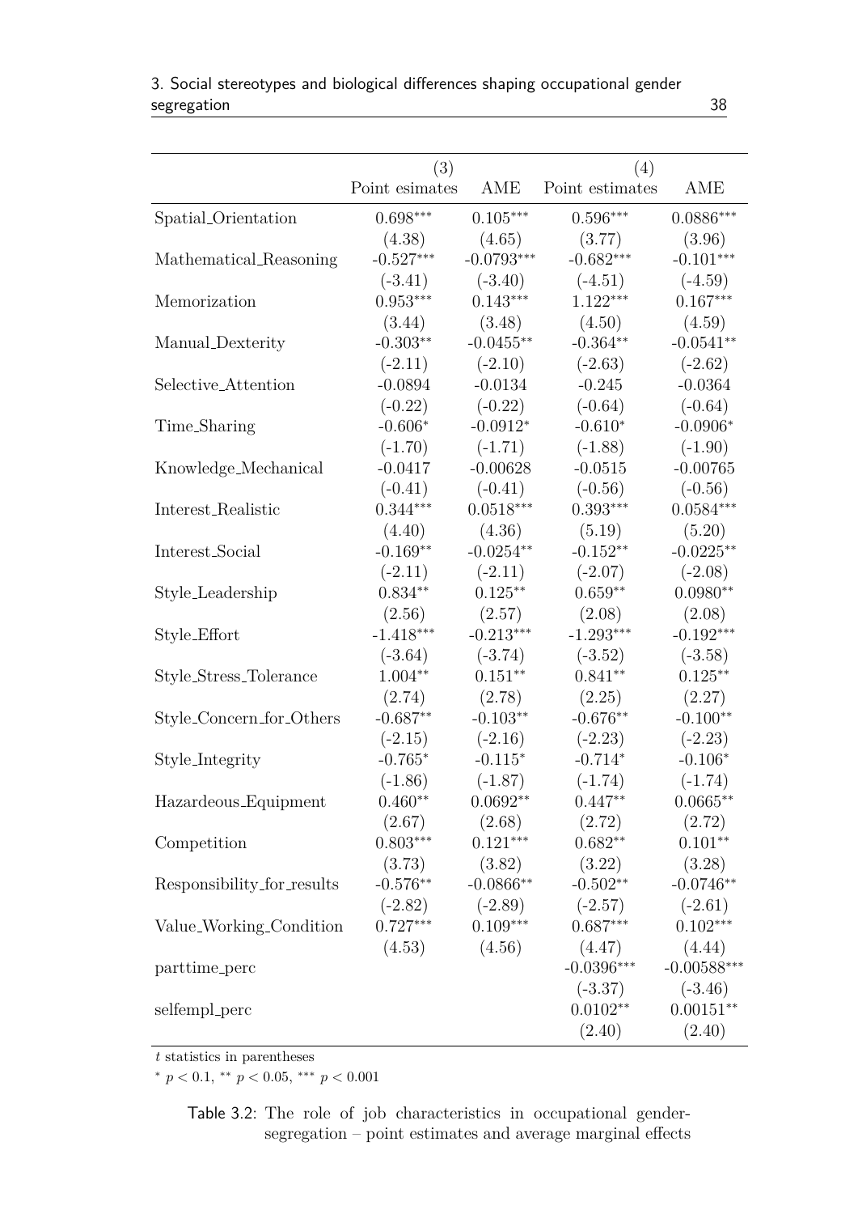| | (3) | | (4) | |
|---|---|---|---|---|
| | Point esimates | AME | Point estimates | AME |
| Spatial_Orientation | 0.698*** | 0.105*** | 0.596*** | 0.0886*** |
| | (4.38) | (4.65) | (3.77) | (3.96) |
| Mathematical_Reasoning | -0.527*** | -0.0793*** | -0.682*** | -0.101*** |
| | (-3.41) | (-3.40) | (-4.51) | (-4.59) |
| Memorization | 0.953*** | 0.143*** | 1.122*** | 0.167*** |
| | (3.44) | (3.48) | (4.50) | (4.59) |
| Manual_Dexterity | -0.303** | -0.0455** | -0.364** | -0.0541** |
| | (-2.11) | (-2.10) | (-2.63) | (-2.62) |
| Selective_Attention | -0.0894 | -0.0134 | -0.245 | -0.0364 |
| | (-0.22) | (-0.22) | (-0.64) | (-0.64) |
| Time_Sharing | -0.606* | -0.0912* | -0.610* | -0.0906* |
| | (-1.70) | (-1.71) | (-1.88) | (-1.90) |
| Knowledge_Mechanical | -0.0417 | -0.00628 | -0.0515 | -0.00765 |
| | (-0.41) | (-0.41) | (-0.56) | (-0.56) |
| Interest_Realistic | 0.344*** | 0.0518*** | 0.393*** | 0.0584*** |
| | (4.40) | (4.36) | (5.19) | (5.20) |
| Interest_Social | -0.169** | -0.0254** | -0.152** | -0.0225** |
| | (-2.11) | (-2.11) | (-2.07) | (-2.08) |
| Style_Leadership | 0.834** | 0.125** | 0.659** | 0.0980** |
| | (2.56) | (2.57) | (2.08) | (2.08) |
| Style_Effort | -1.418*** | -0.213*** | -1.293*** | -0.192*** |
| | (-3.64) | (-3.74) | (-3.52) | (-3.58) |
| Style_Stress_Tolerance | 1.004** | 0.151** | 0.841** | 0.125** |
| | (2.74) | (2.78) | (2.25) | (2.27) |
| Style_Concern_for_Others | -0.687** | -0.103** | -0.676** | -0.100** |
| | (-2.15) | (-2.16) | (-2.23) | (-2.23) |
| Style_Integrity | -0.765* | -0.115* | -0.714* | -0.106* |
| | (-1.86) | (-1.87) | (-1.74) | (-1.74) |
| Hazardeous_Equipment | 0.460** | 0.0692** | 0.447** | 0.0665** |
| | (2.67) | (2.68) | (2.72) | (2.72) |
| Competition | 0.803*** | 0.121*** | 0.682** | 0.101** |
| | (3.73) | (3.82) | (3.22) | (3.28) |
| Responsibility_for_results | -0.576** | -0.0866** | -0.502** | -0.0746** |
| | (-2.82) | (-2.89) | (-2.57) | (-2.61) |
| Value_Working_Condition | 0.727*** | 0.109*** | 0.687*** | 0.102*** |
| | (4.53) | (4.56) | (4.47) | (4.44) |
| parttime_perc | | | -0.0396*** | -0.00588*** |
| | | | (-3.37) | (-3.46) |
| selfempl_perc | | | 0.0102** | 0.00151** |
| | | | (2.40) | (2.40) |

$t$ statistics in parentheses

* $p < 0.1$, ** $p < 0.05$, *** $p < 0.001$

Table 3.2: The role of job characteristics in occupational gender-segregation – point estimates and average marginal effects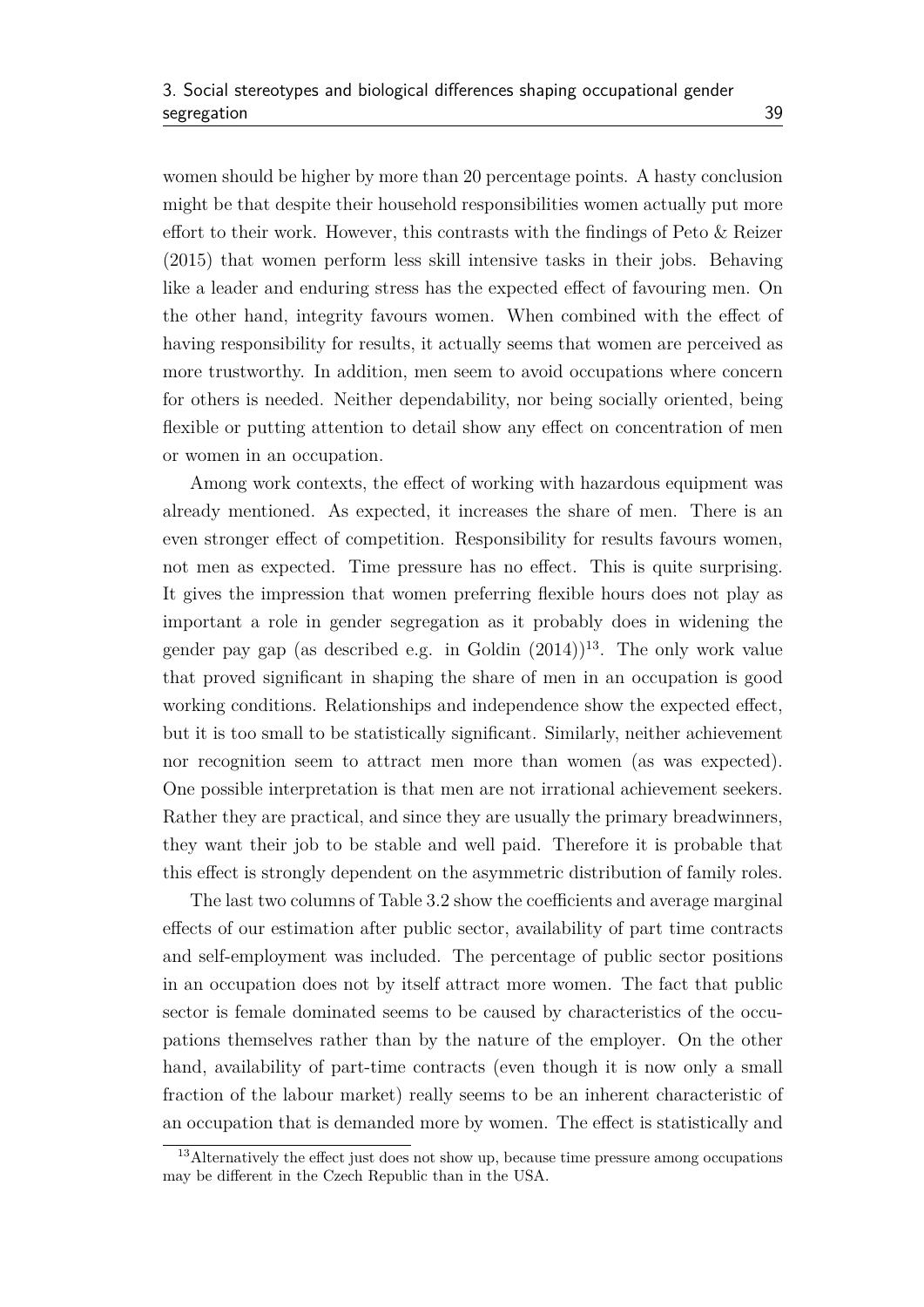women should be higher by more than 20 percentage points. A hasty conclusion might be that despite their household responsibilities women actually put more effort to their work. However, this contrasts with the findings of Peto & Reizer (2015) that women perform less skill intensive tasks in their jobs. Behaving like a leader and enduring stress has the expected effect of favouring men. On the other hand, integrity favours women. When combined with the effect of having responsibility for results, it actually seems that women are perceived as more trustworthy. In addition, men seem to avoid occupations where concern for others is needed. Neither dependability, nor being socially oriented, being flexible or putting attention to detail show any effect on concentration of men or women in an occupation.

Among work contexts, the effect of working with hazardous equipment was already mentioned. As expected, it increases the share of men. There is an even stronger effect of competition. Responsibility for results favours women, not men as expected. Time pressure has no effect. This is quite surprising. It gives the impression that women preferring flexible hours does not play as important a role in gender segregation as it probably does in widening the gender pay gap (as described e.g. in Goldin (2014))[13]. The only work value that proved significant in shaping the share of men in an occupation is good working conditions. Relationships and independence show the expected effect, but it is too small to be statistically significant. Similarly, neither achievement nor recognition seem to attract men more than women (as was expected). One possible interpretation is that men are not irrational achievement seekers. Rather they are practical, and since they are usually the primary breadwinners, they want their job to be stable and well paid. Therefore it is probable that this effect is strongly dependent on the asymmetric distribution of family roles.

The last two columns of Table 3.2 show the coefficients and average marginal effects of our estimation after public sector, availability of part time contracts and self-employment was included. The percentage of public sector positions in an occupation does not by itself attract more women. The fact that public sector is female dominated seems to be caused by characteristics of the occupations themselves rather than by the nature of the employer. On the other hand, availability of part-time contracts (even though it is now only a small fraction of the labour market) really seems to be an inherent characteristic of an occupation that is demanded more by women. The effect is statistically and

[13] Alternatively the effect just does not show up, because time pressure among occupations may be different in the Czech Republic than in the USA.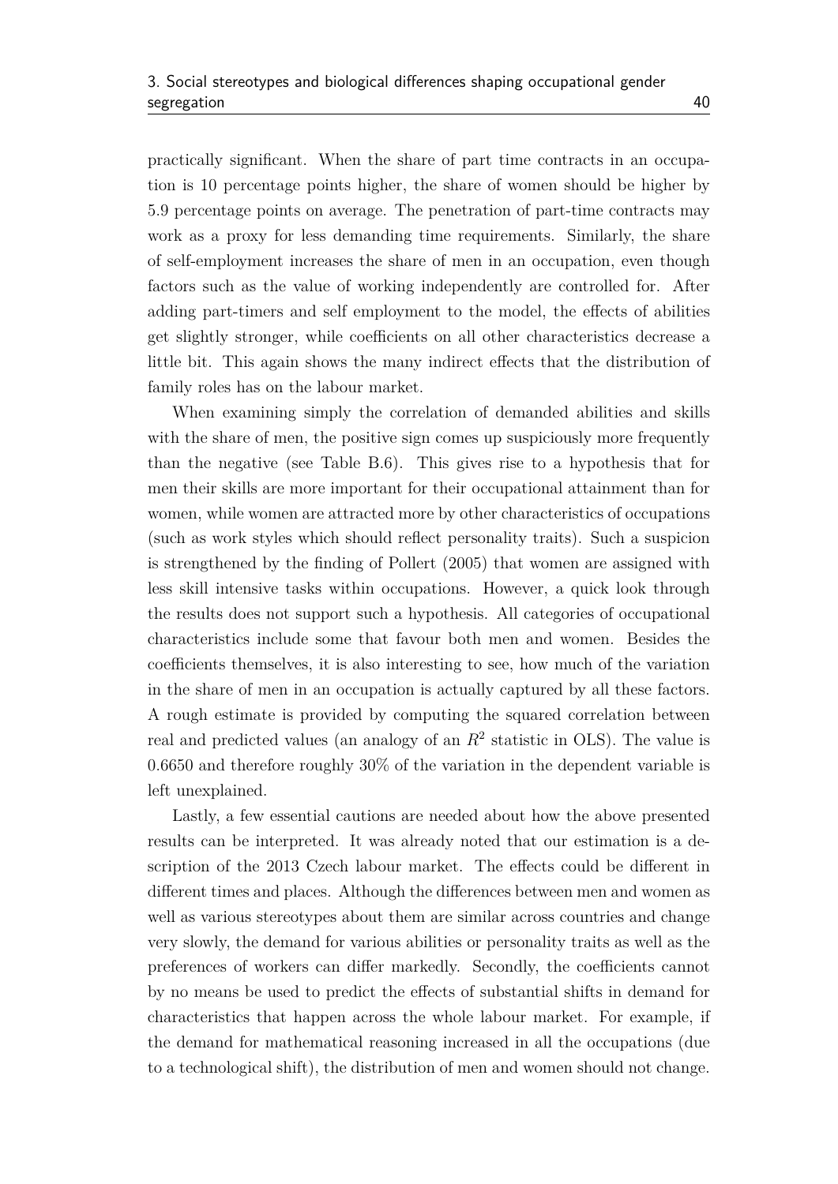practically significant. When the share of part time contracts in an occupation is 10 percentage points higher, the share of women should be higher by 5.9 percentage points on average. The penetration of part-time contracts may work as a proxy for less demanding time requirements. Similarly, the share of self-employment increases the share of men in an occupation, even though factors such as the value of working independently are controlled for. After adding part-timers and self employment to the model, the effects of abilities get slightly stronger, while coefficients on all other characteristics decrease a little bit. This again shows the many indirect effects that the distribution of family roles has on the labour market.

When examining simply the correlation of demanded abilities and skills with the share of men, the positive sign comes up suspiciously more frequently than the negative (see Table B.6). This gives rise to a hypothesis that for men their skills are more important for their occupational attainment than for women, while women are attracted more by other characteristics of occupations (such as work styles which should reflect personality traits). Such a suspicion is strengthened by the finding of Pollert (2005) that women are assigned with less skill intensive tasks within occupations. However, a quick look through the results does not support such a hypothesis. All categories of occupational characteristics include some that favour both men and women. Besides the coefficients themselves, it is also interesting to see, how much of the variation in the share of men in an occupation is actually captured by all these factors. A rough estimate is provided by computing the squared correlation between real and predicted values (an analogy of an $R^2$ statistic in OLS). The value is 0.6650 and therefore roughly 30% of the variation in the dependent variable is left unexplained.

Lastly, a few essential cautions are needed about how the above presented results can be interpreted. It was already noted that our estimation is a description of the 2013 Czech labour market. The effects could be different in different times and places. Although the differences between men and women as well as various stereotypes about them are similar across countries and change very slowly, the demand for various abilities or personality traits as well as the preferences of workers can differ markedly. Secondly, the coefficients cannot by no means be used to predict the effects of substantial shifts in demand for characteristics that happen across the whole labour market. For example, if the demand for mathematical reasoning increased in all the occupations (due to a technological shift), the distribution of men and women should not change.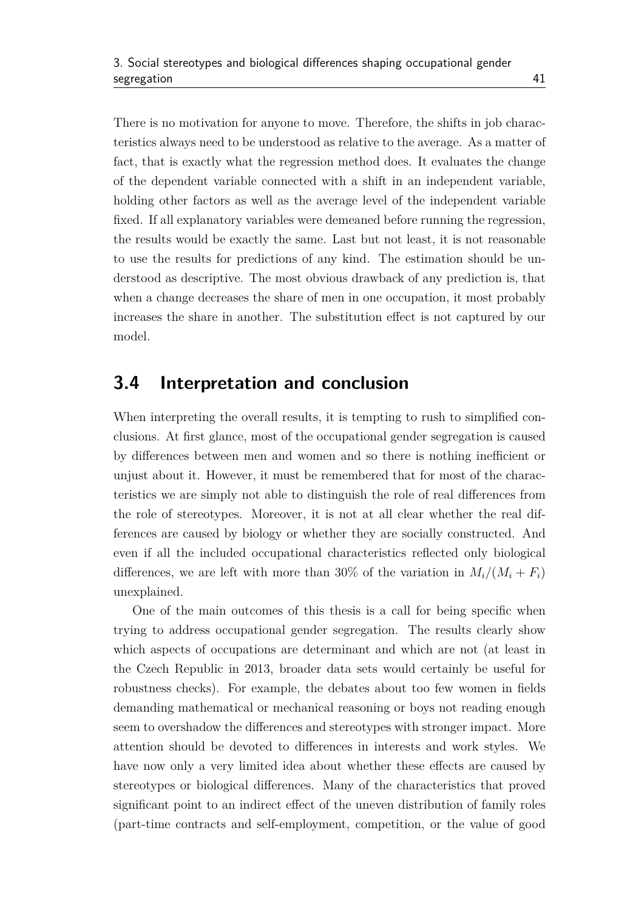There is no motivation for anyone to move. Therefore, the shifts in job characteristics always need to be understood as relative to the average. As a matter of fact, that is exactly what the regression method does. It evaluates the change of the dependent variable connected with a shift in an independent variable, holding other factors as well as the average level of the independent variable fixed. If all explanatory variables were demeaned before running the regression, the results would be exactly the same. Last but not least, it is not reasonable to use the results for predictions of any kind. The estimation should be understood as descriptive. The most obvious drawback of any prediction is, that when a change decreases the share of men in one occupation, it most probably increases the share in another. The substitution effect is not captured by our model.

## 3.4 Interpretation and conclusion

When interpreting the overall results, it is tempting to rush to simplified conclusions. At first glance, most of the occupational gender segregation is caused by differences between men and women and so there is nothing inefficient or unjust about it. However, it must be remembered that for most of the characteristics we are simply not able to distinguish the role of real differences from the role of stereotypes. Moreover, it is not at all clear whether the real differences are caused by biology or whether they are socially constructed. And even if all the included occupational characteristics reflected only biological differences, we are left with more than 30% of the variation in $M_i/(M_i + F_i)$ unexplained.

One of the main outcomes of this thesis is a call for being specific when trying to address occupational gender segregation. The results clearly show which aspects of occupations are determinant and which are not (at least in the Czech Republic in 2013, broader data sets would certainly be useful for robustness checks). For example, the debates about too few women in fields demanding mathematical or mechanical reasoning or boys not reading enough seem to overshadow the differences and stereotypes with stronger impact. More attention should be devoted to differences in interests and work styles. We have now only a very limited idea about whether these effects are caused by stereotypes or biological differences. Many of the characteristics that proved significant point to an indirect effect of the uneven distribution of family roles (part-time contracts and self-employment, competition, or the value of good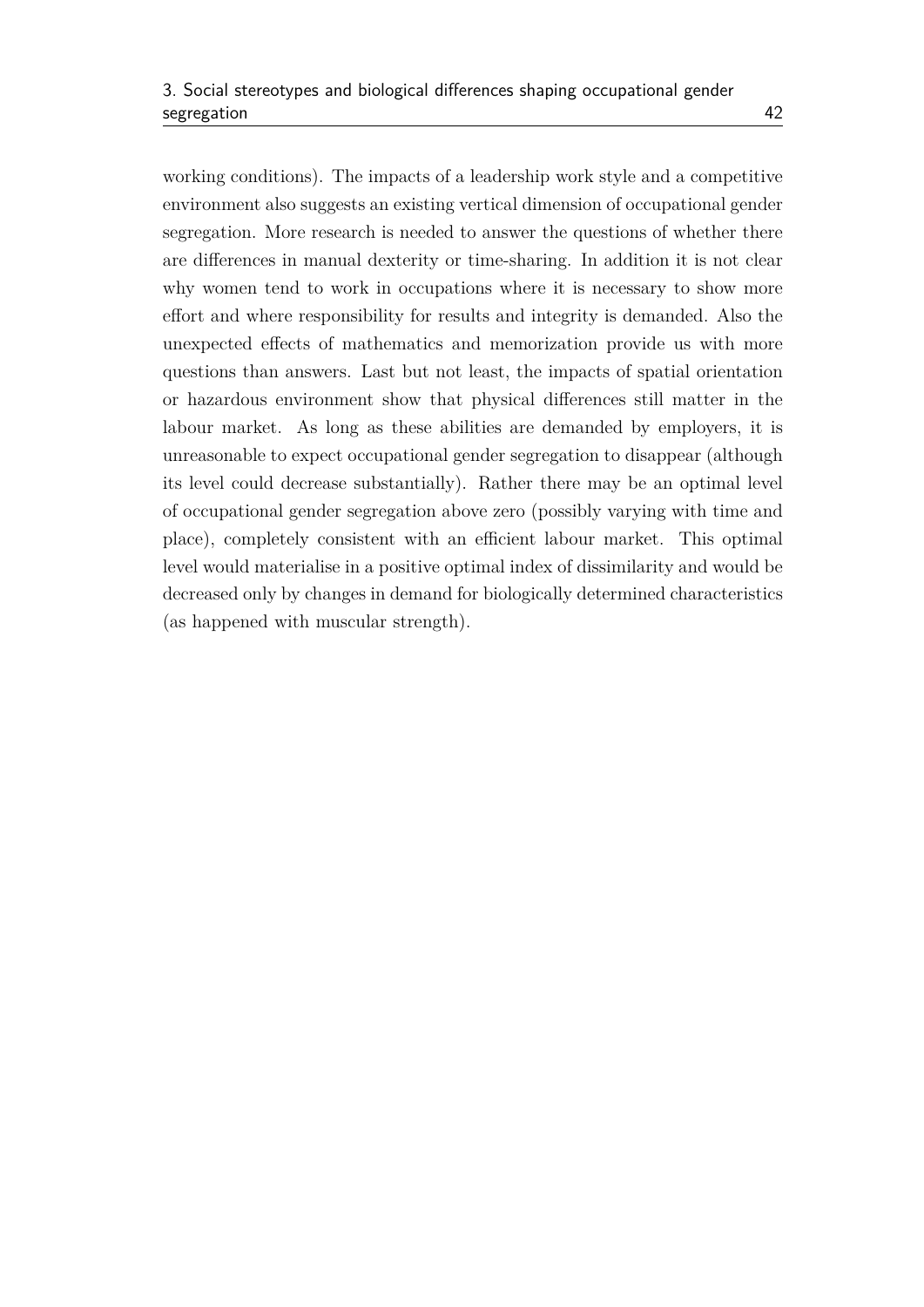working conditions). The impacts of a leadership work style and a competitive environment also suggests an existing vertical dimension of occupational gender segregation. More research is needed to answer the questions of whether there are differences in manual dexterity or time-sharing. In addition it is not clear why women tend to work in occupations where it is necessary to show more effort and where responsibility for results and integrity is demanded. Also the unexpected effects of mathematics and memorization provide us with more questions than answers. Last but not least, the impacts of spatial orientation or hazardous environment show that physical differences still matter in the labour market. As long as these abilities are demanded by employers, it is unreasonable to expect occupational gender segregation to disappear (although its level could decrease substantially). Rather there may be an optimal level of occupational gender segregation above zero (possibly varying with time and place), completely consistent with an efficient labour market. This optimal level would materialise in a positive optimal index of dissimilarity and would be decreased only by changes in demand for biologically determined characteristics (as happened with muscular strength).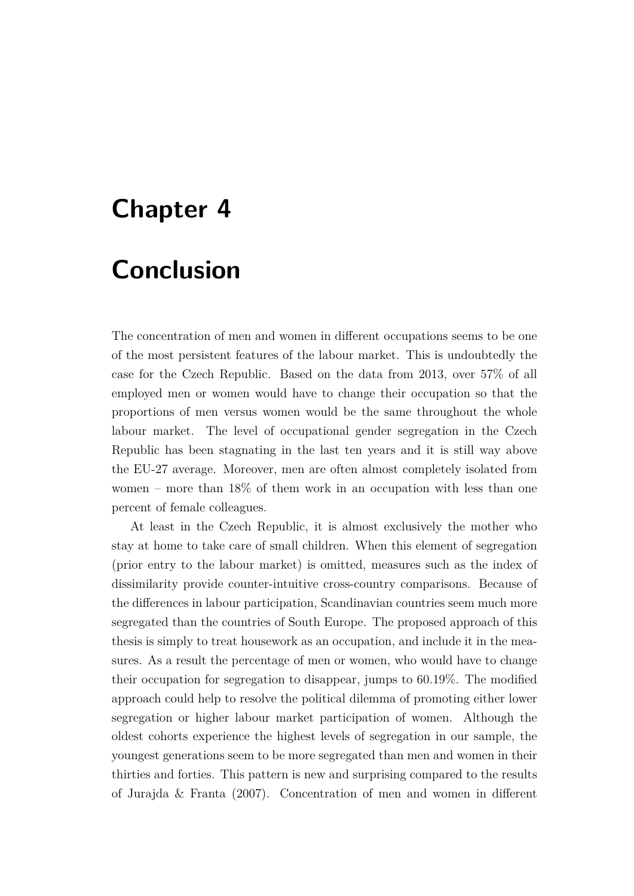# Chapter 4

# Conclusion

The concentration of men and women in different occupations seems to be one of the most persistent features of the labour market. This is undoubtedly the case for the Czech Republic. Based on the data from 2013, over 57% of all employed men or women would have to change their occupation so that the proportions of men versus women would be the same throughout the whole labour market. The level of occupational gender segregation in the Czech Republic has been stagnating in the last ten years and it is still way above the EU-27 average. Moreover, men are often almost completely isolated from women – more than 18% of them work in an occupation with less than one percent of female colleagues.

At least in the Czech Republic, it is almost exclusively the mother who stay at home to take care of small children. When this element of segregation (prior entry to the labour market) is omitted, measures such as the index of dissimilarity provide counter-intuitive cross-country comparisons. Because of the differences in labour participation, Scandinavian countries seem much more segregated than the countries of South Europe. The proposed approach of this thesis is simply to treat housework as an occupation, and include it in the measures. As a result the percentage of men or women, who would have to change their occupation for segregation to disappear, jumps to 60.19%. The modified approach could help to resolve the political dilemma of promoting either lower segregation or higher labour market participation of women. Although the oldest cohorts experience the highest levels of segregation in our sample, the youngest generations seem to be more segregated than men and women in their thirties and forties. This pattern is new and surprising compared to the results of Jurajda & Franta (2007). Concentration of men and women in different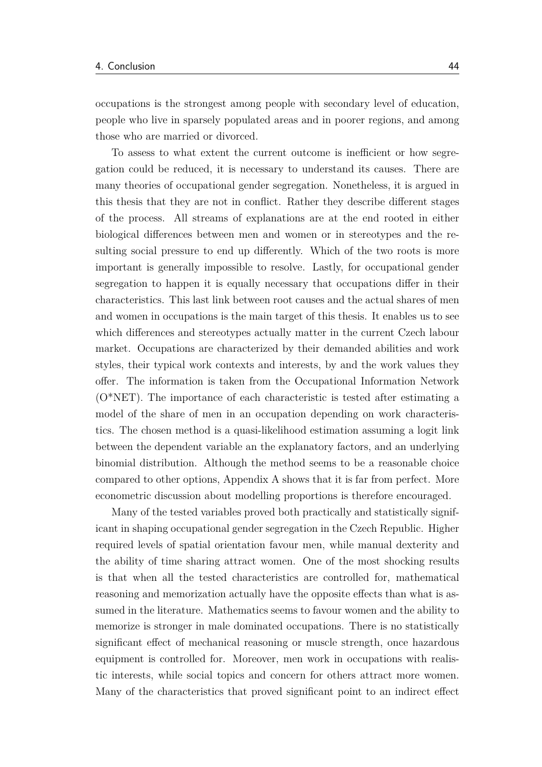occupations is the strongest among people with secondary level of education, people who live in sparsely populated areas and in poorer regions, and among those who are married or divorced.

To assess to what extent the current outcome is inefficient or how segregation could be reduced, it is necessary to understand its causes. There are many theories of occupational gender segregation. Nonetheless, it is argued in this thesis that they are not in conflict. Rather they describe different stages of the process. All streams of explanations are at the end rooted in either biological differences between men and women or in stereotypes and the resulting social pressure to end up differently. Which of the two roots is more important is generally impossible to resolve. Lastly, for occupational gender segregation to happen it is equally necessary that occupations differ in their characteristics. This last link between root causes and the actual shares of men and women in occupations is the main target of this thesis. It enables us to see which differences and stereotypes actually matter in the current Czech labour market. Occupations are characterized by their demanded abilities and work styles, their typical work contexts and interests, by and the work values they offer. The information is taken from the Occupational Information Network (O*NET). The importance of each characteristic is tested after estimating a model of the share of men in an occupation depending on work characteristics. The chosen method is a quasi-likelihood estimation assuming a logit link between the dependent variable an the explanatory factors, and an underlying binomial distribution. Although the method seems to be a reasonable choice compared to other options, Appendix A shows that it is far from perfect. More econometric discussion about modelling proportions is therefore encouraged.

Many of the tested variables proved both practically and statistically significant in shaping occupational gender segregation in the Czech Republic. Higher required levels of spatial orientation favour men, while manual dexterity and the ability of time sharing attract women. One of the most shocking results is that when all the tested characteristics are controlled for, mathematical reasoning and memorization actually have the opposite effects than what is assumed in the literature. Mathematics seems to favour women and the ability to memorize is stronger in male dominated occupations. There is no statistically significant effect of mechanical reasoning or muscle strength, once hazardous equipment is controlled for. Moreover, men work in occupations with realistic interests, while social topics and concern for others attract more women. Many of the characteristics that proved significant point to an indirect effect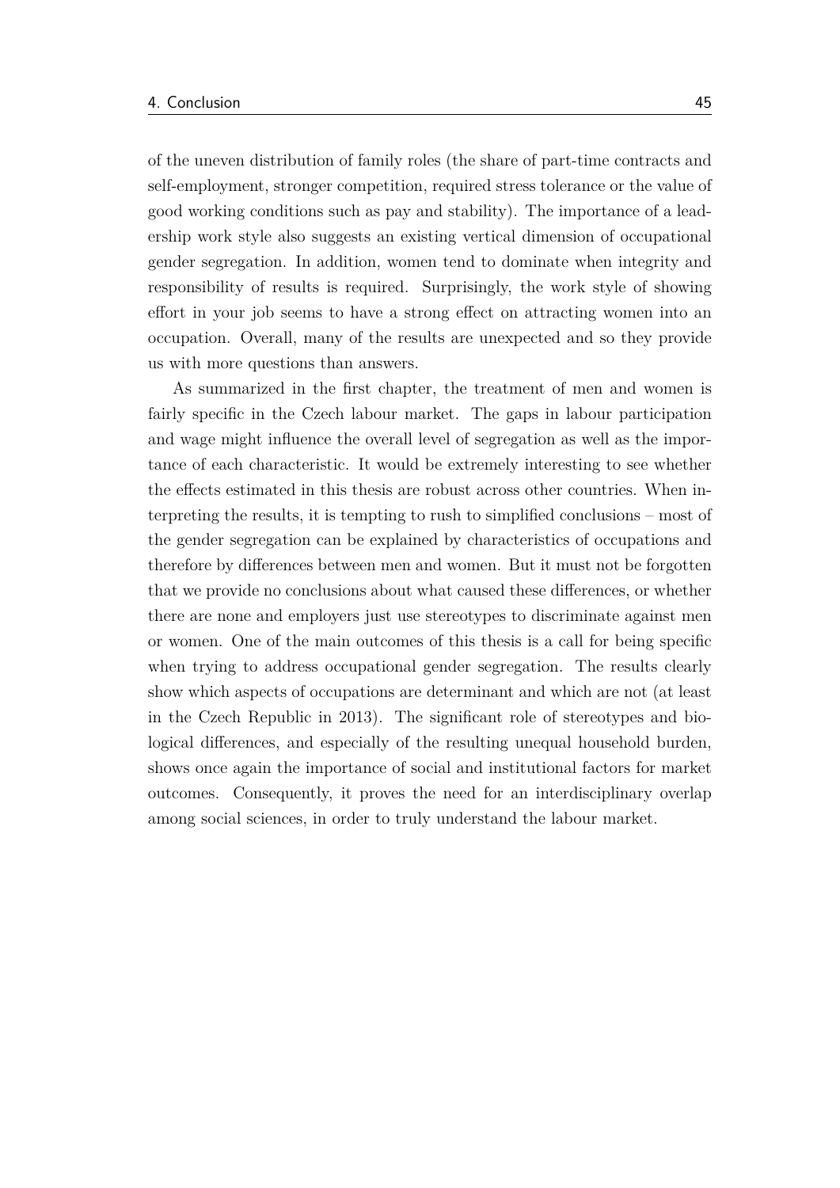of the uneven distribution of family roles (the share of part-time contracts and self-employment, stronger competition, required stress tolerance or the value of good working conditions such as pay and stability). The importance of a leadership work style also suggests an existing vertical dimension of occupational gender segregation. In addition, women tend to dominate when integrity and responsibility of results is required. Surprisingly, the work style of showing effort in your job seems to have a strong effect on attracting women into an occupation. Overall, many of the results are unexpected and so they provide us with more questions than answers.

As summarized in the first chapter, the treatment of men and women is fairly specific in the Czech labour market. The gaps in labour participation and wage might influence the overall level of segregation as well as the importance of each characteristic. It would be extremely interesting to see whether the effects estimated in this thesis are robust across other countries. When interpreting the results, it is tempting to rush to simplified conclusions – most of the gender segregation can be explained by characteristics of occupations and therefore by differences between men and women. But it must not be forgotten that we provide no conclusions about what caused these differences, or whether there are none and employers just use stereotypes to discriminate against men or women. One of the main outcomes of this thesis is a call for being specific when trying to address occupational gender segregation. The results clearly show which aspects of occupations are determinant and which are not (at least in the Czech Republic in 2013). The significant role of stereotypes and biological differences, and especially of the resulting unequal household burden, shows once again the importance of social and institutional factors for market outcomes. Consequently, it proves the need for an interdisciplinary overlap among social sciences, in order to truly understand the labour market.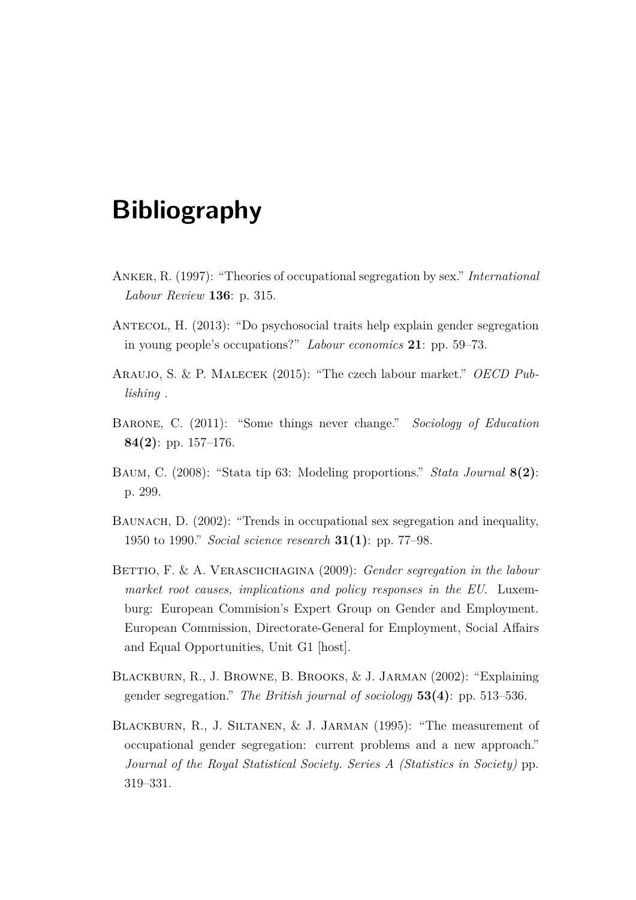# Bibliography

Anker, R. (1997): "Theories of occupational segregation by sex." *International Labour Review* **136**: p. 315.

Antecol, H. (2013): "Do psychosocial traits help explain gender segregation in young people's occupations?" *Labour economics* **21**: pp. 59–73.

Araujo, S. & P. Malecek (2015): "The czech labour market." *OECD Publishing* .

Barone, C. (2011): "Some things never change." *Sociology of Education* **84(2)**: pp. 157–176.

Baum, C. (2008): "Stata tip 63: Modeling proportions." *Stata Journal* **8(2)**: p. 299.

Baunach, D. (2002): "Trends in occupational sex segregation and inequality, 1950 to 1990." *Social science research* **31(1)**: pp. 77–98.

Bettio, F. & A. Veraschchagina (2009): *Gender segregation in the labour market root causes, implications and policy responses in the EU.* Luxemburg: European Commision's Expert Group on Gender and Employment. European Commission, Directorate-General for Employment, Social Affairs and Equal Opportunities, Unit G1 [host].

Blackburn, R., J. Browne, B. Brooks, & J. Jarman (2002): "Explaining gender segregation." *The British journal of sociology* **53(4)**: pp. 513–536.

Blackburn, R., J. Siltanen, & J. Jarman (1995): "The measurement of occupational gender segregation: current problems and a new approach." *Journal of the Royal Statistical Society. Series A (Statistics in Society)* pp. 319–331.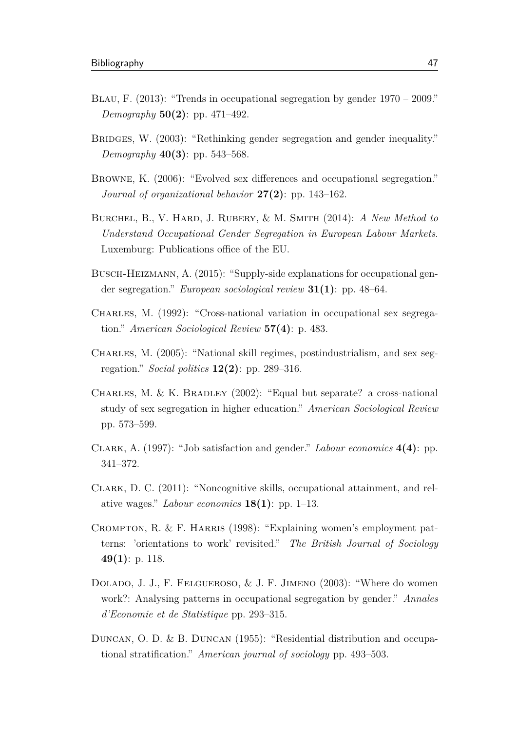Blau, F. (2013): "Trends in occupational segregation by gender 1970 – 2009." *Demography* **50(2)**: pp. 471–492.

Bridges, W. (2003): "Rethinking gender segregation and gender inequality." *Demography* **40(3)**: pp. 543–568.

Browne, K. (2006): "Evolved sex differences and occupational segregation." *Journal of organizational behavior* **27(2)**: pp. 143–162.

Burchel, B., V. Hard, J. Rubery, & M. Smith (2014): *A New Method to Understand Occupational Gender Segregation in European Labour Markets*. Luxemburg: Publications office of the EU.

Busch-Heizmann, A. (2015): "Supply-side explanations for occupational gender segregation." *European sociological review* **31(1)**: pp. 48–64.

Charles, M. (1992): "Cross-national variation in occupational sex segregation." *American Sociological Review* **57(4)**: p. 483.

Charles, M. (2005): "National skill regimes, postindustrialism, and sex segregation." *Social politics* **12(2)**: pp. 289–316.

Charles, M. & K. Bradley (2002): "Equal but separate? a cross-national study of sex segregation in higher education." *American Sociological Review* pp. 573–599.

Clark, A. (1997): "Job satisfaction and gender." *Labour economics* **4(4)**: pp. 341–372.

Clark, D. C. (2011): "Noncognitive skills, occupational attainment, and relative wages." *Labour economics* **18(1)**: pp. 1–13.

Crompton, R. & F. Harris (1998): "Explaining women's employment patterns: 'orientations to work' revisited." *The British Journal of Sociology* **49(1)**: p. 118.

Dolado, J. J., F. Felgueroso, & J. F. Jimeno (2003): "Where do women work?: Analysing patterns in occupational segregation by gender." *Annales d'Economie et de Statistique* pp. 293–315.

Duncan, O. D. & B. Duncan (1955): "Residential distribution and occupational stratification." *American journal of sociology* pp. 493–503.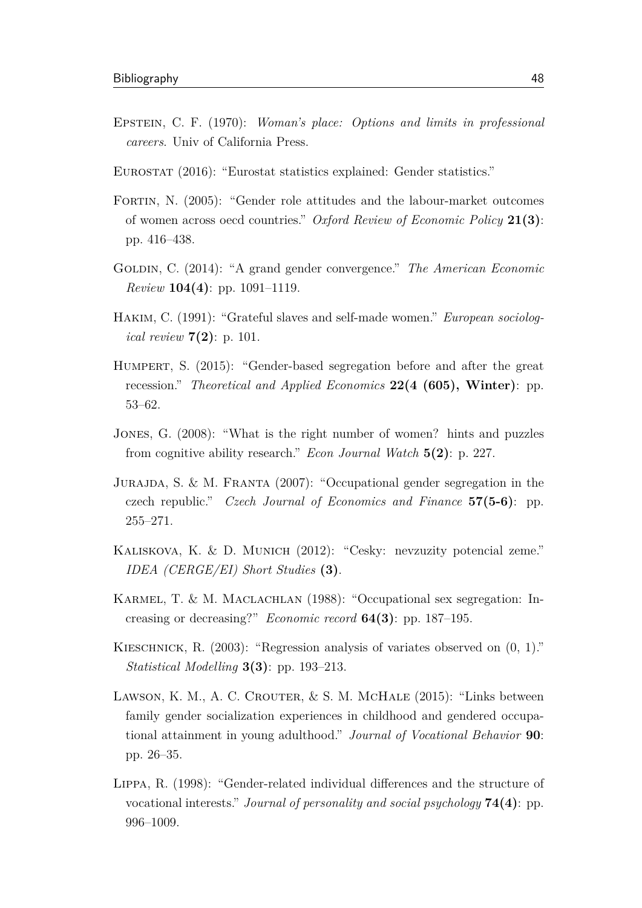Epstein, C. F. (1970): *Woman's place: Options and limits in professional careers*. Univ of California Press.

Eurostat (2016): "Eurostat statistics explained: Gender statistics."

Fortin, N. (2005): "Gender role attitudes and the labour-market outcomes of women across oecd countries." *Oxford Review of Economic Policy* **21(3)**: pp. 416–438.

Goldin, C. (2014): "A grand gender convergence." *The American Economic Review* **104(4)**: pp. 1091–1119.

Hakim, C. (1991): "Grateful slaves and self-made women." *European sociological review* **7(2)**: p. 101.

Humpert, S. (2015): "Gender-based segregation before and after the great recession." *Theoretical and Applied Economics* **22(4 (605), Winter)**: pp. 53–62.

Jones, G. (2008): "What is the right number of women? hints and puzzles from cognitive ability research." *Econ Journal Watch* **5(2)**: p. 227.

Jurajda, S. & M. Franta (2007): "Occupational gender segregation in the czech republic." *Czech Journal of Economics and Finance* **57(5-6)**: pp. 255–271.

Kaliskova, K. & D. Munich (2012): "Cesky: nevzuzity potencial zeme." *IDEA (CERGE/EI) Short Studies* **(3)**.

Karmel, T. & M. Maclachlan (1988): "Occupational sex segregation: Increasing or decreasing?" *Economic record* **64(3)**: pp. 187–195.

Kieschnick, R. (2003): "Regression analysis of variates observed on (0, 1)." *Statistical Modelling* **3(3)**: pp. 193–213.

Lawson, K. M., A. C. Crouter, & S. M. McHale (2015): "Links between family gender socialization experiences in childhood and gendered occupational attainment in young adulthood." *Journal of Vocational Behavior* **90**: pp. 26–35.

Lippa, R. (1998): "Gender-related individual differences and the structure of vocational interests." *Journal of personality and social psychology* **74(4)**: pp. 996–1009.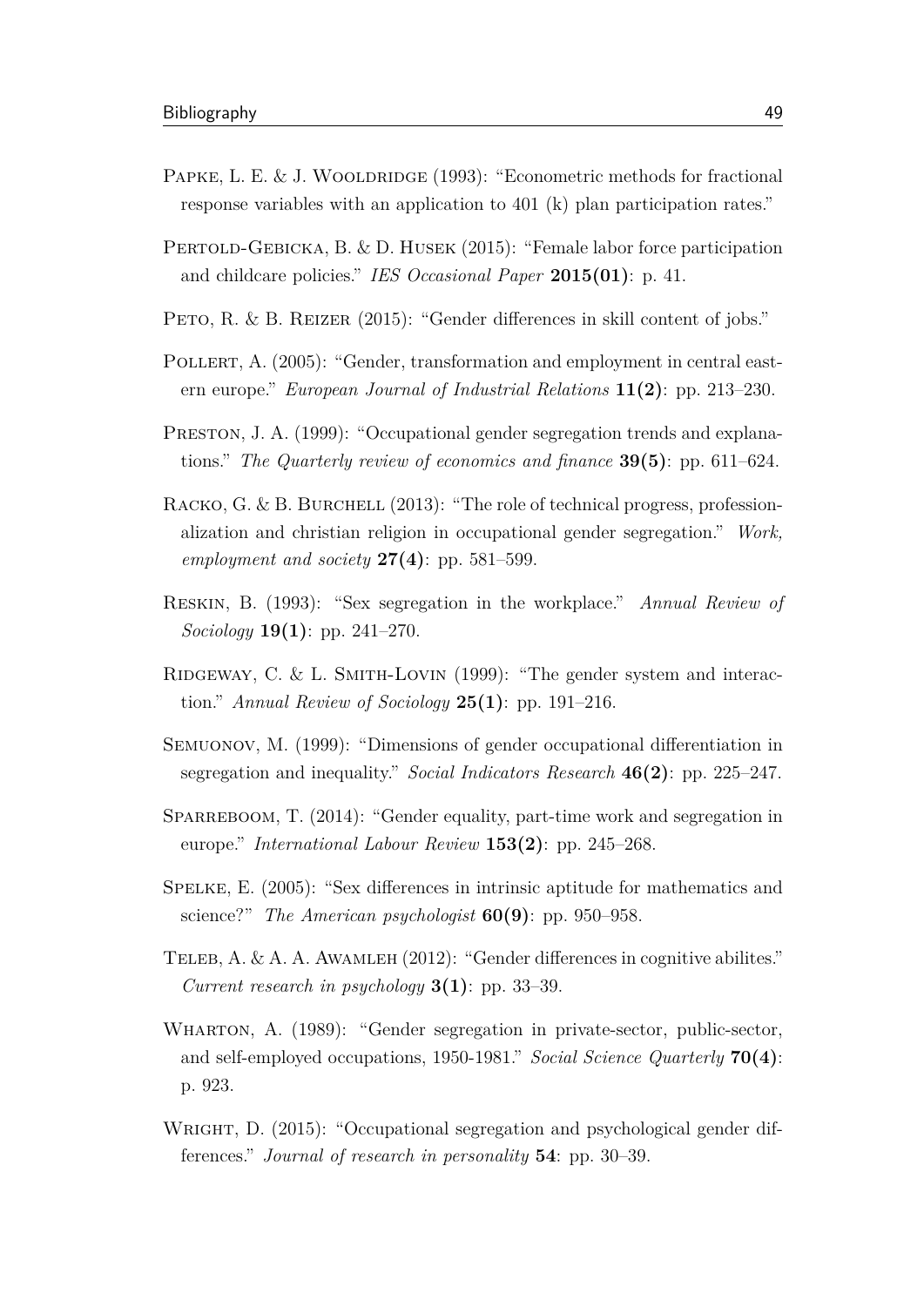Papke, L. E. & J. Wooldridge (1993): "Econometric methods for fractional response variables with an application to 401 (k) plan participation rates."

Pertold-Gebicka, B. & D. Husek (2015): "Female labor force participation and childcare policies." *IES Occasional Paper* **2015(01)**: p. 41.

Peto, R. & B. Reizer (2015): "Gender differences in skill content of jobs."

Pollert, A. (2005): "Gender, transformation and employment in central eastern europe." *European Journal of Industrial Relations* **11(2)**: pp. 213–230.

Preston, J. A. (1999): "Occupational gender segregation trends and explanations." *The Quarterly review of economics and finance* **39(5)**: pp. 611–624.

Racko, G. & B. Burchell (2013): "The role of technical progress, professionalization and christian religion in occupational gender segregation." *Work, employment and society* **27(4)**: pp. 581–599.

Reskin, B. (1993): "Sex segregation in the workplace." *Annual Review of Sociology* **19(1)**: pp. 241–270.

Ridgeway, C. & L. Smith-Lovin (1999): "The gender system and interaction." *Annual Review of Sociology* **25(1)**: pp. 191–216.

Semuonov, M. (1999): "Dimensions of gender occupational differentiation in segregation and inequality." *Social Indicators Research* **46(2)**: pp. 225–247.

Sparreboom, T. (2014): "Gender equality, part-time work and segregation in europe." *International Labour Review* **153(2)**: pp. 245–268.

Spelke, E. (2005): "Sex differences in intrinsic aptitude for mathematics and science?" *The American psychologist* **60(9)**: pp. 950–958.

Teleb, A. & A. A. Awamleh (2012): "Gender differences in cognitive abilites." *Current research in psychology* **3(1)**: pp. 33–39.

Wharton, A. (1989): "Gender segregation in private-sector, public-sector, and self-employed occupations, 1950-1981." *Social Science Quarterly* **70(4)**: p. 923.

Wright, D. (2015): "Occupational segregation and psychological gender differences." *Journal of research in personality* **54**: pp. 30–39.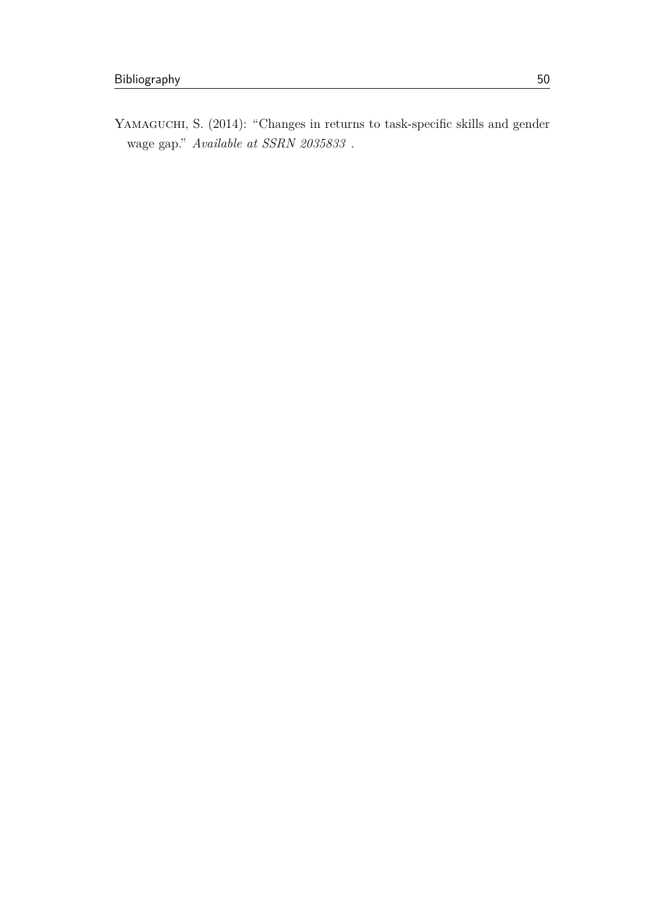Yamaguchi, S. (2014): "Changes in returns to task-specific skills and gender wage gap." *Available at SSRN 2035833* .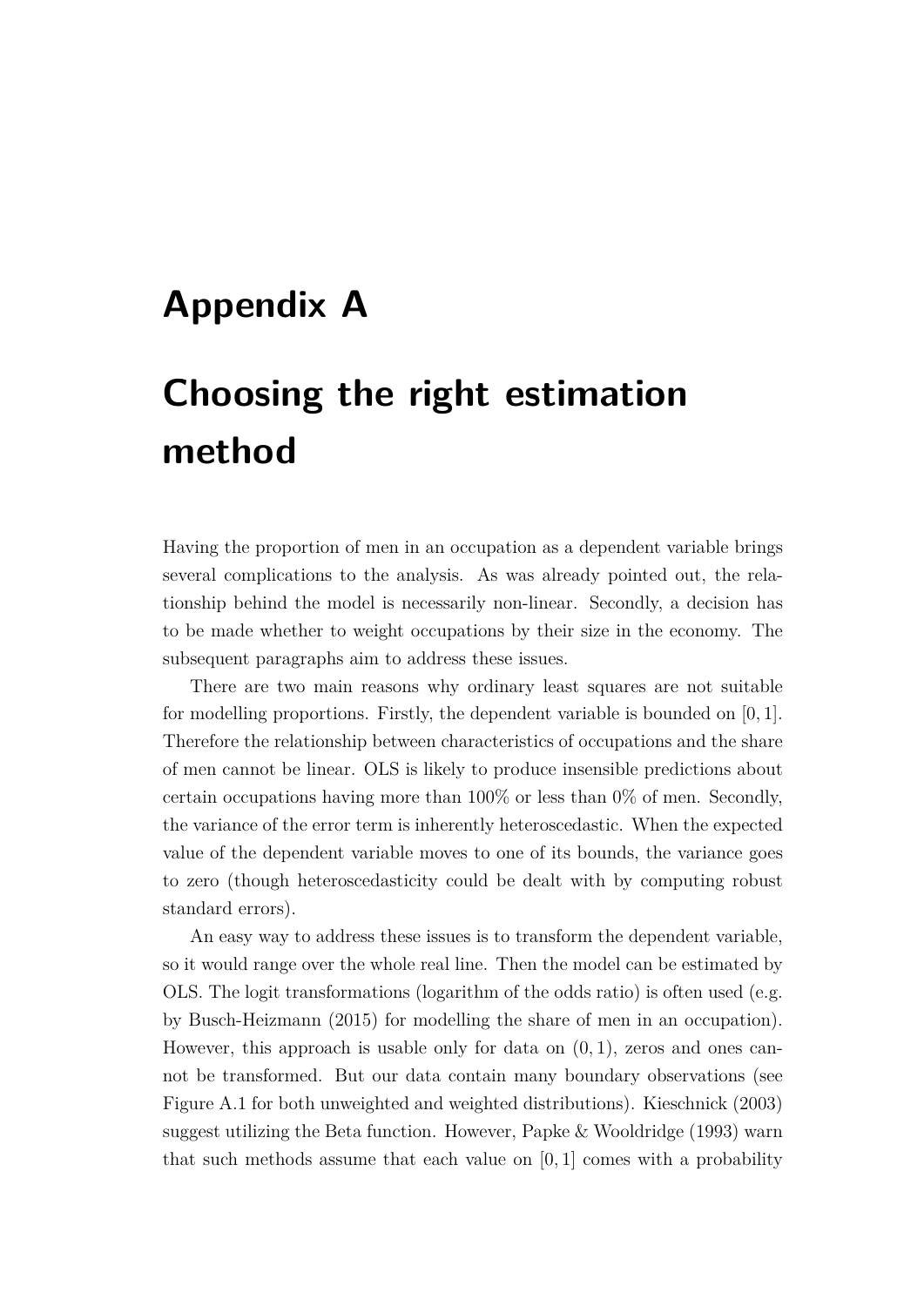# Appendix A

# Choosing the right estimation method

Having the proportion of men in an occupation as a dependent variable brings several complications to the analysis. As was already pointed out, the relationship behind the model is necessarily non-linear. Secondly, a decision has to be made whether to weight occupations by their size in the economy. The subsequent paragraphs aim to address these issues.

There are two main reasons why ordinary least squares are not suitable for modelling proportions. Firstly, the dependent variable is bounded on $[0, 1]$. Therefore the relationship between characteristics of occupations and the share of men cannot be linear. OLS is likely to produce insensible predictions about certain occupations having more than 100% or less than 0% of men. Secondly, the variance of the error term is inherently heteroscedastic. When the expected value of the dependent variable moves to one of its bounds, the variance goes to zero (though heteroscedasticity could be dealt with by computing robust standard errors).

An easy way to address these issues is to transform the dependent variable, so it would range over the whole real line. Then the model can be estimated by OLS. The logit transformations (logarithm of the odds ratio) is often used (e.g. by Busch-Heizmann (2015) for modelling the share of men in an occupation). However, this approach is usable only for data on $(0, 1)$, zeros and ones cannot be transformed. But our data contain many boundary observations (see Figure A.1 for both unweighted and weighted distributions). Kieschnick (2003) suggest utilizing the Beta function. However, Papke & Wooldridge (1993) warn that such methods assume that each value on $[0, 1]$ comes with a probability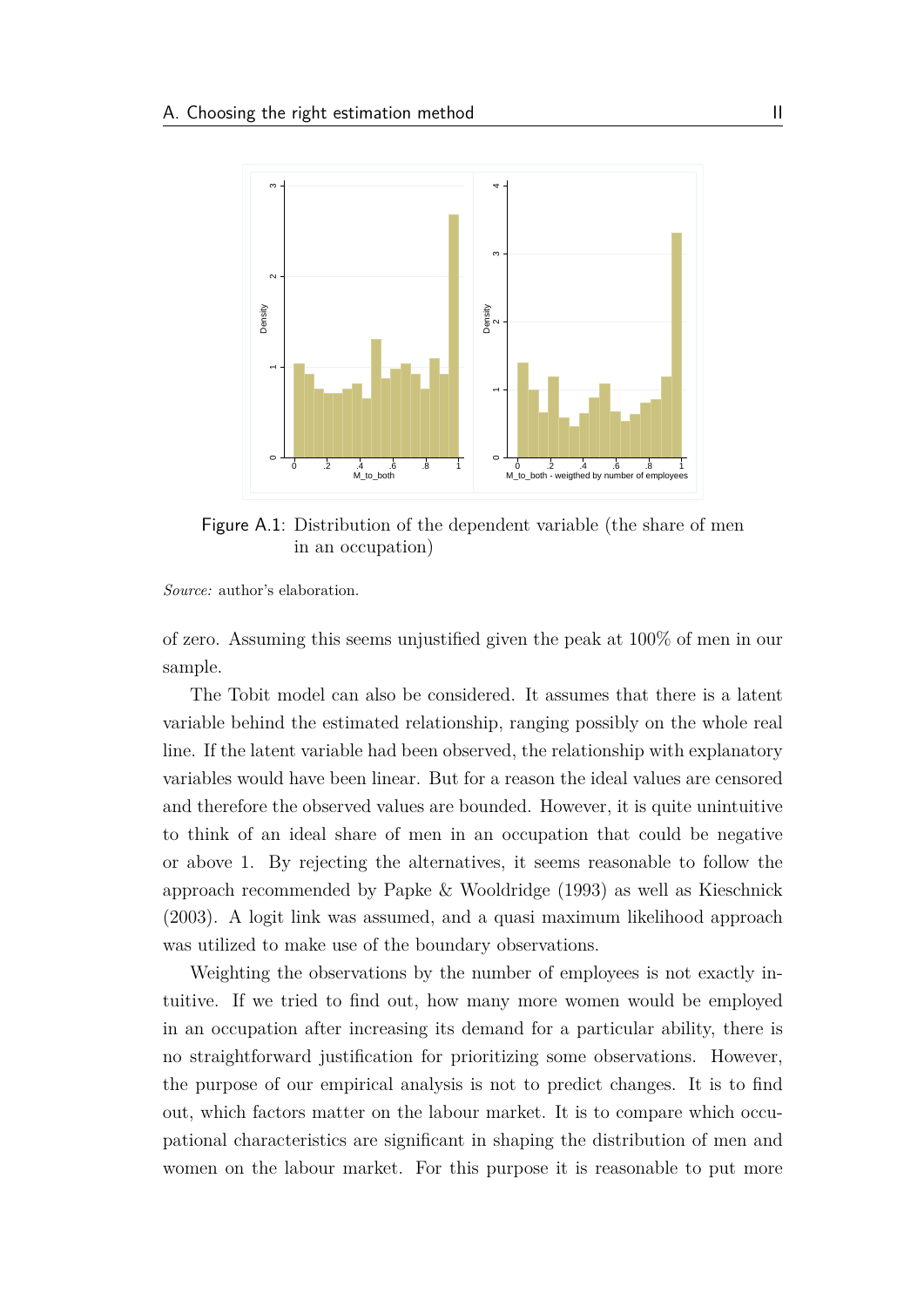Figure A.1: Distribution of the dependent variable (the share of men in an occupation)

*Source:* author's elaboration.

of zero. Assuming this seems unjustified given the peak at 100% of men in our sample.

The Tobit model can also be considered. It assumes that there is a latent variable behind the estimated relationship, ranging possibly on the whole real line. If the latent variable had been observed, the relationship with explanatory variables would have been linear. But for a reason the ideal values are censored and therefore the observed values are bounded. However, it is quite unintuitive to think of an ideal share of men in an occupation that could be negative or above 1. By rejecting the alternatives, it seems reasonable to follow the approach recommended by Papke & Wooldridge (1993) as well as Kieschnick (2003). A logit link was assumed, and a quasi maximum likelihood approach was utilized to make use of the boundary observations.

Weighting the observations by the number of employees is not exactly intuitive. If we tried to find out, how many more women would be employed in an occupation after increasing its demand for a particular ability, there is no straightforward justification for prioritizing some observations. However, the purpose of our empirical analysis is not to predict changes. It is to find out, which factors matter on the labour market. It is to compare which occupational characteristics are significant in shaping the distribution of men and women on the labour market. For this purpose it is reasonable to put more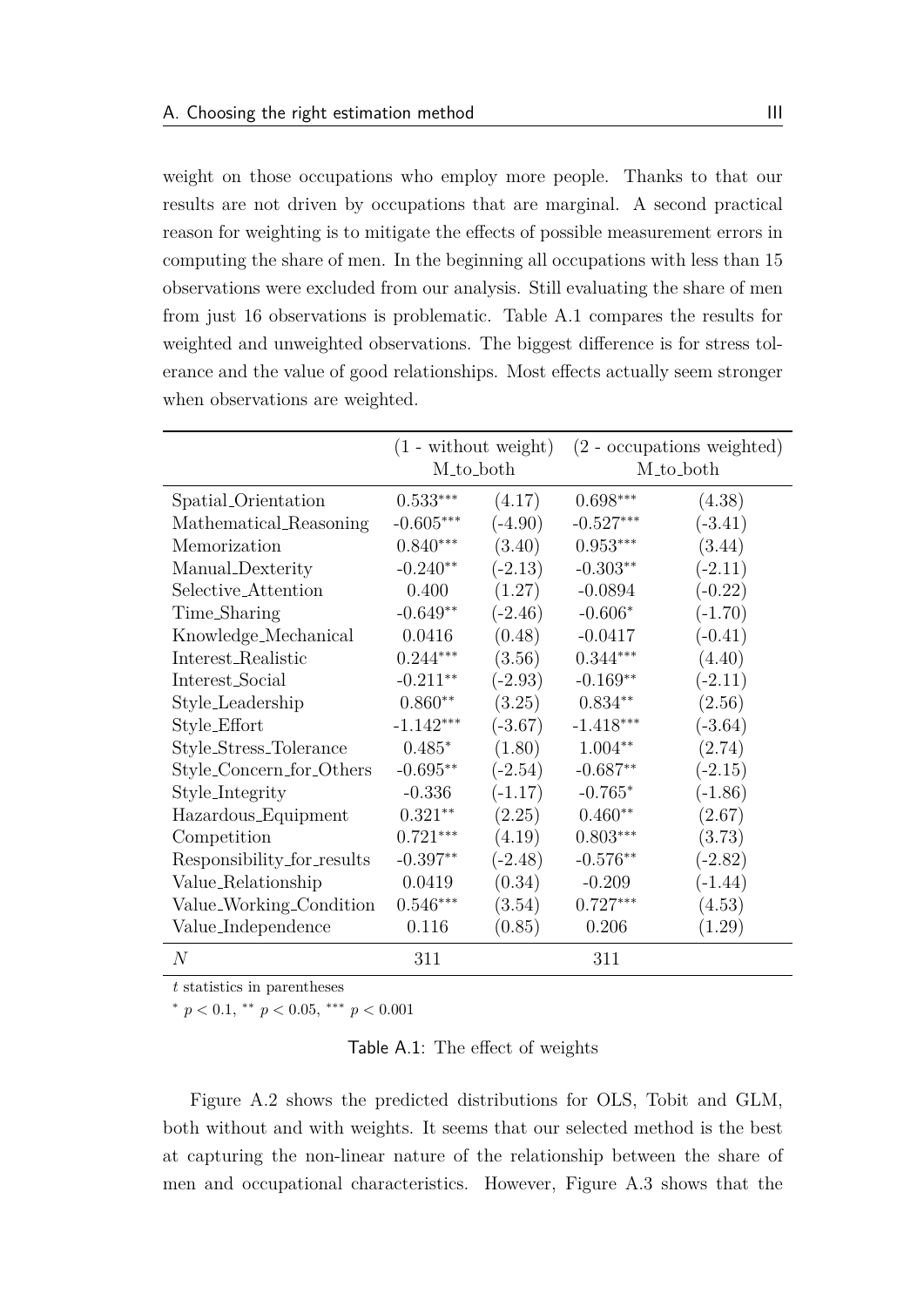weight on those occupations who employ more people. Thanks to that our results are not driven by occupations that are marginal. A second practical reason for weighting is to mitigate the effects of possible measurement errors in computing the share of men. In the beginning all occupations with less than 15 observations were excluded from our analysis. Still evaluating the share of men from just 16 observations is problematic. Table A.1 compares the results for weighted and unweighted observations. The biggest difference is for stress tolerance and the value of good relationships. Most effects actually seem stronger when observations are weighted.

| | (1 - without weight) M_to_both | | (2 - occupations weighted) M_to_both | |
|---|---|---|---|---|
| Spatial_Orientation | $0.533^{***}$ | (4.17) | $0.698^{***}$ | (4.38) |
| Mathematical_Reasoning | $-0.605^{***}$ | (-4.90) | $-0.527^{***}$ | (-3.41) |
| Memorization | $0.840^{***}$ | (3.40) | $0.953^{***}$ | (3.44) |
| Manual_Dexterity | $-0.240^{**}$ | (-2.13) | $-0.303^{**}$ | (-2.11) |
| Selective_Attention | 0.400 | (1.27) | -0.0894 | (-0.22) |
| Time_Sharing | $-0.649^{**}$ | (-2.46) | $-0.606^{*}$ | (-1.70) |
| Knowledge_Mechanical | 0.0416 | (0.48) | -0.0417 | (-0.41) |
| Interest_Realistic | $0.244^{***}$ | (3.56) | $0.344^{***}$ | (4.40) |
| Interest_Social | $-0.211^{**}$ | (-2.93) | $-0.169^{**}$ | (-2.11) |
| Style_Leadership | $0.860^{**}$ | (3.25) | $0.834^{**}$ | (2.56) |
| Style_Effort | $-1.142^{***}$ | (-3.67) | $-1.418^{***}$ | (-3.64) |
| Style_Stress_Tolerance | $0.485^{*}$ | (1.80) | $1.004^{**}$ | (2.74) |
| Style_Concern_for_Others | $-0.695^{**}$ | (-2.54) | $-0.687^{**}$ | (-2.15) |
| Style_Integrity | -0.336 | (-1.17) | $-0.765^{*}$ | (-1.86) |
| Hazardous_Equipment | $0.321^{**}$ | (2.25) | $0.460^{**}$ | (2.67) |
| Competition | $0.721^{***}$ | (4.19) | $0.803^{***}$ | (3.73) |
| Responsibility_for_results | $-0.397^{**}$ | (-2.48) | $-0.576^{**}$ | (-2.82) |
| Value_Relationship | 0.0419 | (0.34) | -0.209 | (-1.44) |
| Value_Working_Condition | $0.546^{***}$ | (3.54) | $0.727^{***}$ | (4.53) |
| Value_Independence | 0.116 | (0.85) | 0.206 | (1.29) |
| $N$ | 311 | | 311 | |

$t$ statistics in parentheses

$^{*}$ $p < 0.1$, $^{**}$ $p < 0.05$, $^{***}$ $p < 0.001$

Table A.1: The effect of weights

Figure A.2 shows the predicted distributions for OLS, Tobit and GLM, both without and with weights. It seems that our selected method is the best at capturing the non-linear nature of the relationship between the share of men and occupational characteristics. However, Figure A.3 shows that the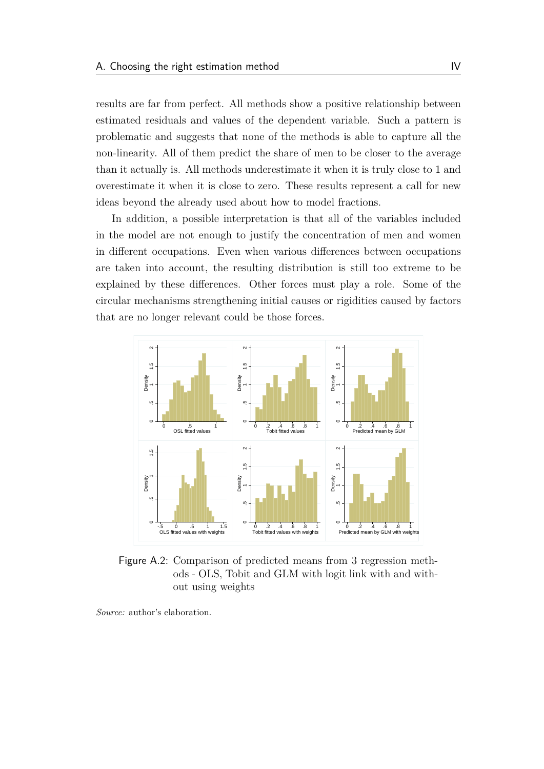results are far from perfect. All methods show a positive relationship between estimated residuals and values of the dependent variable. Such a pattern is problematic and suggests that none of the methods is able to capture all the non-linearity. All of them predict the share of men to be closer to the average than it actually is. All methods underestimate it when it is truly close to 1 and overestimate it when it is close to zero. These results represent a call for new ideas beyond the already used about how to model fractions.

In addition, a possible interpretation is that all of the variables included in the model are not enough to justify the concentration of men and women in different occupations. Even when various differences between occupations are taken into account, the resulting distribution is still too extreme to be explained by these differences. Other forces must play a role. Some of the circular mechanisms strengthening initial causes or rigidities caused by factors that are no longer relevant could be those forces.

Figure A.2: Comparison of predicted means from 3 regression methods - OLS, Tobit and GLM with logit link with and without using weights

*Source:* author's elaboration.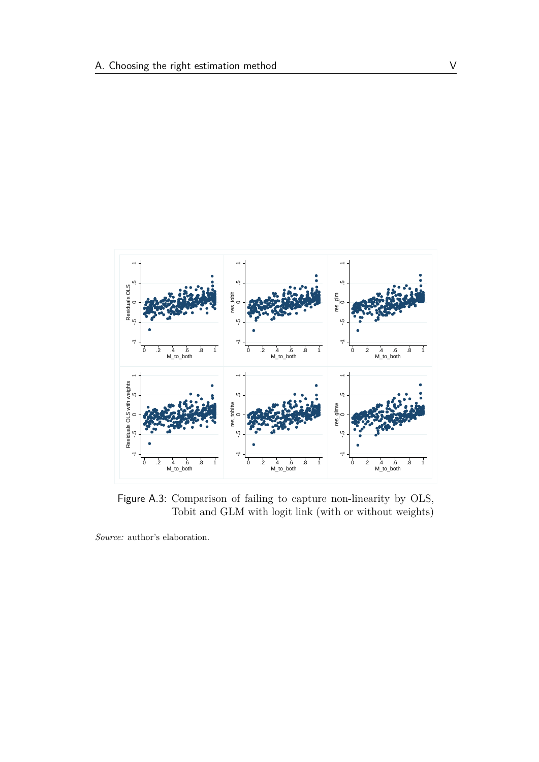Figure A.3: Comparison of failing to capture non-linearity by OLS, Tobit and GLM with logit link (with or without weights)

*Source:* author's elaboration.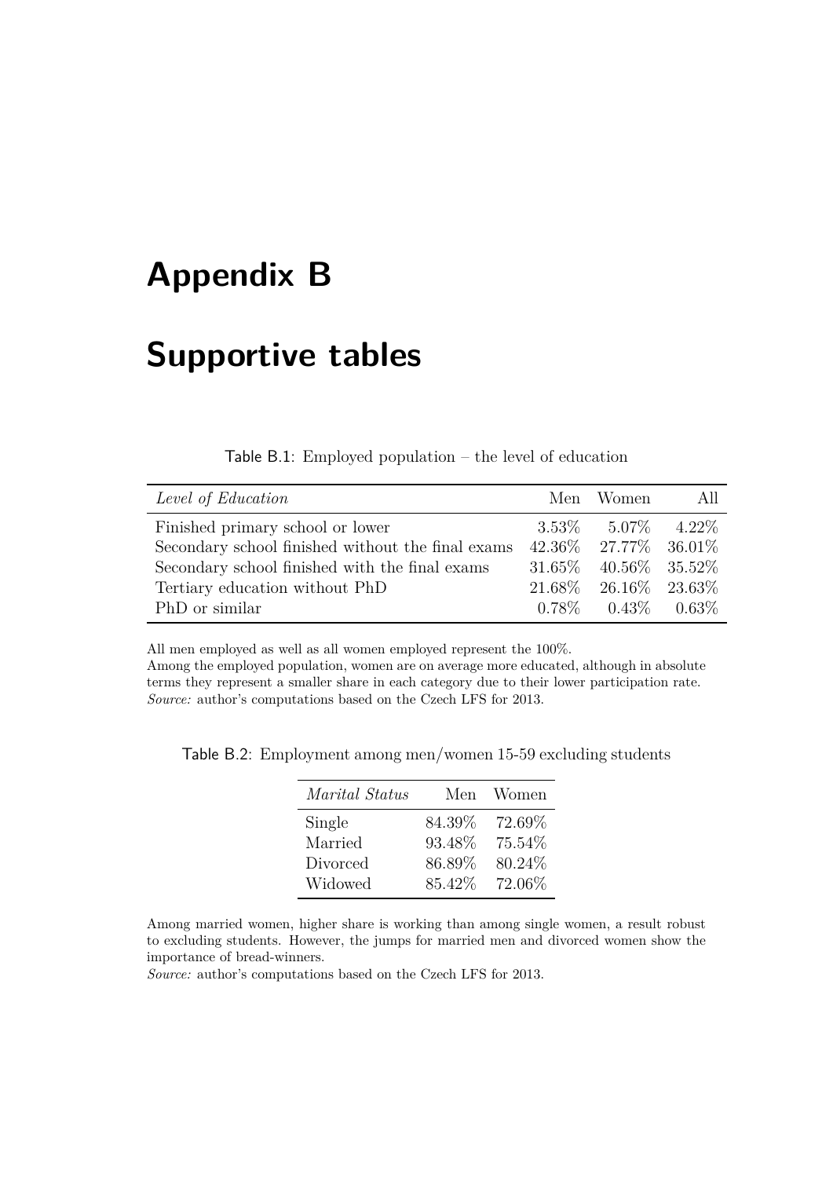# Appendix B

# Supportive tables

Table B.1: Employed population – the level of education

| *Level of Education* | Men | Women | All |
|---|---|---|---|
| Finished primary school or lower | 3.53% | 5.07% | 4.22% |
| Secondary school finished without the final exams | 42.36% | 27.77% | 36.01% |
| Secondary school finished with the final exams | 31.65% | 40.56% | 35.52% |
| Tertiary education without PhD | 21.68% | 26.16% | 23.63% |
| PhD or similar | 0.78% | 0.43% | 0.63% |

All men employed as well as all women employed represent the 100%.
Among the employed population, women are on average more educated, although in absolute terms they represent a smaller share in each category due to their lower participation rate.
*Source:* author's computations based on the Czech LFS for 2013.

Table B.2: Employment among men/women 15-59 excluding students

| *Marital Status* | Men | Women |
|---|---|---|
| Single | 84.39% | 72.69% |
| Married | 93.48% | 75.54% |
| Divorced | 86.89% | 80.24% |
| Widowed | 85.42% | 72.06% |

Among married women, higher share is working than among single women, a result robust to excluding students. However, the jumps for married men and divorced women show the importance of bread-winners.
*Source:* author's computations based on the Czech LFS for 2013.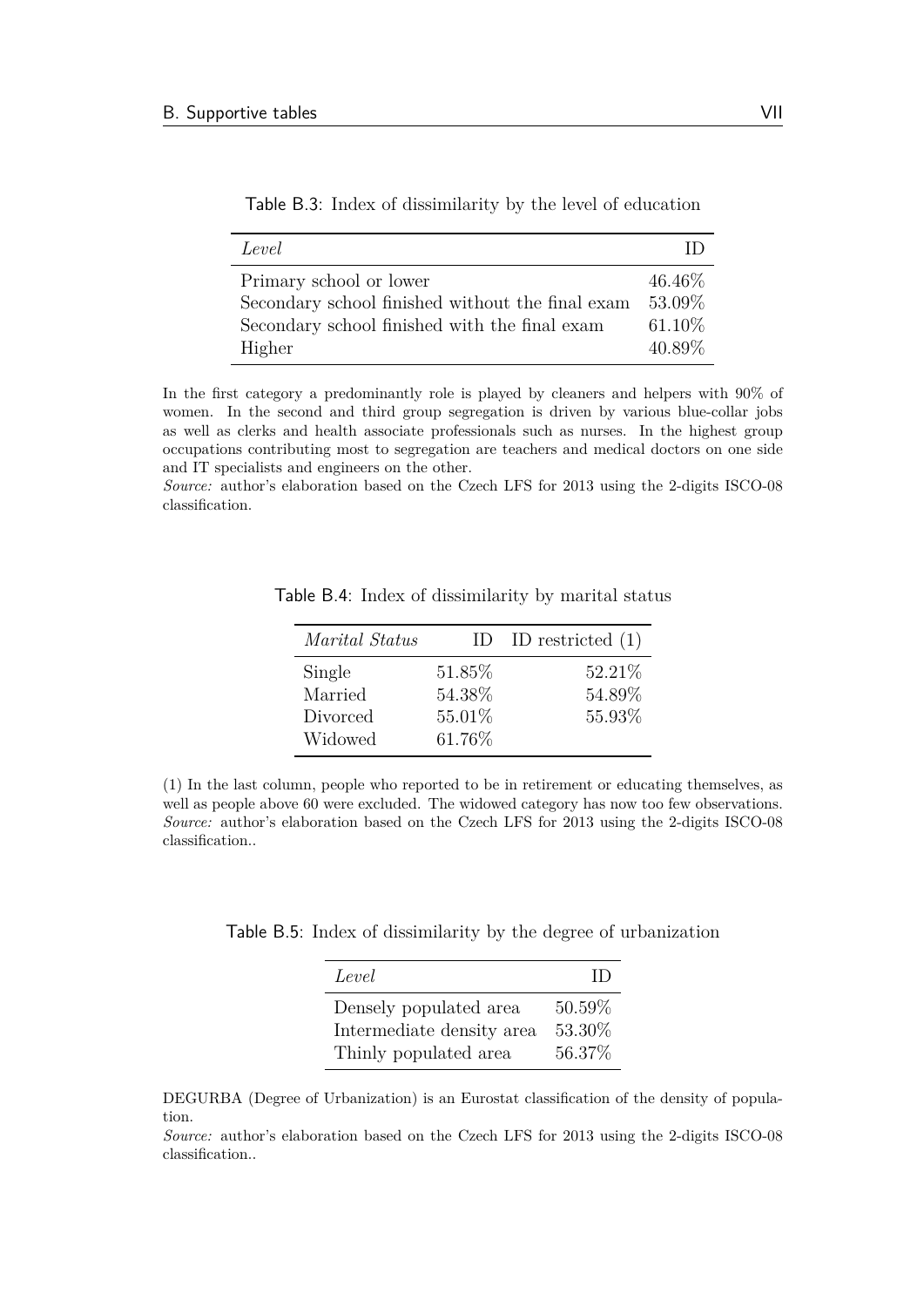Table B.3: Index of dissimilarity by the level of education

| *Level* | ID |
|---|---|
| Primary school or lower | 46.46% |
| Secondary school finished without the final exam | 53.09% |
| Secondary school finished with the final exam | 61.10% |
| Higher | 40.89% |

In the first category a predominantly role is played by cleaners and helpers with 90% of women. In the second and third group segregation is driven by various blue-collar jobs as well as clerks and health associate professionals such as nurses. In the highest group occupations contributing most to segregation are teachers and medical doctors on one side and IT specialists and engineers on the other.
*Source:* author's elaboration based on the Czech LFS for 2013 using the 2-digits ISCO-08 classification.

Table B.4: Index of dissimilarity by marital status

| *Marital Status* | ID | ID restricted (1) |
|---|---|---|
| Single | 51.85% | 52.21% |
| Married | 54.38% | 54.89% |
| Divorced | 55.01% | 55.93% |
| Widowed | 61.76% | |

(1) In the last column, people who reported to be in retirement or educating themselves, as well as people above 60 were excluded. The widowed category has now too few observations.
*Source:* author's elaboration based on the Czech LFS for 2013 using the 2-digits ISCO-08 classification..

Table B.5: Index of dissimilarity by the degree of urbanization

| *Level* | ID |
|---|---|
| Densely populated area | 50.59% |
| Intermediate density area | 53.30% |
| Thinly populated area | 56.37% |

DEGURBA (Degree of Urbanization) is an Eurostat classification of the density of population.
*Source:* author's elaboration based on the Czech LFS for 2013 using the 2-digits ISCO-08 classification..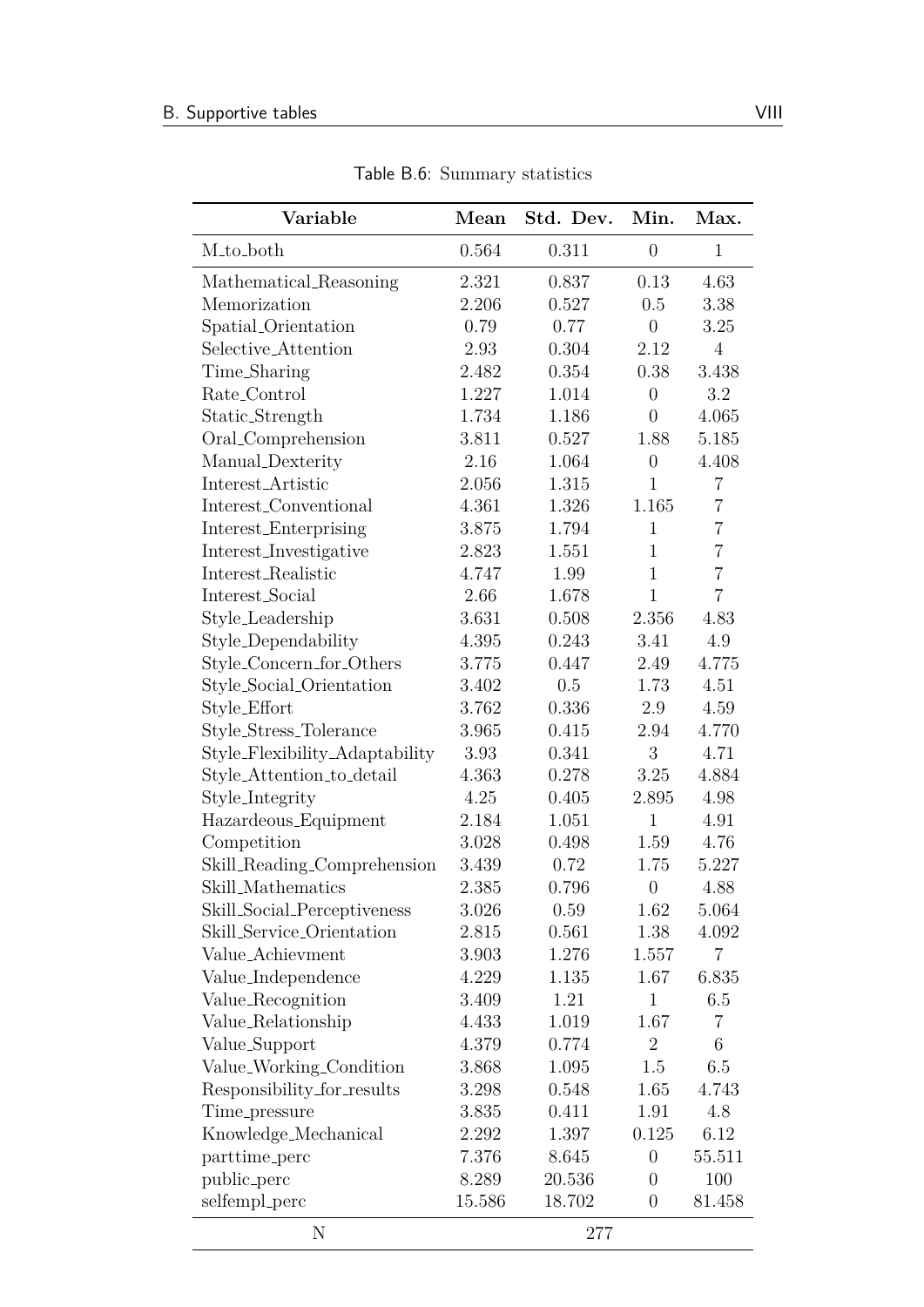Table B.6: Summary statistics

| Variable | Mean | Std. Dev. | Min. | Max. |
|---|---|---|---|---|
| M_to_both | 0.564 | 0.311 | 0 | 1 |
| Mathematical_Reasoning | 2.321 | 0.837 | 0.13 | 4.63 |
| Memorization | 2.206 | 0.527 | 0.5 | 3.38 |
| Spatial_Orientation | 0.79 | 0.77 | 0 | 3.25 |
| Selective_Attention | 2.93 | 0.304 | 2.12 | 4 |
| Time_Sharing | 2.482 | 0.354 | 0.38 | 3.438 |
| Rate_Control | 1.227 | 1.014 | 0 | 3.2 |
| Static_Strength | 1.734 | 1.186 | 0 | 4.065 |
| Oral_Comprehension | 3.811 | 0.527 | 1.88 | 5.185 |
| Manual_Dexterity | 2.16 | 1.064 | 0 | 4.408 |
| Interest_Artistic | 2.056 | 1.315 | 1 | 7 |
| Interest_Conventional | 4.361 | 1.326 | 1.165 | 7 |
| Interest_Enterprising | 3.875 | 1.794 | 1 | 7 |
| Interest_Investigative | 2.823 | 1.551 | 1 | 7 |
| Interest_Realistic | 4.747 | 1.99 | 1 | 7 |
| Interest_Social | 2.66 | 1.678 | 1 | 7 |
| Style_Leadership | 3.631 | 0.508 | 2.356 | 4.83 |
| Style_Dependability | 4.395 | 0.243 | 3.41 | 4.9 |
| Style_Concern_for_Others | 3.775 | 0.447 | 2.49 | 4.775 |
| Style_Social_Orientation | 3.402 | 0.5 | 1.73 | 4.51 |
| Style_Effort | 3.762 | 0.336 | 2.9 | 4.59 |
| Style_Stress_Tolerance | 3.965 | 0.415 | 2.94 | 4.770 |
| Style_Flexibility_Adaptability | 3.93 | 0.341 | 3 | 4.71 |
| Style_Attention_to_detail | 4.363 | 0.278 | 3.25 | 4.884 |
| Style_Integrity | 4.25 | 0.405 | 2.895 | 4.98 |
| Hazardeous_Equipment | 2.184 | 1.051 | 1 | 4.91 |
| Competition | 3.028 | 0.498 | 1.59 | 4.76 |
| Skill_Reading_Comprehension | 3.439 | 0.72 | 1.75 | 5.227 |
| Skill_Mathematics | 2.385 | 0.796 | 0 | 4.88 |
| Skill_Social_Perceptiveness | 3.026 | 0.59 | 1.62 | 5.064 |
| Skill_Service_Orientation | 2.815 | 0.561 | 1.38 | 4.092 |
| Value_Achievment | 3.903 | 1.276 | 1.557 | 7 |
| Value_Independence | 4.229 | 1.135 | 1.67 | 6.835 |
| Value_Recognition | 3.409 | 1.21 | 1 | 6.5 |
| Value_Relationship | 4.433 | 1.019 | 1.67 | 7 |
| Value_Support | 4.379 | 0.774 | 2 | 6 |
| Value_Working_Condition | 3.868 | 1.095 | 1.5 | 6.5 |
| Responsibility_for_results | 3.298 | 0.548 | 1.65 | 4.743 |
| Time_pressure | 3.835 | 0.411 | 1.91 | 4.8 |
| Knowledge_Mechanical | 2.292 | 1.397 | 0.125 | 6.12 |
| parttime_perc | 7.376 | 8.645 | 0 | 55.511 |
| public_perc | 8.289 | 20.536 | 0 | 100 |
| selfempl_perc | 15.586 | 18.702 | 0 | 81.458 |
| N | | 277 | | |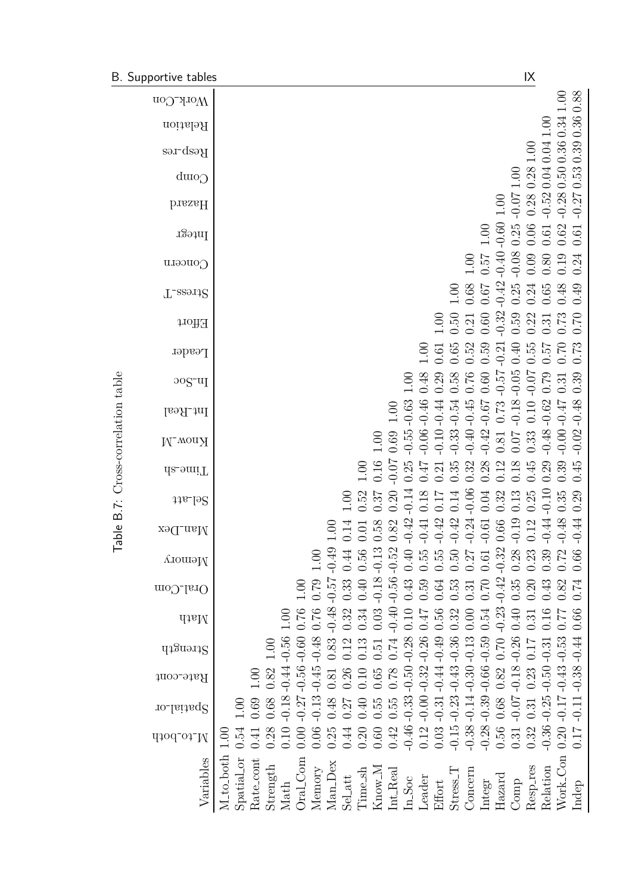Table B.7: Cross-correlation table

| Variables | M-to-both | Spatial-or | Rate-cont | Strength | Math | Oral-Com | Memory | Man-Dex | Sel-att | Time-sh | Know-M | Int-Real | In-Soc | Leader | Effort | Stress-T | Concern | Integr | Hazard | Comp | Resp-res | Relation | Work-Con |
|---|---|---|---|---|---|---|---|---|---|---|---|---|---|---|---|---|---|---|---|---|---|---|---|
| M_to_both | 1.00 | | | | | | | | | | | | | | | | | | | | | | |
| Spatial_or | 0.54 | 1.00 | | | | | | | | | | | | | | | | | | | | | |
| Rate_cont | 0.41 | 0.69 | 1.00 | | | | | | | | | | | | | | | | | | | | |
| Strength | 0.28 | 0.68 | 0.82 | 1.00 | | | | | | | | | | | | | | | | | | | |
| Math | 0.10 | -0.18 | -0.44 | -0.56 | 1.00 | | | | | | | | | | | | | | | | | | |
| Oral_Com | 0.00 | -0.27 | -0.56 | -0.60 | 0.76 | 1.00 | | | | | | | | | | | | | | | | | |
| Memory | 0.06 | -0.13 | -0.45 | -0.48 | 0.76 | 0.79 | 1.00 | | | | | | | | | | | | | | | | |
| Man_Dex | 0.25 | 0.48 | 0.81 | 0.83 | -0.48 | -0.57 | -0.49 | 1.00 | | | | | | | | | | | | | | | |
| Sel_att | 0.44 | 0.27 | 0.26 | 0.12 | 0.32 | 0.33 | 0.44 | 0.14 | 1.00 | | | | | | | | | | | | | | |
| Time_sh | 0.20 | 0.40 | 0.10 | 0.13 | 0.34 | 0.40 | 0.56 | 0.01 | 0.52 | 1.00 | | | | | | | | | | | | | |
| Know_M | 0.60 | 0.55 | 0.65 | 0.51 | 0.03 | -0.18 | -0.13 | 0.58 | 0.37 | 0.16 | 1.00 | | | | | | | | | | | | |
| Int_Real | 0.42 | 0.55 | 0.78 | 0.74 | -0.40 | -0.56 | -0.52 | 0.82 | 0.20 | -0.07 | 0.69 | 1.00 | | | | | | | | | | | |
| In_Soc | -0.46 | -0.33 | -0.50 | -0.28 | 0.10 | 0.43 | 0.40 | -0.42 | -0.14 | 0.25 | -0.55 | -0.63 | 1.00 | | | | | | | | | | |
| Leader | 0.12 | -0.00 | -0.32 | -0.26 | 0.47 | 0.59 | 0.55 | -0.41 | 0.18 | 0.47 | -0.06 | -0.46 | 0.48 | 1.00 | | | | | | | | | |
| Effort | 0.03 | -0.31 | -0.44 | -0.49 | 0.56 | 0.64 | 0.55 | -0.42 | 0.17 | 0.21 | -0.10 | -0.44 | 0.29 | 0.61 | 1.00 | | | | | | | | |
| Stress_T | -0.15 | -0.23 | -0.43 | -0.36 | 0.32 | 0.53 | 0.50 | -0.42 | 0.14 | 0.35 | -0.33 | -0.54 | 0.58 | 0.65 | 0.50 | 1.00 | | | | | | | |
| Concern | -0.38 | -0.14 | -0.30 | -0.13 | 0.00 | 0.31 | 0.27 | -0.24 | -0.06 | 0.32 | -0.40 | -0.45 | 0.76 | 0.52 | 0.21 | 0.68 | 1.00 | | | | | | |
| Integr | -0.28 | -0.39 | -0.66 | -0.59 | 0.54 | 0.70 | 0.61 | -0.61 | 0.04 | 0.28 | -0.42 | -0.67 | 0.60 | 0.59 | 0.60 | 0.67 | 0.57 | 1.00 | | | | | |
| Hazard | 0.56 | 0.68 | 0.82 | 0.70 | -0.23 | -0.42 | -0.32 | 0.66 | 0.32 | 0.12 | 0.81 | 0.73 | -0.57 | -0.21 | -0.32 | -0.42 | -0.40 | -0.60 | 1.00 | | | | |
| Comp | 0.31 | -0.07 | -0.18 | -0.26 | 0.40 | 0.35 | 0.28 | -0.19 | 0.13 | 0.18 | 0.07 | -0.18 | -0.05 | 0.40 | 0.59 | 0.25 | -0.08 | 0.25 | -0.07 | 1.00 | | | |
| Resp_res | 0.32 | 0.31 | 0.23 | 0.17 | 0.31 | 0.20 | 0.23 | 0.12 | 0.25 | 0.45 | 0.33 | 0.10 | -0.07 | 0.55 | 0.22 | 0.24 | 0.09 | 0.06 | 0.28 | 0.28 | 1.00 | | |
| Relation | -0.36 | -0.25 | -0.50 | -0.31 | 0.16 | 0.43 | 0.39 | -0.44 | -0.10 | 0.29 | -0.48 | -0.62 | 0.79 | 0.57 | 0.31 | 0.65 | 0.80 | 0.61 | -0.52 | 0.04 | 0.04 | 1.00 | |
| Work_Con | 0.20 | -0.17 | -0.43 | -0.53 | 0.77 | 0.82 | 0.72 | -0.48 | 0.35 | 0.39 | -0.00 | -0.47 | 0.31 | 0.70 | 0.73 | 0.48 | 0.19 | 0.62 | -0.28 | 0.50 | 0.36 | 0.34 | 1.00 |
| Indep | 0.17 | -0.11 | -0.38 | -0.44 | 0.66 | 0.74 | 0.66 | -0.44 | 0.29 | 0.45 | -0.02 | -0.48 | 0.39 | 0.73 | 0.70 | 0.49 | 0.24 | 0.61 | -0.27 | 0.53 | 0.39 | 0.36 | 0.88 |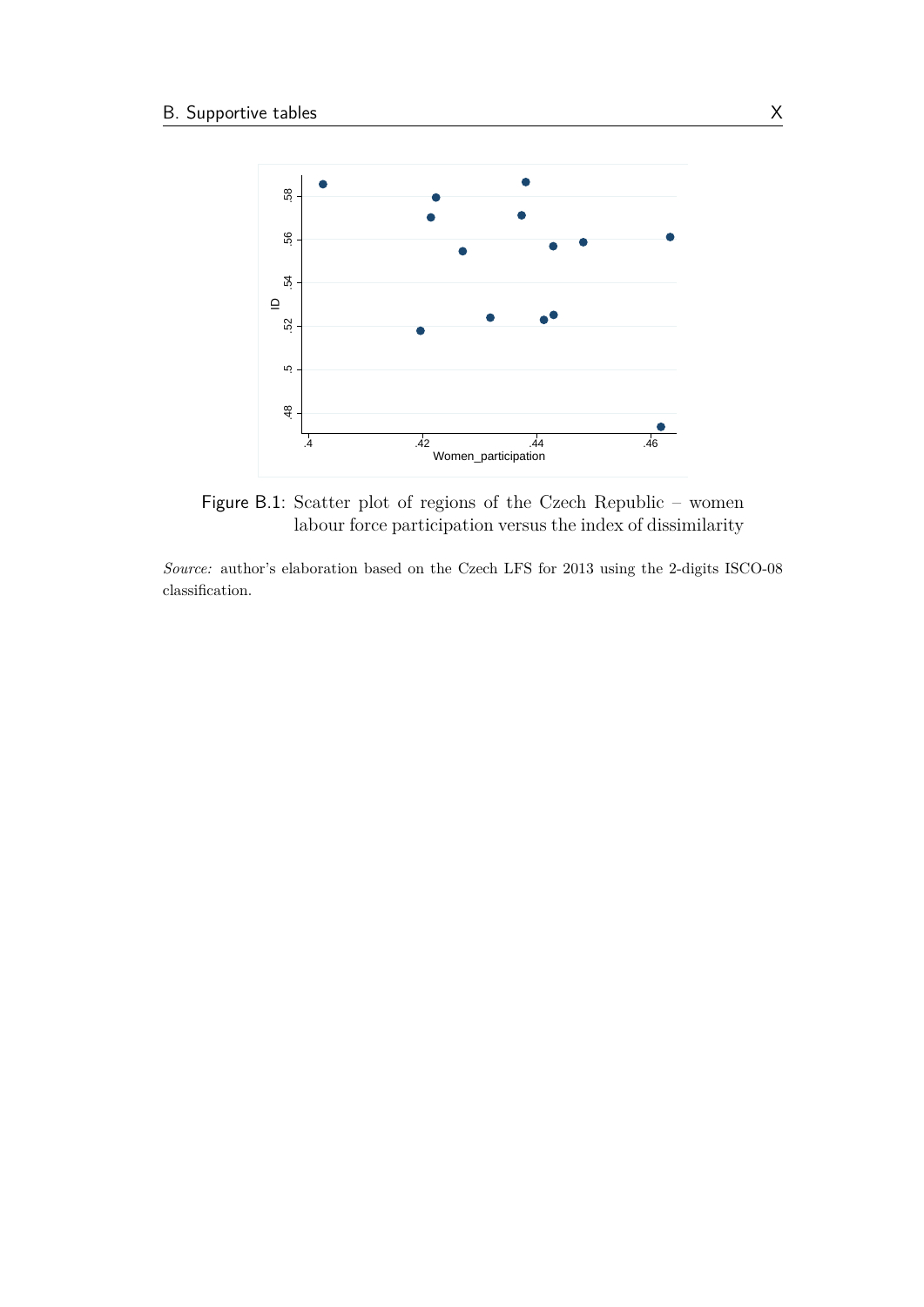ID

.58

.56

.54

.52

.5

.48

.4

.42

.44

.46

Women_participation

Figure B.1: Scatter plot of regions of the Czech Republic – women labour force participation versus the index of dissimilarity

*Source:* author's elaboration based on the Czech LFS for 2013 using the 2-digits ISCO-08 classification.